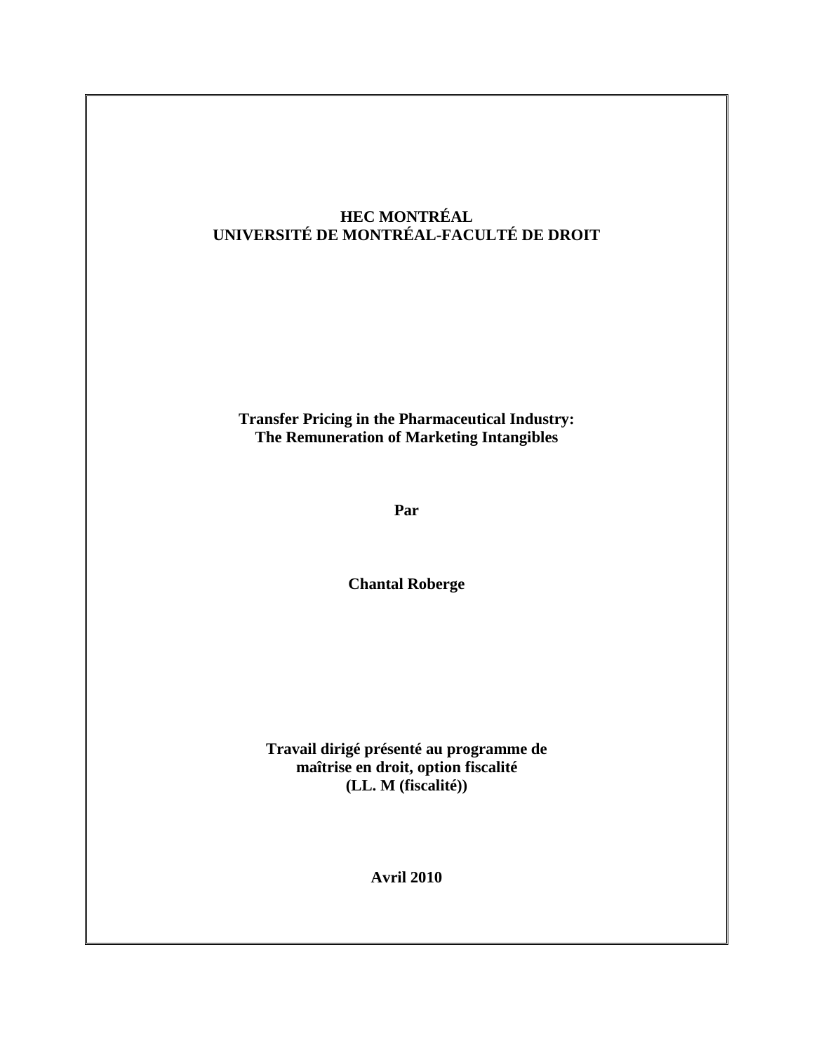**HEC MONTRÉAL**
**UNIVERSITÉ DE MONTRÉAL-FACULTÉ DE DROIT**

# Transfer Pricing in the Pharmaceutical Industry: The Remuneration of Marketing Intangibles

**Par**

**Chantal Roberge**

**Travail dirigé présenté au programme de maîtrise en droit, option fiscalité (LL. M (fiscalité))**

**Avril 2010**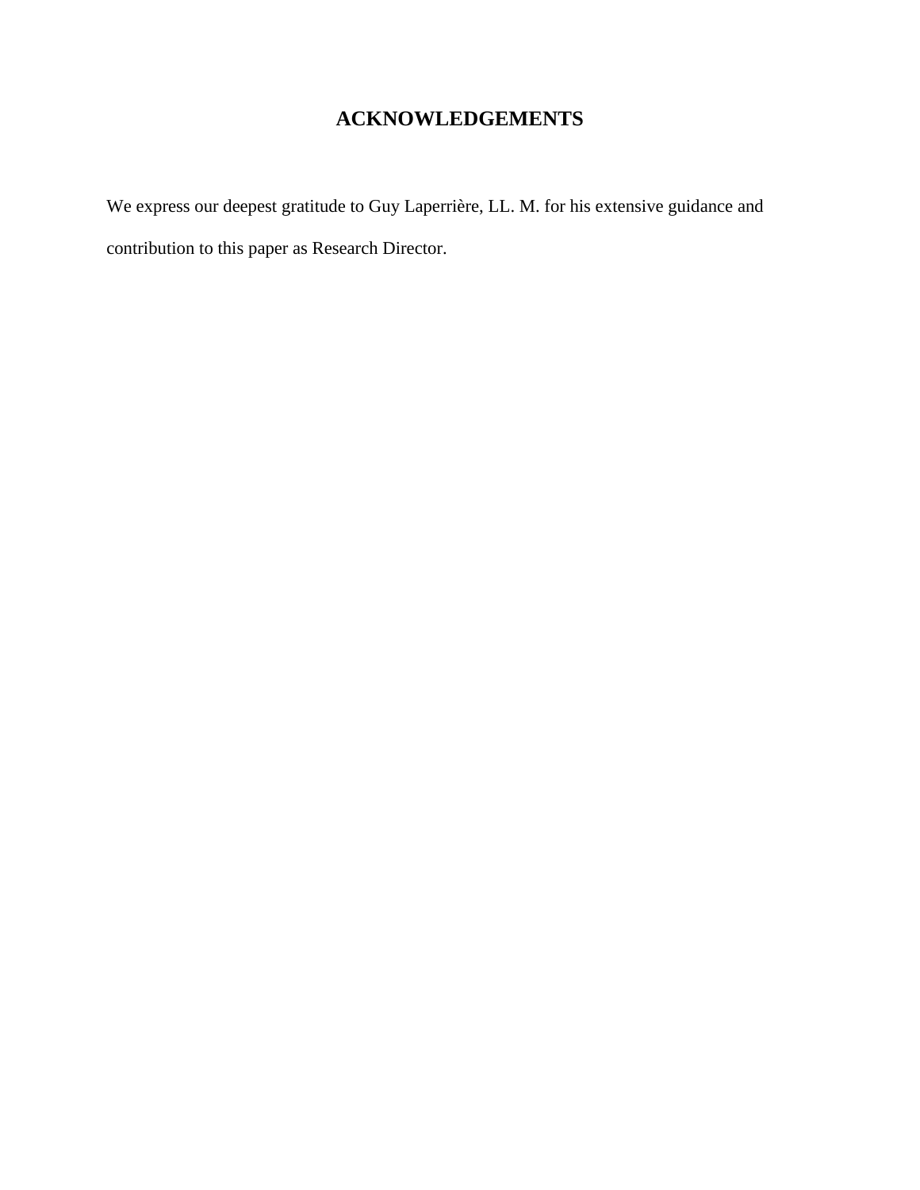# ACKNOWLEDGEMENTS

We express our deepest gratitude to Guy Laperrière, LL. M. for his extensive guidance and contribution to this paper as Research Director.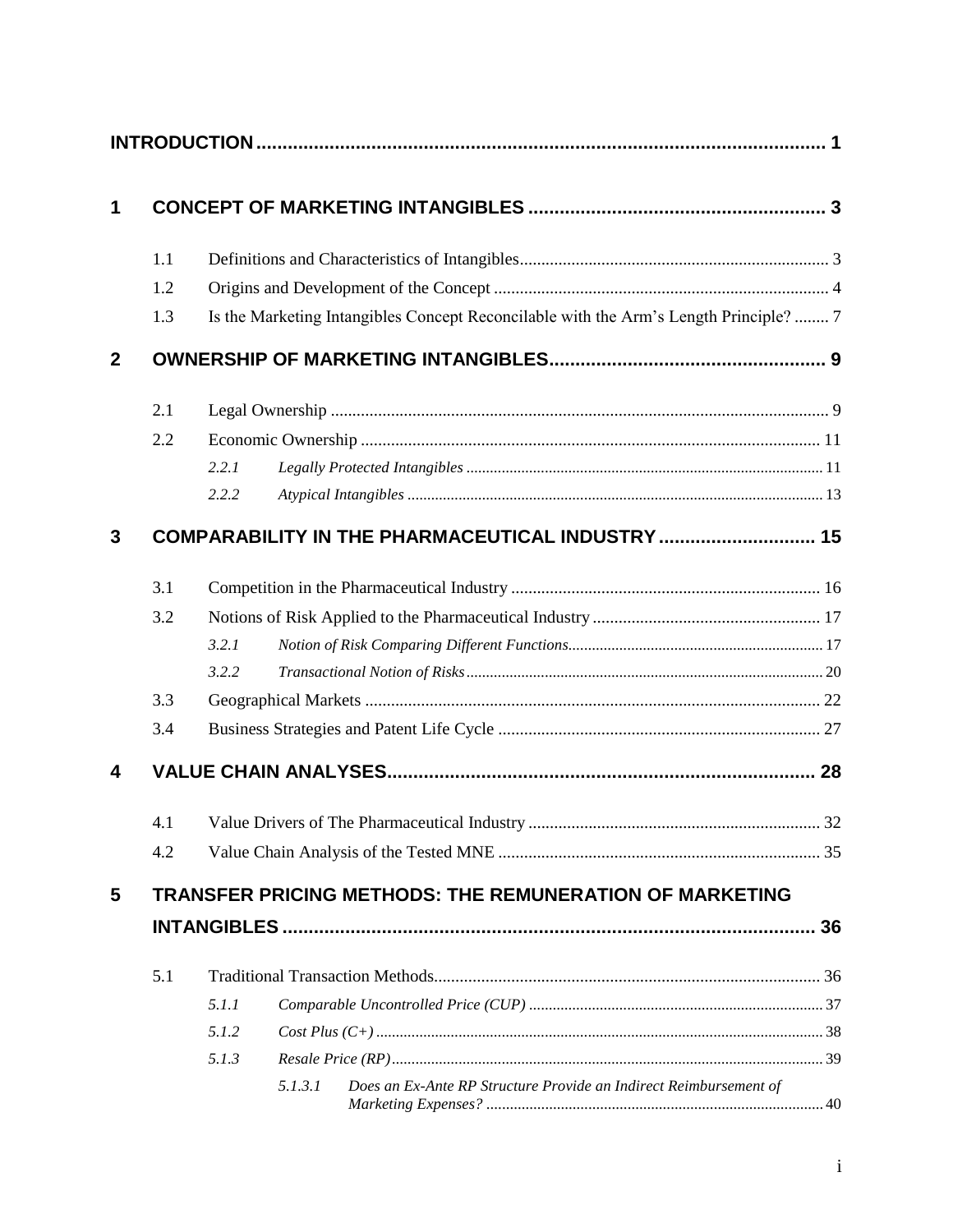**INTRODUCTION** ..................................................................................................... 1

**1 CONCEPT OF MARKETING INTANGIBLES** ........................................................ 3

1.1 Definitions and Characteristics of Intangibles........................................................................ 3

1.2 Origins and Development of the Concept .............................................................................. 4

1.3 Is the Marketing Intangibles Concept Reconcilable with the Arm's Length Principle? ........ 7

**2 OWNERSHIP OF MARKETING INTANGIBLES**..................................................... 9

2.1 Legal Ownership .................................................................................................................... 9

2.2 Economic Ownership ........................................................................................................... 11

*2.2.1 Legally Protected Intangibles* .......................................................................................... 11

*2.2.2 Atypical Intangibles* ........................................................................................................ 13

**3 COMPARABILITY IN THE PHARMACEUTICAL INDUSTRY** .............................. 15

3.1 Competition in the Pharmaceutical Industry ........................................................................ 16

3.2 Notions of Risk Applied to the Pharmaceutical Industry ..................................................... 17

*3.2.1 Notion of Risk Comparing Different Functions*................................................................ 17

*3.2.2 Transactional Notion of Risks* .......................................................................................... 20

3.3 Geographical Markets .......................................................................................................... 22

3.4 Business Strategies and Patent Life Cycle ........................................................................... 27

**4 VALUE CHAIN ANALYSES**.................................................................................. 28

4.1 Value Drivers of The Pharmaceutical Industry .................................................................... 32

4.2 Value Chain Analysis of the Tested MNE ........................................................................... 35

**5 TRANSFER PRICING METHODS: THE REMUNERATION OF MARKETING INTANGIBLES** ....................................................................................................... 36

5.1 Traditional Transaction Methods.......................................................................................... 36

*5.1.1 Comparable Uncontrolled Price (CUP)* ........................................................................... 37

*5.1.2 Cost Plus (C+)* ................................................................................................................. 38

*5.1.3 Resale Price (RP)*............................................................................................................. 39

*5.1.3.1 Does an Ex-Ante RP Structure Provide an Indirect Reimbursement of Marketing Expenses?* ..................................................................................... 40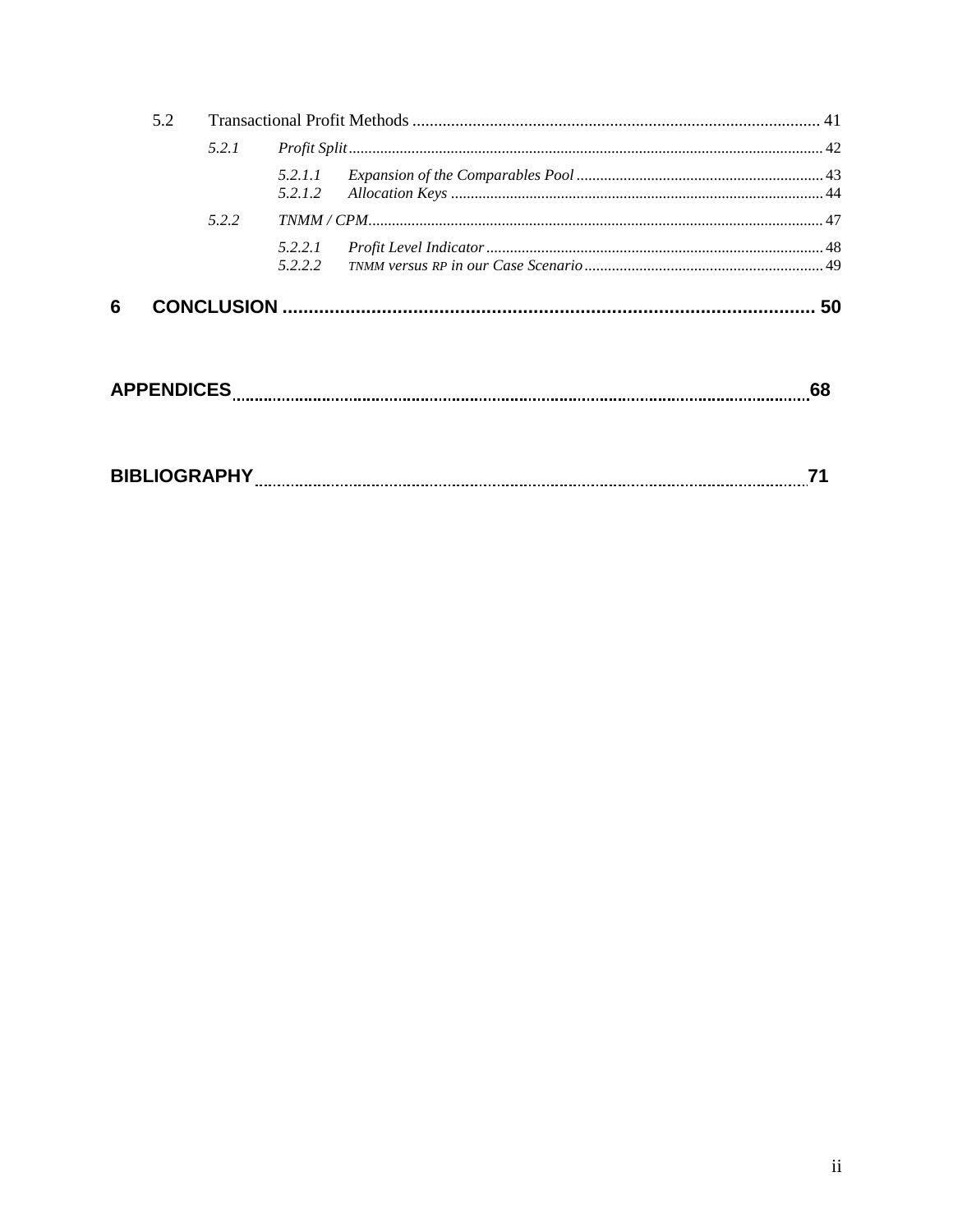5.2 Transactional Profit Methods ..... 41

*5.2.1 Profit Split* ..... 42

*5.2.1.1 Expansion of the Comparables Pool* ..... 43

*5.2.1.2 Allocation Keys* ..... 44

*5.2.2 TNMM / CPM* ..... 47

*5.2.2.1 Profit Level Indicator* ..... 48

*5.2.2.2 TNMM versus RP in our Case Scenario* ..... 49

**6 CONCLUSION ..... 50**

**APPENDICES ..... 68**

**BIBLIOGRAPHY ..... 71**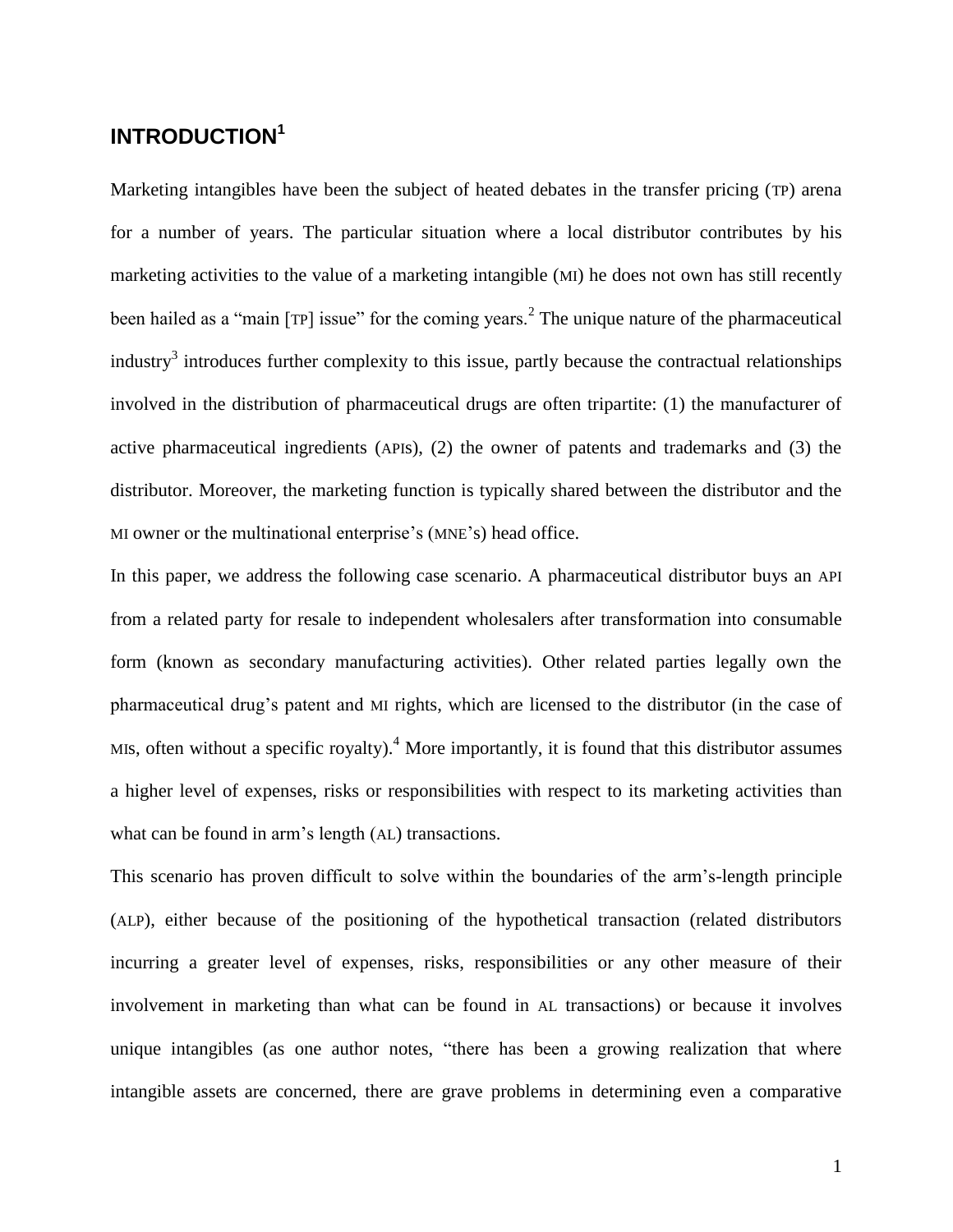## INTRODUCTION[1]

Marketing intangibles have been the subject of heated debates in the transfer pricing (TP) arena for a number of years. The particular situation where a local distributor contributes by his marketing activities to the value of a marketing intangible (MI) he does not own has still recently been hailed as a "main [TP] issue" for the coming years.[2] The unique nature of the pharmaceutical industry[3] introduces further complexity to this issue, partly because the contractual relationships involved in the distribution of pharmaceutical drugs are often tripartite: (1) the manufacturer of active pharmaceutical ingredients (APIS), (2) the owner of patents and trademarks and (3) the distributor. Moreover, the marketing function is typically shared between the distributor and the MI owner or the multinational enterprise's (MNE's) head office.

In this paper, we address the following case scenario. A pharmaceutical distributor buys an API from a related party for resale to independent wholesalers after transformation into consumable form (known as secondary manufacturing activities). Other related parties legally own the pharmaceutical drug's patent and MI rights, which are licensed to the distributor (in the case of MIs, often without a specific royalty).[4] More importantly, it is found that this distributor assumes a higher level of expenses, risks or responsibilities with respect to its marketing activities than what can be found in arm's length (AL) transactions.

This scenario has proven difficult to solve within the boundaries of the arm's-length principle (ALP), either because of the positioning of the hypothetical transaction (related distributors incurring a greater level of expenses, risks, responsibilities or any other measure of their involvement in marketing than what can be found in AL transactions) or because it involves unique intangibles (as one author notes, "there has been a growing realization that where intangible assets are concerned, there are grave problems in determining even a comparative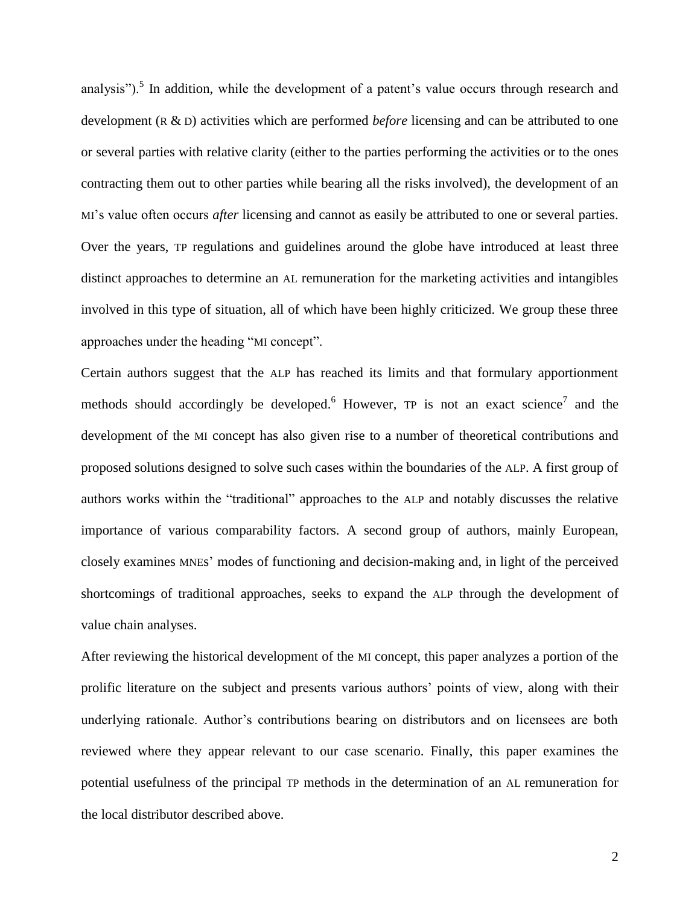analysis").[5] In addition, while the development of a patent's value occurs through research and development (R & D) activities which are performed *before* licensing and can be attributed to one or several parties with relative clarity (either to the parties performing the activities or to the ones contracting them out to other parties while bearing all the risks involved), the development of an MI's value often occurs *after* licensing and cannot as easily be attributed to one or several parties. Over the years, TP regulations and guidelines around the globe have introduced at least three distinct approaches to determine an AL remuneration for the marketing activities and intangibles involved in this type of situation, all of which have been highly criticized. We group these three approaches under the heading "MI concept".

Certain authors suggest that the ALP has reached its limits and that formulary apportionment methods should accordingly be developed.[6] However, TP is not an exact science[7] and the development of the MI concept has also given rise to a number of theoretical contributions and proposed solutions designed to solve such cases within the boundaries of the ALP. A first group of authors works within the "traditional" approaches to the ALP and notably discusses the relative importance of various comparability factors. A second group of authors, mainly European, closely examines MNEs' modes of functioning and decision-making and, in light of the perceived shortcomings of traditional approaches, seeks to expand the ALP through the development of value chain analyses.

After reviewing the historical development of the MI concept, this paper analyzes a portion of the prolific literature on the subject and presents various authors' points of view, along with their underlying rationale. Author's contributions bearing on distributors and on licensees are both reviewed where they appear relevant to our case scenario. Finally, this paper examines the potential usefulness of the principal TP methods in the determination of an AL remuneration for the local distributor described above.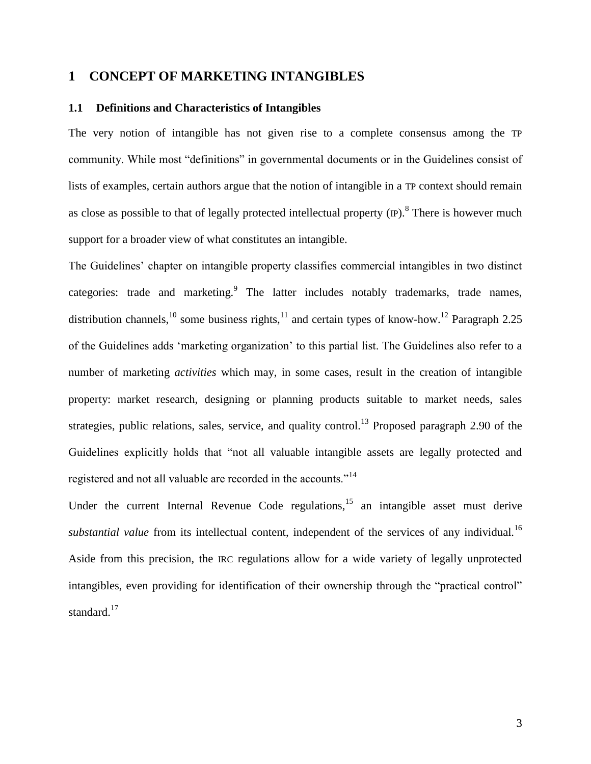# 1 CONCEPT OF MARKETING INTANGIBLES

## 1.1 Definitions and Characteristics of Intangibles

The very notion of intangible has not given rise to a complete consensus among the TP community. While most "definitions" in governmental documents or in the Guidelines consist of lists of examples, certain authors argue that the notion of intangible in a TP context should remain as close as possible to that of legally protected intellectual property (IP).[8] There is however much support for a broader view of what constitutes an intangible.

The Guidelines' chapter on intangible property classifies commercial intangibles in two distinct categories: trade and marketing.[9] The latter includes notably trademarks, trade names, distribution channels,[10] some business rights,[11] and certain types of know-how.[12] Paragraph 2.25 of the Guidelines adds 'marketing organization' to this partial list. The Guidelines also refer to a number of marketing *activities* which may, in some cases, result in the creation of intangible property: market research, designing or planning products suitable to market needs, sales strategies, public relations, sales, service, and quality control.[13] Proposed paragraph 2.90 of the Guidelines explicitly holds that "not all valuable intangible assets are legally protected and registered and not all valuable are recorded in the accounts."[14]

Under the current Internal Revenue Code regulations,[15] an intangible asset must derive *substantial value* from its intellectual content, independent of the services of any individual.[16] Aside from this precision, the IRC regulations allow for a wide variety of legally unprotected intangibles, even providing for identification of their ownership through the "practical control" standard.[17]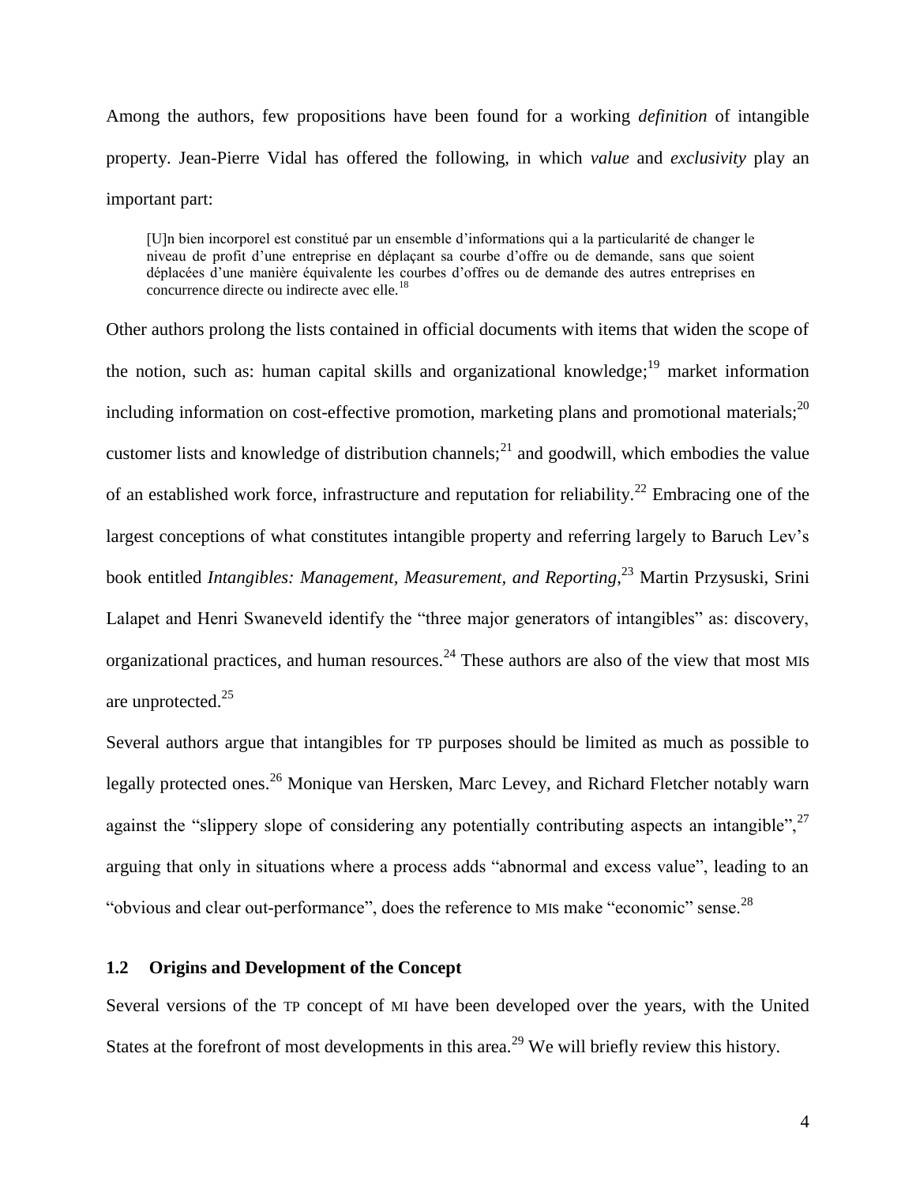Among the authors, few propositions have been found for a working *definition* of intangible property. Jean-Pierre Vidal has offered the following, in which *value* and *exclusivity* play an important part:

> [U]n bien incorporel est constitué par un ensemble d'informations qui a la particularité de changer le niveau de profit d'une entreprise en déplaçant sa courbe d'offre ou de demande, sans que soient déplacées d'une manière équivalente les courbes d'offres ou de demande des autres entreprises en concurrence directe ou indirecte avec elle.[18]

Other authors prolong the lists contained in official documents with items that widen the scope of the notion, such as: human capital skills and organizational knowledge;[19] market information including information on cost-effective promotion, marketing plans and promotional materials;[20] customer lists and knowledge of distribution channels;[21] and goodwill, which embodies the value of an established work force, infrastructure and reputation for reliability.[22] Embracing one of the largest conceptions of what constitutes intangible property and referring largely to Baruch Lev's book entitled *Intangibles: Management, Measurement, and Reporting*,[23] Martin Przysuski, Srini Lalapet and Henri Swaneveld identify the "three major generators of intangibles" as: discovery, organizational practices, and human resources.[24] These authors are also of the view that most MIs are unprotected.[25]

Several authors argue that intangibles for TP purposes should be limited as much as possible to legally protected ones.[26] Monique van Hersken, Marc Levey, and Richard Fletcher notably warn against the "slippery slope of considering any potentially contributing aspects an intangible",[27] arguing that only in situations where a process adds "abnormal and excess value", leading to an "obvious and clear out-performance", does the reference to MIs make "economic" sense.[28]

### 1.2 Origins and Development of the Concept

Several versions of the TP concept of MI have been developed over the years, with the United States at the forefront of most developments in this area.[29] We will briefly review this history.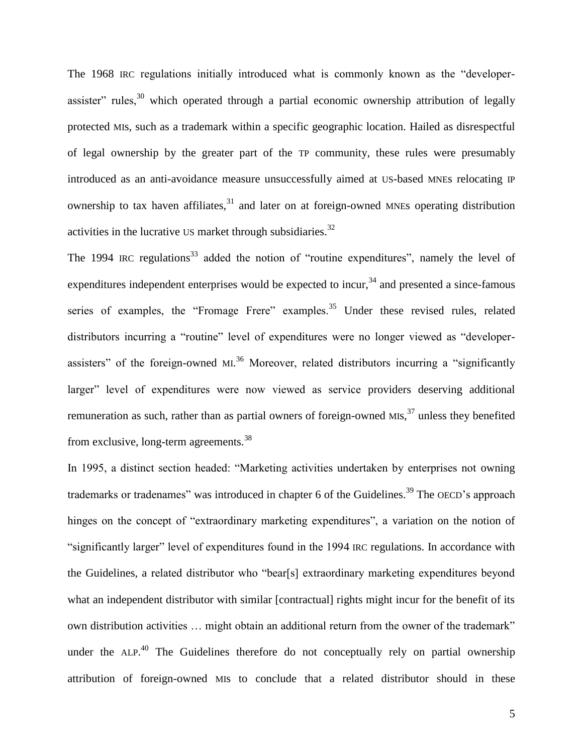The 1968 IRC regulations initially introduced what is commonly known as the "developer-assister" rules,[30] which operated through a partial economic ownership attribution of legally protected MIs, such as a trademark within a specific geographic location. Hailed as disrespectful of legal ownership by the greater part of the TP community, these rules were presumably introduced as an anti-avoidance measure unsuccessfully aimed at US-based MNEs relocating IP ownership to tax haven affiliates,[31] and later on at foreign-owned MNEs operating distribution activities in the lucrative US market through subsidiaries.[32]

The 1994 IRC regulations[33] added the notion of "routine expenditures", namely the level of expenditures independent enterprises would be expected to incur,[34] and presented a since-famous series of examples, the "Fromage Frere" examples.[35] Under these revised rules, related distributors incurring a "routine" level of expenditures were no longer viewed as "developer-assisters" of the foreign-owned MI.[36] Moreover, related distributors incurring a "significantly larger" level of expenditures were now viewed as service providers deserving additional remuneration as such, rather than as partial owners of foreign-owned MIs,[37] unless they benefited from exclusive, long-term agreements.[38]

In 1995, a distinct section headed: "Marketing activities undertaken by enterprises not owning trademarks or tradenames" was introduced in chapter 6 of the Guidelines.[39] The OECD's approach hinges on the concept of "extraordinary marketing expenditures", a variation on the notion of "significantly larger" level of expenditures found in the 1994 IRC regulations. In accordance with the Guidelines, a related distributor who "bear[s] extraordinary marketing expenditures beyond what an independent distributor with similar [contractual] rights might incur for the benefit of its own distribution activities … might obtain an additional return from the owner of the trademark" under the ALP.[40] The Guidelines therefore do not conceptually rely on partial ownership attribution of foreign-owned MIs to conclude that a related distributor should in these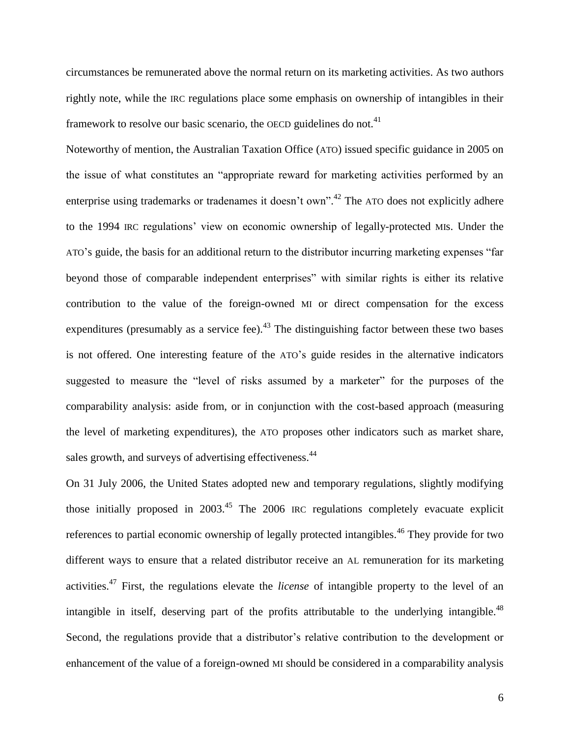circumstances be remunerated above the normal return on its marketing activities. As two authors rightly note, while the IRC regulations place some emphasis on ownership of intangibles in their framework to resolve our basic scenario, the OECD guidelines do not.[41]

Noteworthy of mention, the Australian Taxation Office (ATO) issued specific guidance in 2005 on the issue of what constitutes an "appropriate reward for marketing activities performed by an enterprise using trademarks or tradenames it doesn't own".[42] The ATO does not explicitly adhere to the 1994 IRC regulations' view on economic ownership of legally-protected MIs. Under the ATO's guide, the basis for an additional return to the distributor incurring marketing expenses "far beyond those of comparable independent enterprises" with similar rights is either its relative contribution to the value of the foreign-owned MI or direct compensation for the excess expenditures (presumably as a service fee).[43] The distinguishing factor between these two bases is not offered. One interesting feature of the ATO's guide resides in the alternative indicators suggested to measure the "level of risks assumed by a marketer" for the purposes of the comparability analysis: aside from, or in conjunction with the cost-based approach (measuring the level of marketing expenditures), the ATO proposes other indicators such as market share, sales growth, and surveys of advertising effectiveness.[44]

On 31 July 2006, the United States adopted new and temporary regulations, slightly modifying those initially proposed in 2003.[45] The 2006 IRC regulations completely evacuate explicit references to partial economic ownership of legally protected intangibles.[46] They provide for two different ways to ensure that a related distributor receive an AL remuneration for its marketing activities.[47] First, the regulations elevate the *license* of intangible property to the level of an intangible in itself, deserving part of the profits attributable to the underlying intangible.[48] Second, the regulations provide that a distributor's relative contribution to the development or enhancement of the value of a foreign-owned MI should be considered in a comparability analysis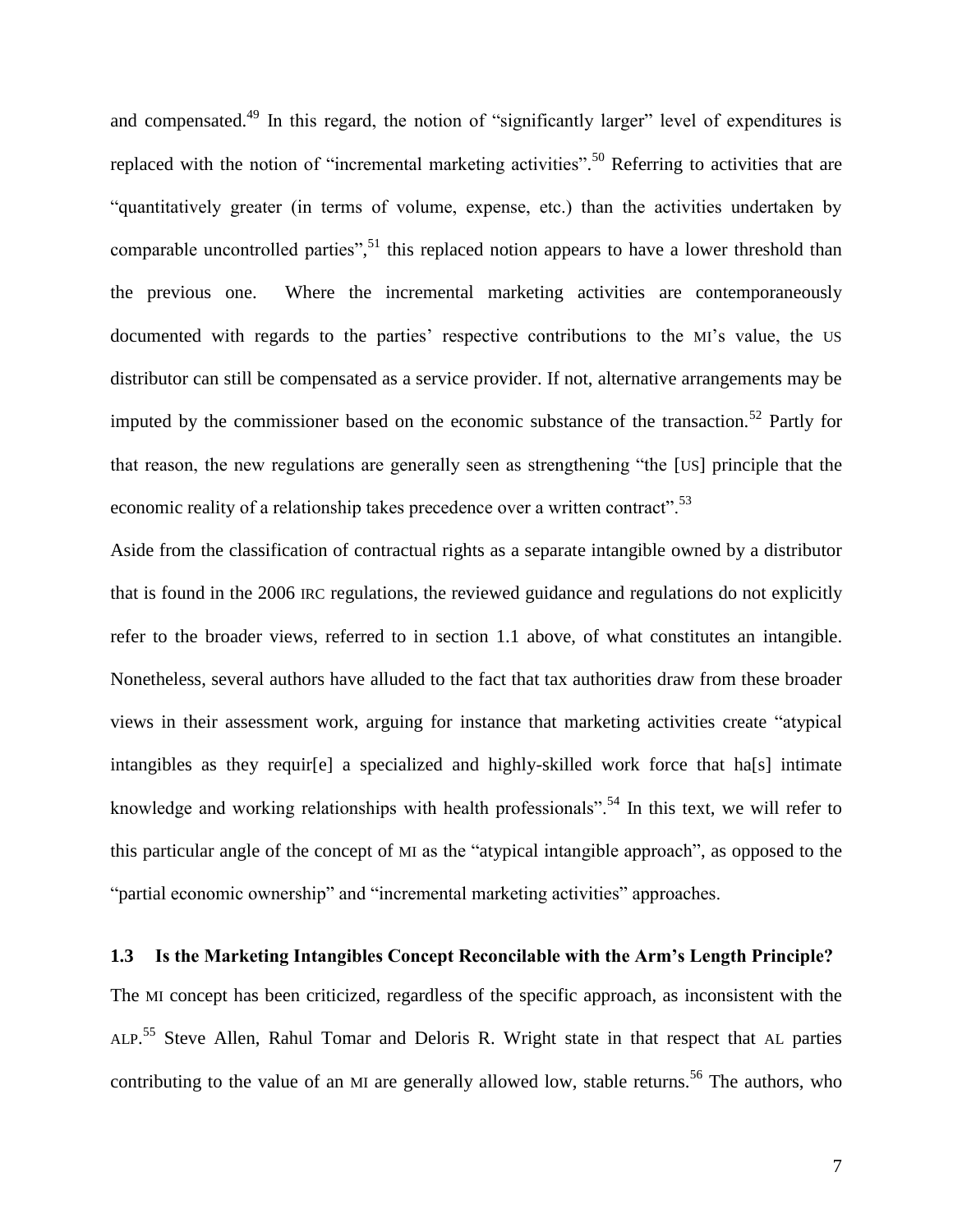and compensated.[49] In this regard, the notion of "significantly larger" level of expenditures is replaced with the notion of "incremental marketing activities".[50] Referring to activities that are "quantitatively greater (in terms of volume, expense, etc.) than the activities undertaken by comparable uncontrolled parties",[51] this replaced notion appears to have a lower threshold than the previous one. Where the incremental marketing activities are contemporaneously documented with regards to the parties' respective contributions to the MI's value, the US distributor can still be compensated as a service provider. If not, alternative arrangements may be imputed by the commissioner based on the economic substance of the transaction.[52] Partly for that reason, the new regulations are generally seen as strengthening "the [US] principle that the economic reality of a relationship takes precedence over a written contract".[53]

Aside from the classification of contractual rights as a separate intangible owned by a distributor that is found in the 2006 IRC regulations, the reviewed guidance and regulations do not explicitly refer to the broader views, referred to in section 1.1 above, of what constitutes an intangible. Nonetheless, several authors have alluded to the fact that tax authorities draw from these broader views in their assessment work, arguing for instance that marketing activities create "atypical intangibles as they requir[e] a specialized and highly-skilled work force that ha[s] intimate knowledge and working relationships with health professionals".[54] In this text, we will refer to this particular angle of the concept of MI as the "atypical intangible approach", as opposed to the "partial economic ownership" and "incremental marketing activities" approaches.

### 1.3 Is the Marketing Intangibles Concept Reconcilable with the Arm's Length Principle?

The MI concept has been criticized, regardless of the specific approach, as inconsistent with the ALP.[55] Steve Allen, Rahul Tomar and Deloris R. Wright state in that respect that AL parties contributing to the value of an MI are generally allowed low, stable returns.[56] The authors, who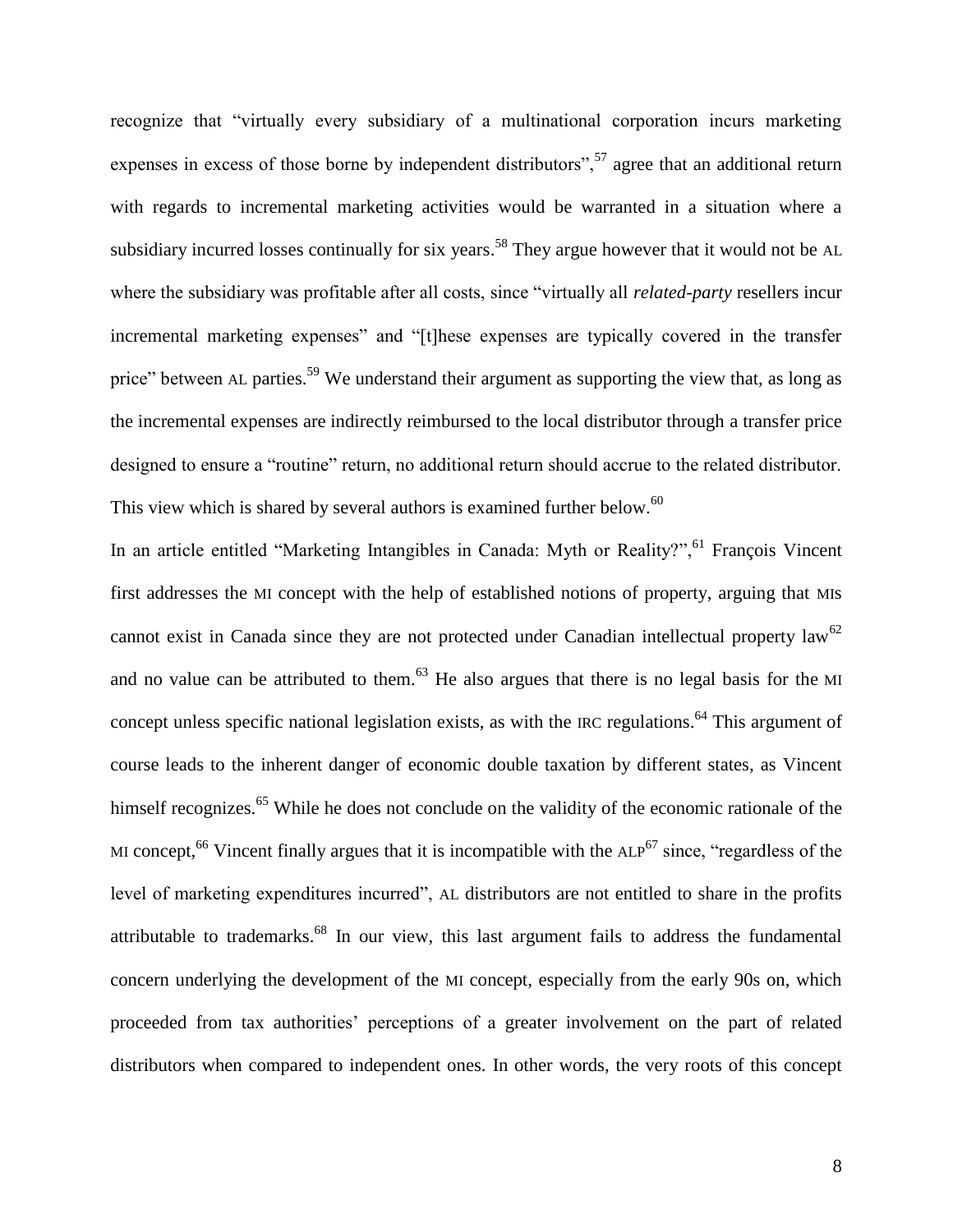recognize that "virtually every subsidiary of a multinational corporation incurs marketing expenses in excess of those borne by independent distributors",[57] agree that an additional return with regards to incremental marketing activities would be warranted in a situation where a subsidiary incurred losses continually for six years.[58] They argue however that it would not be AL where the subsidiary was profitable after all costs, since "virtually all *related-party* resellers incur incremental marketing expenses" and "[t]hese expenses are typically covered in the transfer price" between AL parties.[59] We understand their argument as supporting the view that, as long as the incremental expenses are indirectly reimbursed to the local distributor through a transfer price designed to ensure a "routine" return, no additional return should accrue to the related distributor. This view which is shared by several authors is examined further below.[60]

In an article entitled "Marketing Intangibles in Canada: Myth or Reality?",[61] François Vincent first addresses the MI concept with the help of established notions of property, arguing that MIs cannot exist in Canada since they are not protected under Canadian intellectual property law[62] and no value can be attributed to them.[63] He also argues that there is no legal basis for the MI concept unless specific national legislation exists, as with the IRC regulations.[64] This argument of course leads to the inherent danger of economic double taxation by different states, as Vincent himself recognizes.[65] While he does not conclude on the validity of the economic rationale of the MI concept,[66] Vincent finally argues that it is incompatible with the ALP[67] since, "regardless of the level of marketing expenditures incurred", AL distributors are not entitled to share in the profits attributable to trademarks.[68] In our view, this last argument fails to address the fundamental concern underlying the development of the MI concept, especially from the early 90s on, which proceeded from tax authorities' perceptions of a greater involvement on the part of related distributors when compared to independent ones. In other words, the very roots of this concept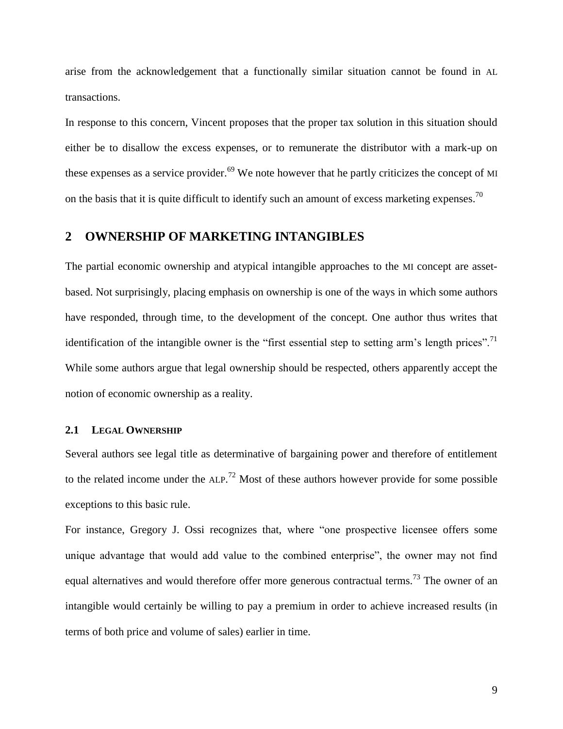arise from the acknowledgement that a functionally similar situation cannot be found in AL transactions.

In response to this concern, Vincent proposes that the proper tax solution in this situation should either be to disallow the excess expenses, or to remunerate the distributor with a mark-up on these expenses as a service provider.[69] We note however that he partly criticizes the concept of MI on the basis that it is quite difficult to identify such an amount of excess marketing expenses.[70]

## 2 OWNERSHIP OF MARKETING INTANGIBLES

The partial economic ownership and atypical intangible approaches to the MI concept are asset-based. Not surprisingly, placing emphasis on ownership is one of the ways in which some authors have responded, through time, to the development of the concept. One author thus writes that identification of the intangible owner is the "first essential step to setting arm's length prices".[71] While some authors argue that legal ownership should be respected, others apparently accept the notion of economic ownership as a reality.

### 2.1 LEGAL OWNERSHIP

Several authors see legal title as determinative of bargaining power and therefore of entitlement to the related income under the ALP.[72] Most of these authors however provide for some possible exceptions to this basic rule.

For instance, Gregory J. Ossi recognizes that, where "one prospective licensee offers some unique advantage that would add value to the combined enterprise", the owner may not find equal alternatives and would therefore offer more generous contractual terms.[73] The owner of an intangible would certainly be willing to pay a premium in order to achieve increased results (in terms of both price and volume of sales) earlier in time.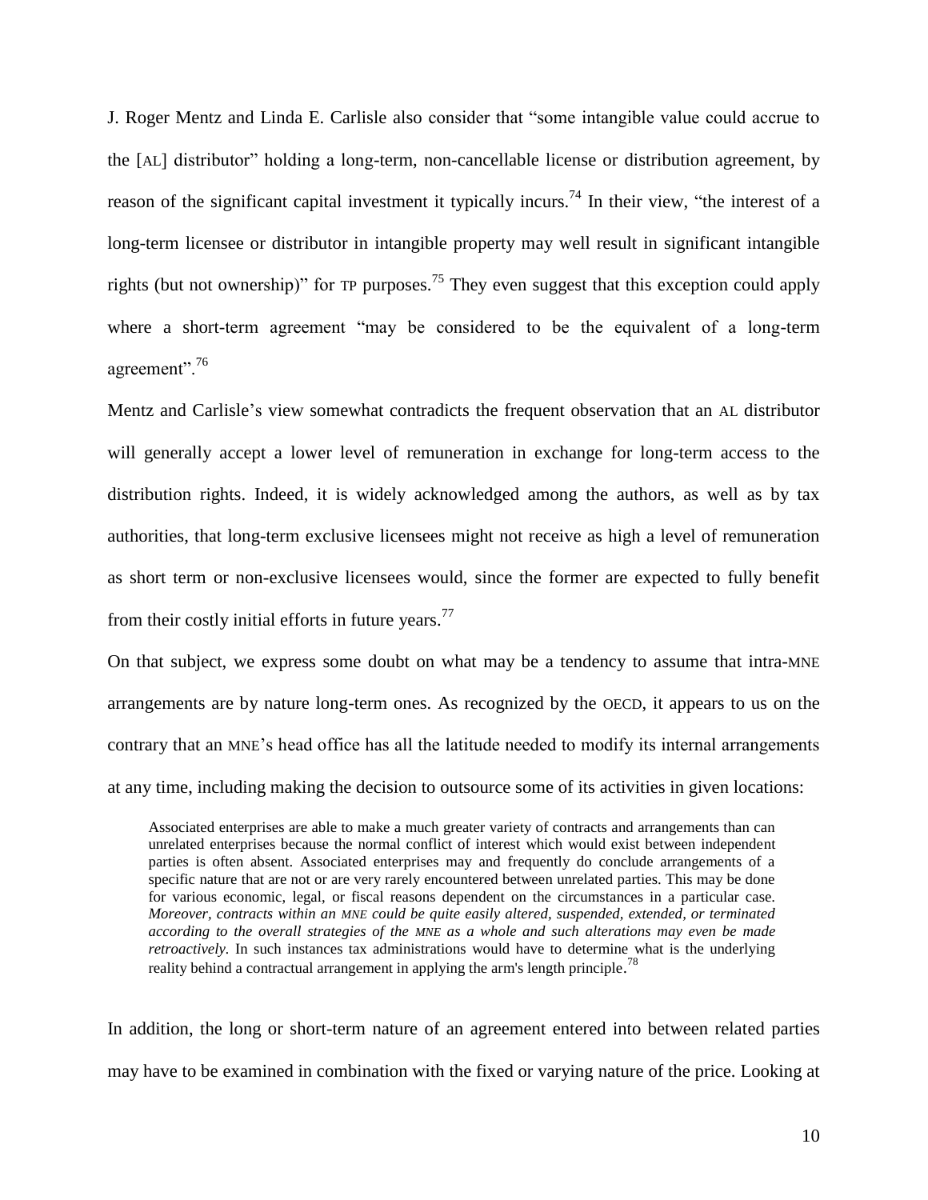J. Roger Mentz and Linda E. Carlisle also consider that "some intangible value could accrue to the [AL] distributor" holding a long-term, non-cancellable license or distribution agreement, by reason of the significant capital investment it typically incurs.[74] In their view, "the interest of a long-term licensee or distributor in intangible property may well result in significant intangible rights (but not ownership)" for TP purposes.[75] They even suggest that this exception could apply where a short-term agreement "may be considered to be the equivalent of a long-term agreement".[76]

Mentz and Carlisle's view somewhat contradicts the frequent observation that an AL distributor will generally accept a lower level of remuneration in exchange for long-term access to the distribution rights. Indeed, it is widely acknowledged among the authors, as well as by tax authorities, that long-term exclusive licensees might not receive as high a level of remuneration as short term or non-exclusive licensees would, since the former are expected to fully benefit from their costly initial efforts in future years.[77]

On that subject, we express some doubt on what may be a tendency to assume that intra-MNE arrangements are by nature long-term ones. As recognized by the OECD, it appears to us on the contrary that an MNE's head office has all the latitude needed to modify its internal arrangements at any time, including making the decision to outsource some of its activities in given locations:

> Associated enterprises are able to make a much greater variety of contracts and arrangements than can unrelated enterprises because the normal conflict of interest which would exist between independent parties is often absent. Associated enterprises may and frequently do conclude arrangements of a specific nature that are not or are very rarely encountered between unrelated parties. This may be done for various economic, legal, or fiscal reasons dependent on the circumstances in a particular case. *Moreover, contracts within an MNE could be quite easily altered, suspended, extended, or terminated according to the overall strategies of the MNE as a whole and such alterations may even be made retroactively.* In such instances tax administrations would have to determine what is the underlying reality behind a contractual arrangement in applying the arm's length principle.[78]

In addition, the long or short-term nature of an agreement entered into between related parties may have to be examined in combination with the fixed or varying nature of the price. Looking at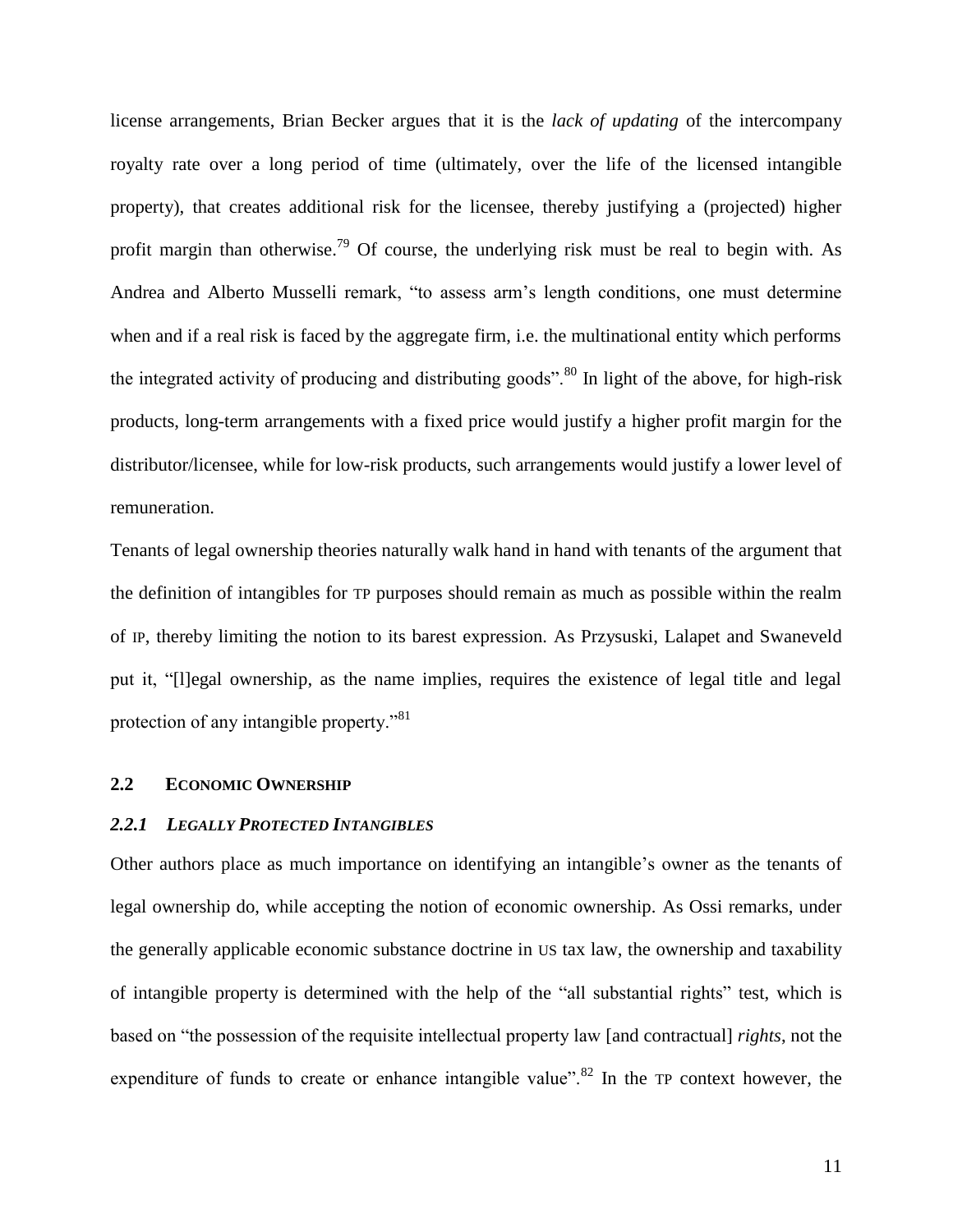license arrangements, Brian Becker argues that it is the *lack of updating* of the intercompany royalty rate over a long period of time (ultimately, over the life of the licensed intangible property), that creates additional risk for the licensee, thereby justifying a (projected) higher profit margin than otherwise.[79] Of course, the underlying risk must be real to begin with. As Andrea and Alberto Musselli remark, "to assess arm's length conditions, one must determine when and if a real risk is faced by the aggregate firm, i.e. the multinational entity which performs the integrated activity of producing and distributing goods".[80] In light of the above, for high-risk products, long-term arrangements with a fixed price would justify a higher profit margin for the distributor/licensee, while for low-risk products, such arrangements would justify a lower level of remuneration.

Tenants of legal ownership theories naturally walk hand in hand with tenants of the argument that the definition of intangibles for TP purposes should remain as much as possible within the realm of IP, thereby limiting the notion to its barest expression. As Przysuski, Lalapet and Swaneveld put it, "[l]egal ownership, as the name implies, requires the existence of legal title and legal protection of any intangible property."[81]

## 2.2 Economic Ownership

### *2.2.1 Legally Protected Intangibles*

Other authors place as much importance on identifying an intangible's owner as the tenants of legal ownership do, while accepting the notion of economic ownership. As Ossi remarks, under the generally applicable economic substance doctrine in US tax law, the ownership and taxability of intangible property is determined with the help of the "all substantial rights" test, which is based on "the possession of the requisite intellectual property law [and contractual] *rights*, not the expenditure of funds to create or enhance intangible value".[82] In the TP context however, the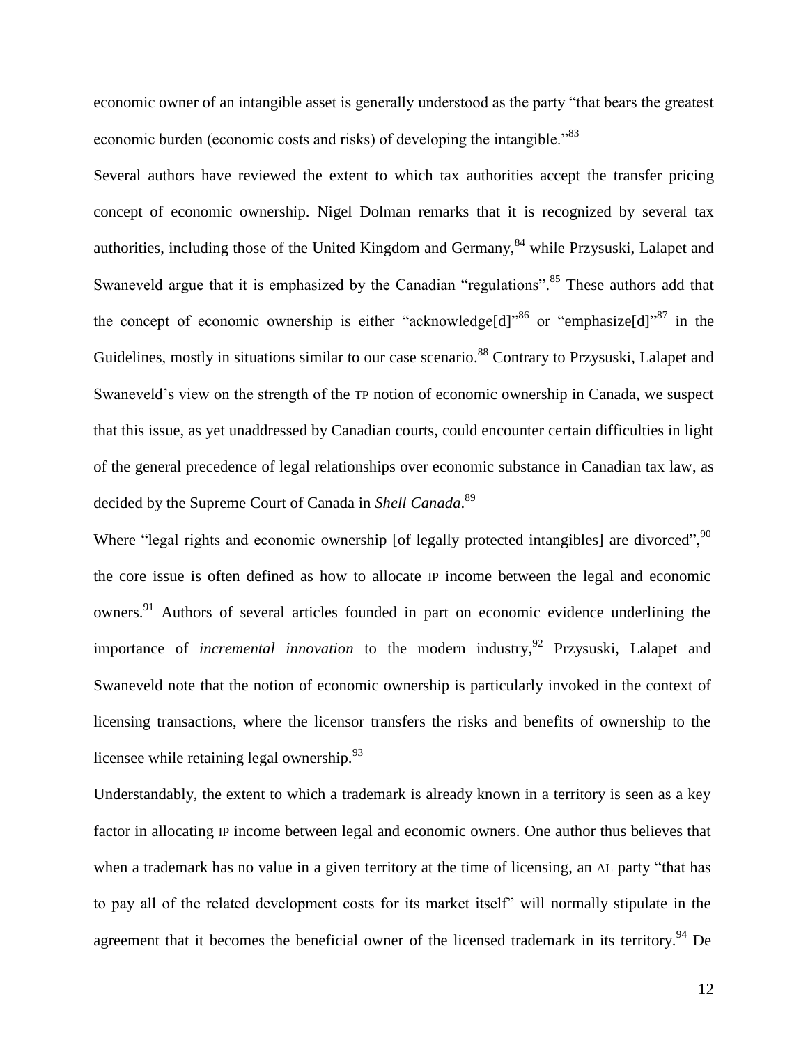economic owner of an intangible asset is generally understood as the party "that bears the greatest economic burden (economic costs and risks) of developing the intangible."[83]

Several authors have reviewed the extent to which tax authorities accept the transfer pricing concept of economic ownership. Nigel Dolman remarks that it is recognized by several tax authorities, including those of the United Kingdom and Germany,[84] while Przysuski, Lalapet and Swaneveld argue that it is emphasized by the Canadian "regulations".[85] These authors add that the concept of economic ownership is either "acknowledge[d]"[86] or "emphasize[d]"[87] in the Guidelines, mostly in situations similar to our case scenario.[88] Contrary to Przysuski, Lalapet and Swaneveld's view on the strength of the TP notion of economic ownership in Canada, we suspect that this issue, as yet unaddressed by Canadian courts, could encounter certain difficulties in light of the general precedence of legal relationships over economic substance in Canadian tax law, as decided by the Supreme Court of Canada in *Shell Canada*.[89]

Where "legal rights and economic ownership [of legally protected intangibles] are divorced",[90] the core issue is often defined as how to allocate IP income between the legal and economic owners.[91] Authors of several articles founded in part on economic evidence underlining the importance of *incremental innovation* to the modern industry,[92] Przysuski, Lalapet and Swaneveld note that the notion of economic ownership is particularly invoked in the context of licensing transactions, where the licensor transfers the risks and benefits of ownership to the licensee while retaining legal ownership.[93]

Understandably, the extent to which a trademark is already known in a territory is seen as a key factor in allocating IP income between legal and economic owners. One author thus believes that when a trademark has no value in a given territory at the time of licensing, an AL party "that has to pay all of the related development costs for its market itself" will normally stipulate in the agreement that it becomes the beneficial owner of the licensed trademark in its territory.[94] De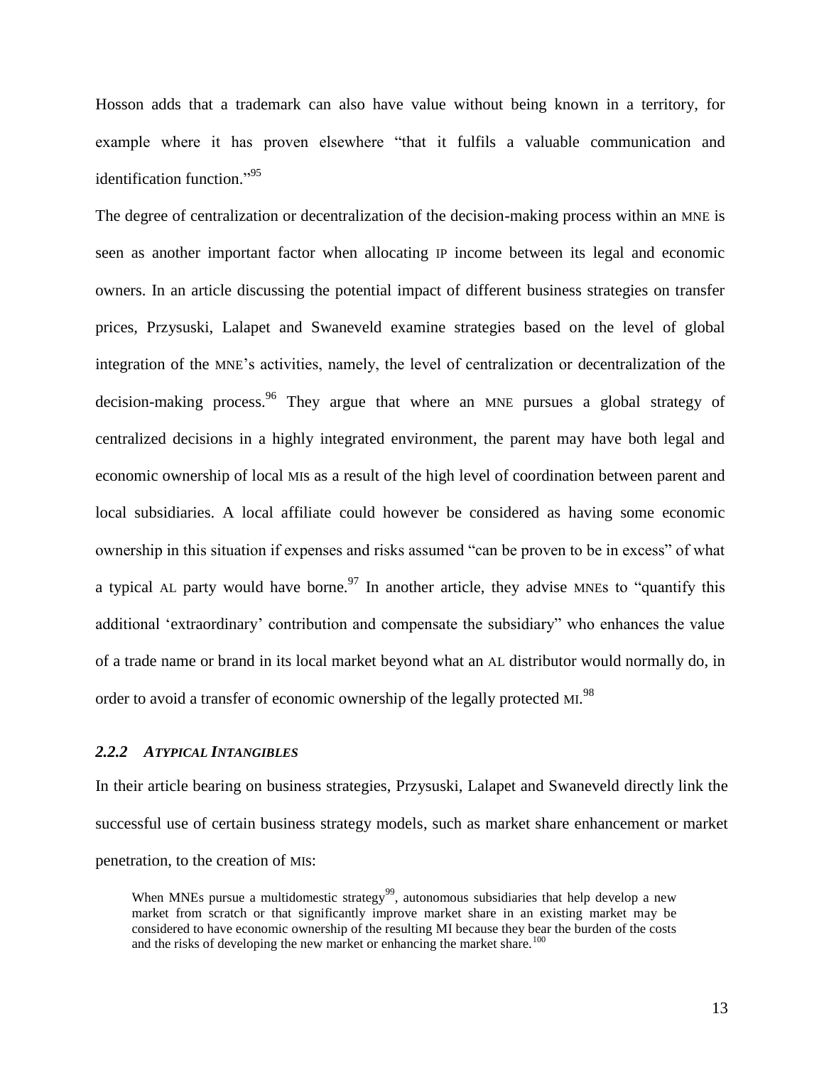Hosson adds that a trademark can also have value without being known in a territory, for example where it has proven elsewhere "that it fulfils a valuable communication and identification function."[95]

The degree of centralization or decentralization of the decision-making process within an MNE is seen as another important factor when allocating IP income between its legal and economic owners. In an article discussing the potential impact of different business strategies on transfer prices, Przysuski, Lalapet and Swaneveld examine strategies based on the level of global integration of the MNE's activities, namely, the level of centralization or decentralization of the decision-making process.[96] They argue that where an MNE pursues a global strategy of centralized decisions in a highly integrated environment, the parent may have both legal and economic ownership of local MIs as a result of the high level of coordination between parent and local subsidiaries. A local affiliate could however be considered as having some economic ownership in this situation if expenses and risks assumed "can be proven to be in excess" of what a typical AL party would have borne.[97] In another article, they advise MNEs to "quantify this additional 'extraordinary' contribution and compensate the subsidiary" who enhances the value of a trade name or brand in its local market beyond what an AL distributor would normally do, in order to avoid a transfer of economic ownership of the legally protected MI.[98]

### *2.2.2 Atypical Intangibles*

In their article bearing on business strategies, Przysuski, Lalapet and Swaneveld directly link the successful use of certain business strategy models, such as market share enhancement or market penetration, to the creation of MIs:

> When MNEs pursue a multidomestic strategy[99], autonomous subsidiaries that help develop a new market from scratch or that significantly improve market share in an existing market may be considered to have economic ownership of the resulting MI because they bear the burden of the costs and the risks of developing the new market or enhancing the market share.[100]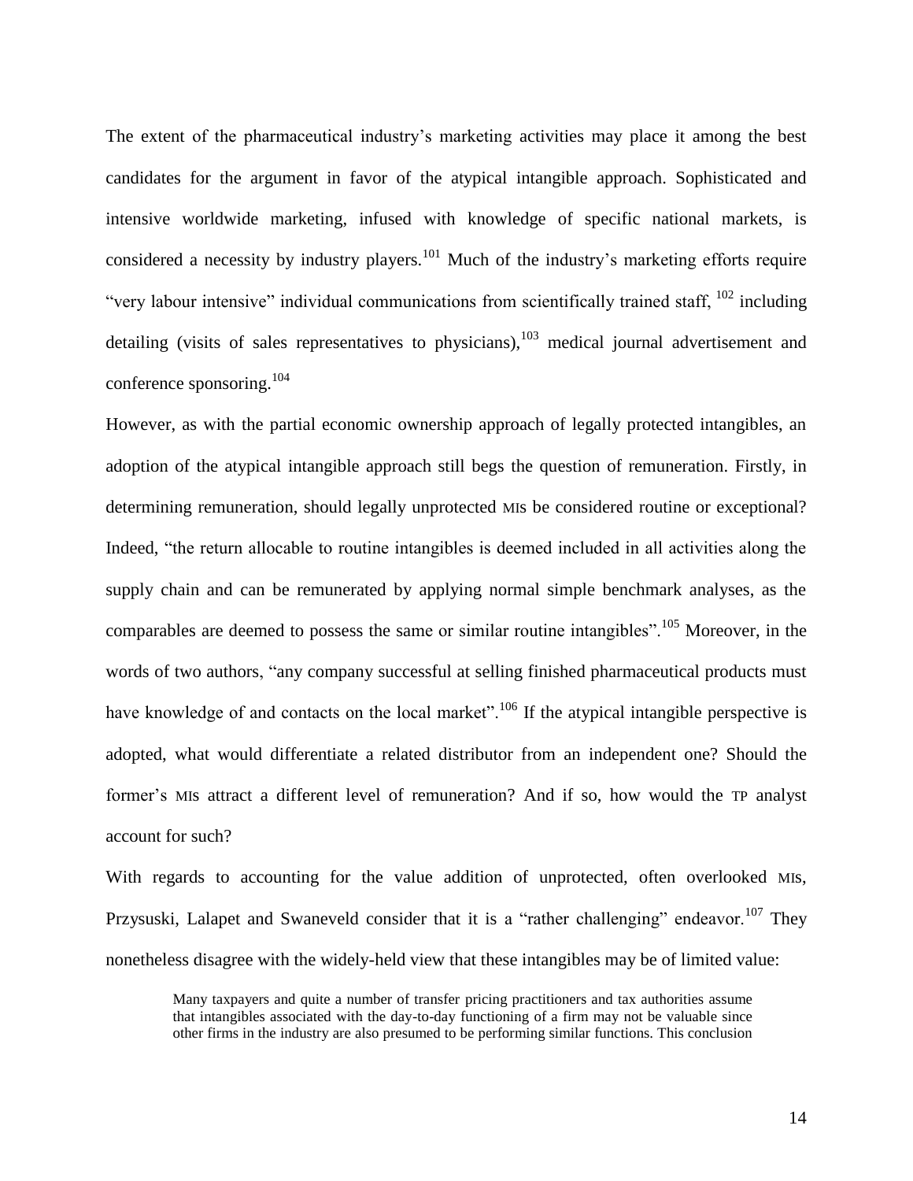The extent of the pharmaceutical industry's marketing activities may place it among the best candidates for the argument in favor of the atypical intangible approach. Sophisticated and intensive worldwide marketing, infused with knowledge of specific national markets, is considered a necessity by industry players.[101] Much of the industry's marketing efforts require "very labour intensive" individual communications from scientifically trained staff, [102] including detailing (visits of sales representatives to physicians),[103] medical journal advertisement and conference sponsoring.[104]

However, as with the partial economic ownership approach of legally protected intangibles, an adoption of the atypical intangible approach still begs the question of remuneration. Firstly, in determining remuneration, should legally unprotected MIs be considered routine or exceptional? Indeed, "the return allocable to routine intangibles is deemed included in all activities along the supply chain and can be remunerated by applying normal simple benchmark analyses, as the comparables are deemed to possess the same or similar routine intangibles".[105] Moreover, in the words of two authors, "any company successful at selling finished pharmaceutical products must have knowledge of and contacts on the local market".[106] If the atypical intangible perspective is adopted, what would differentiate a related distributor from an independent one? Should the former's MIs attract a different level of remuneration? And if so, how would the TP analyst account for such?

With regards to accounting for the value addition of unprotected, often overlooked MIs, Przysuski, Lalapet and Swaneveld consider that it is a "rather challenging" endeavor.[107] They nonetheless disagree with the widely-held view that these intangibles may be of limited value:

> Many taxpayers and quite a number of transfer pricing practitioners and tax authorities assume that intangibles associated with the day-to-day functioning of a firm may not be valuable since other firms in the industry are also presumed to be performing similar functions. This conclusion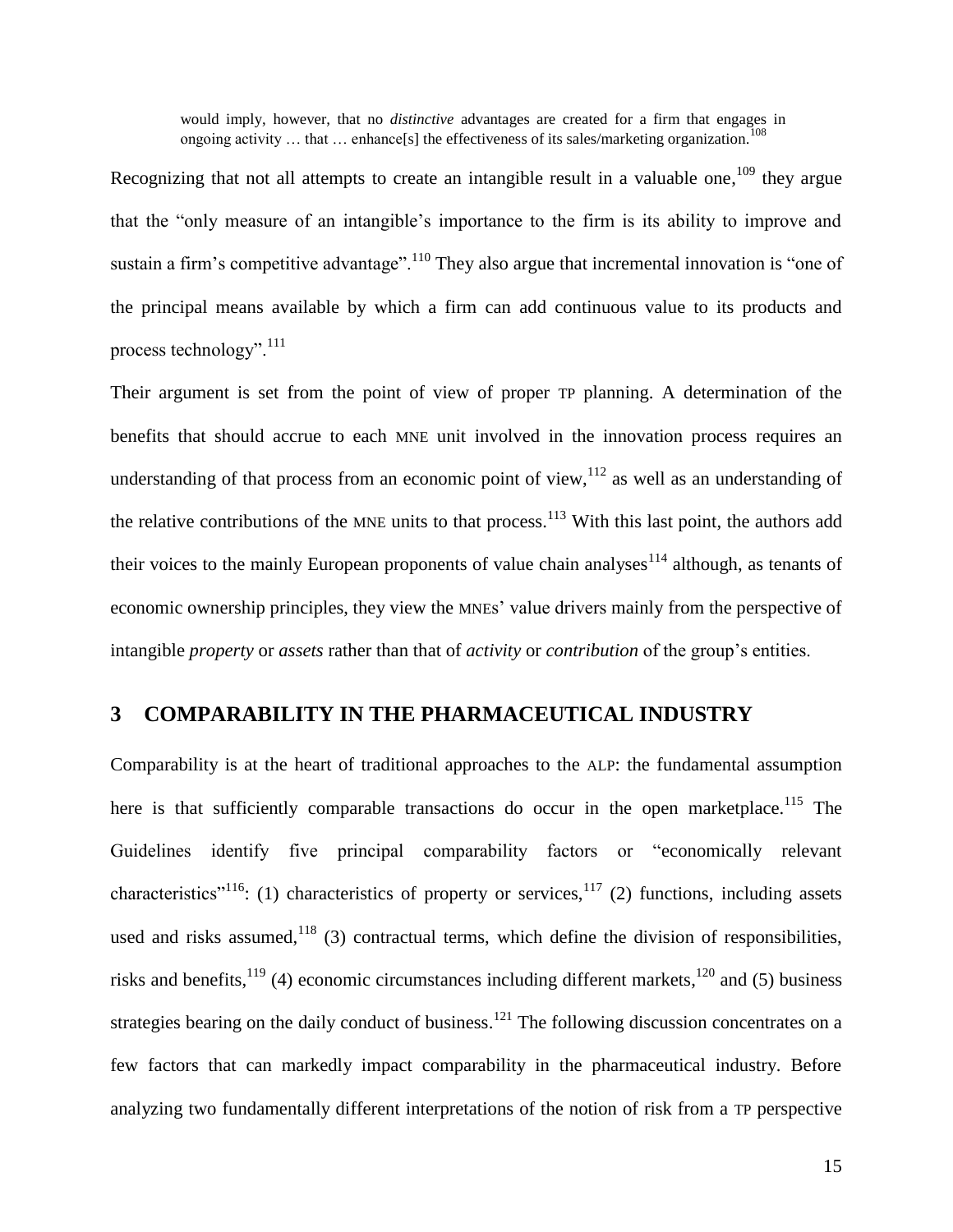> would imply, however, that no *distinctive* advantages are created for a firm that engages in ongoing activity … that … enhance[s] the effectiveness of its sales/marketing organization.[108]

Recognizing that not all attempts to create an intangible result in a valuable one,[109] they argue that the "only measure of an intangible's importance to the firm is its ability to improve and sustain a firm's competitive advantage".[110] They also argue that incremental innovation is "one of the principal means available by which a firm can add continuous value to its products and process technology".[111]

Their argument is set from the point of view of proper TP planning. A determination of the benefits that should accrue to each MNE unit involved in the innovation process requires an understanding of that process from an economic point of view,[112] as well as an understanding of the relative contributions of the MNE units to that process.[113] With this last point, the authors add their voices to the mainly European proponents of value chain analyses[114] although, as tenants of economic ownership principles, they view the MNEs' value drivers mainly from the perspective of intangible *property* or *assets* rather than that of *activity* or *contribution* of the group's entities.

## 3 COMPARABILITY IN THE PHARMACEUTICAL INDUSTRY

Comparability is at the heart of traditional approaches to the ALP: the fundamental assumption here is that sufficiently comparable transactions do occur in the open marketplace.[115] The Guidelines identify five principal comparability factors or "economically relevant characteristics"[116]: (1) characteristics of property or services,[117] (2) functions, including assets used and risks assumed,[118] (3) contractual terms, which define the division of responsibilities, risks and benefits,[119] (4) economic circumstances including different markets,[120] and (5) business strategies bearing on the daily conduct of business.[121] The following discussion concentrates on a few factors that can markedly impact comparability in the pharmaceutical industry. Before analyzing two fundamentally different interpretations of the notion of risk from a TP perspective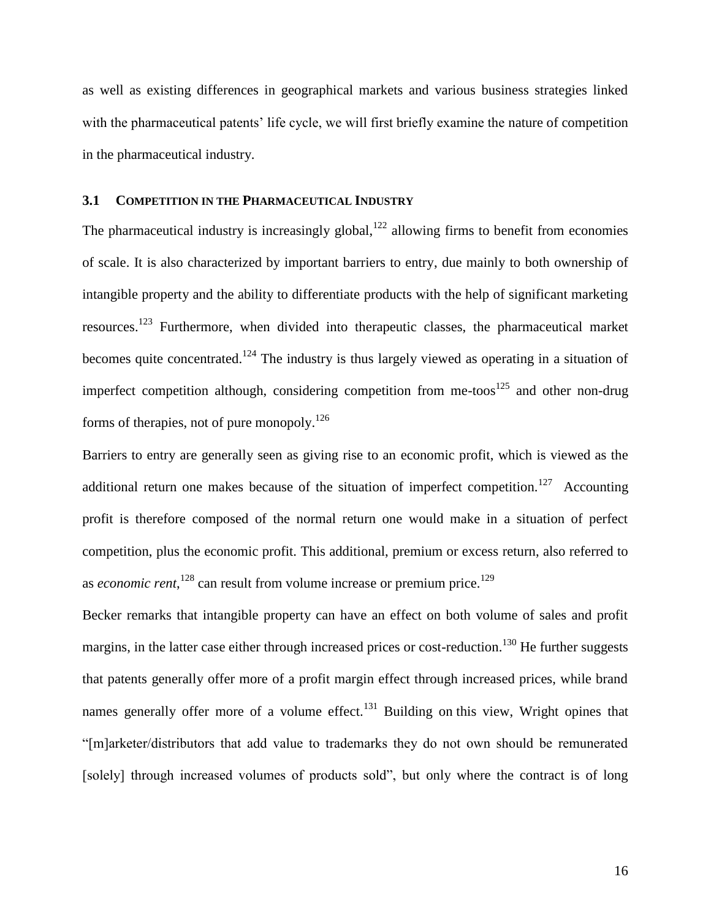as well as existing differences in geographical markets and various business strategies linked with the pharmaceutical patents' life cycle, we will first briefly examine the nature of competition in the pharmaceutical industry.

### 3.1 Competition in the Pharmaceutical Industry

The pharmaceutical industry is increasingly global,[122] allowing firms to benefit from economies of scale. It is also characterized by important barriers to entry, due mainly to both ownership of intangible property and the ability to differentiate products with the help of significant marketing resources.[123] Furthermore, when divided into therapeutic classes, the pharmaceutical market becomes quite concentrated.[124] The industry is thus largely viewed as operating in a situation of imperfect competition although, considering competition from me-toos[125] and other non-drug forms of therapies, not of pure monopoly.[126]

Barriers to entry are generally seen as giving rise to an economic profit, which is viewed as the additional return one makes because of the situation of imperfect competition.[127] Accounting profit is therefore composed of the normal return one would make in a situation of perfect competition, plus the economic profit. This additional, premium or excess return, also referred to as *economic rent*,[128] can result from volume increase or premium price.[129]

Becker remarks that intangible property can have an effect on both volume of sales and profit margins, in the latter case either through increased prices or cost-reduction.[130] He further suggests that patents generally offer more of a profit margin effect through increased prices, while brand names generally offer more of a volume effect.[131] Building on this view, Wright opines that "[m]arketer/distributors that add value to trademarks they do not own should be remunerated [solely] through increased volumes of products sold", but only where the contract is of long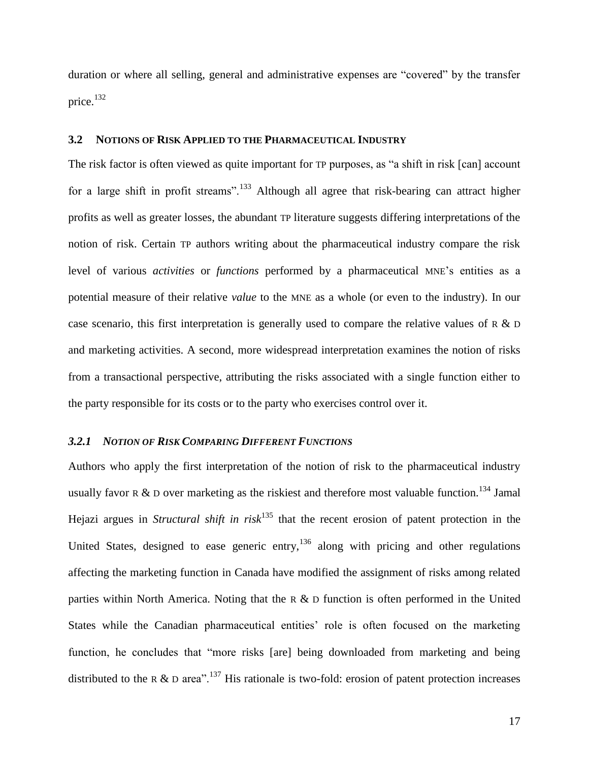duration or where all selling, general and administrative expenses are "covered" by the transfer price.[132]

## 3.2 NOTIONS OF RISK APPLIED TO THE PHARMACEUTICAL INDUSTRY

The risk factor is often viewed as quite important for TP purposes, as "a shift in risk [can] account for a large shift in profit streams".[133] Although all agree that risk-bearing can attract higher profits as well as greater losses, the abundant TP literature suggests differing interpretations of the notion of risk. Certain TP authors writing about the pharmaceutical industry compare the risk level of various *activities* or *functions* performed by a pharmaceutical MNE's entities as a potential measure of their relative *value* to the MNE as a whole (or even to the industry). In our case scenario, this first interpretation is generally used to compare the relative values of R & D and marketing activities. A second, more widespread interpretation examines the notion of risks from a transactional perspective, attributing the risks associated with a single function either to the party responsible for its costs or to the party who exercises control over it.

### *3.2.1 NOTION OF RISK COMPARING DIFFERENT FUNCTIONS*

Authors who apply the first interpretation of the notion of risk to the pharmaceutical industry usually favor R & D over marketing as the riskiest and therefore most valuable function.[134] Jamal Hejazi argues in *Structural shift in risk*[135] that the recent erosion of patent protection in the United States, designed to ease generic entry,[136] along with pricing and other regulations affecting the marketing function in Canada have modified the assignment of risks among related parties within North America. Noting that the R & D function is often performed in the United States while the Canadian pharmaceutical entities' role is often focused on the marketing function, he concludes that "more risks [are] being downloaded from marketing and being distributed to the R & D area".[137] His rationale is two-fold: erosion of patent protection increases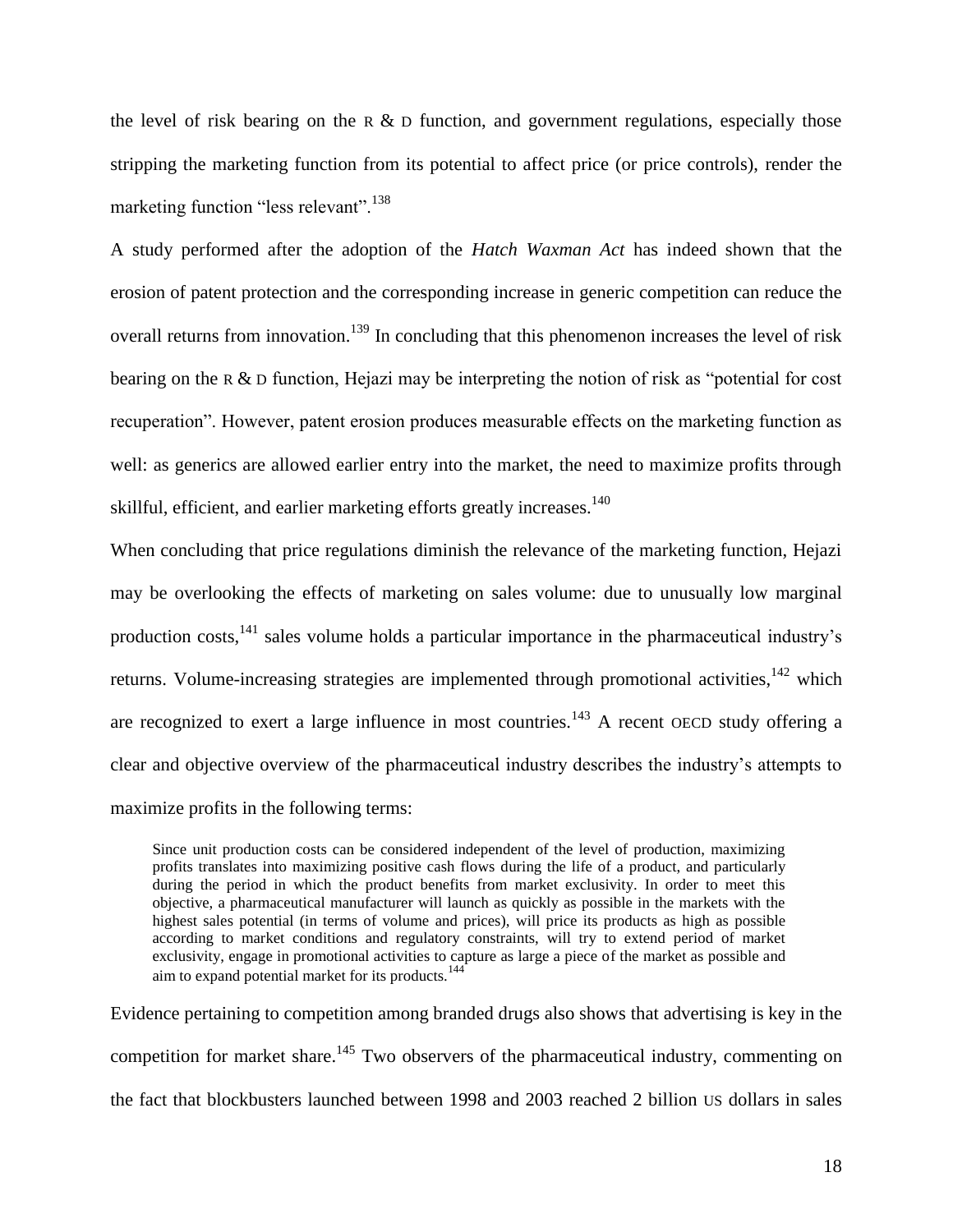the level of risk bearing on the R & D function, and government regulations, especially those stripping the marketing function from its potential to affect price (or price controls), render the marketing function "less relevant".[138]

A study performed after the adoption of the *Hatch Waxman Act* has indeed shown that the erosion of patent protection and the corresponding increase in generic competition can reduce the overall returns from innovation.[139] In concluding that this phenomenon increases the level of risk bearing on the R & D function, Hejazi may be interpreting the notion of risk as "potential for cost recuperation". However, patent erosion produces measurable effects on the marketing function as well: as generics are allowed earlier entry into the market, the need to maximize profits through skillful, efficient, and earlier marketing efforts greatly increases.[140]

When concluding that price regulations diminish the relevance of the marketing function, Hejazi may be overlooking the effects of marketing on sales volume: due to unusually low marginal production costs,[141] sales volume holds a particular importance in the pharmaceutical industry's returns. Volume-increasing strategies are implemented through promotional activities,[142] which are recognized to exert a large influence in most countries.[143] A recent OECD study offering a clear and objective overview of the pharmaceutical industry describes the industry's attempts to maximize profits in the following terms:

> Since unit production costs can be considered independent of the level of production, maximizing profits translates into maximizing positive cash flows during the life of a product, and particularly during the period in which the product benefits from market exclusivity. In order to meet this objective, a pharmaceutical manufacturer will launch as quickly as possible in the markets with the highest sales potential (in terms of volume and prices), will price its products as high as possible according to market conditions and regulatory constraints, will try to extend period of market exclusivity, engage in promotional activities to capture as large a piece of the market as possible and aim to expand potential market for its products.[144]

Evidence pertaining to competition among branded drugs also shows that advertising is key in the competition for market share.[145] Two observers of the pharmaceutical industry, commenting on the fact that blockbusters launched between 1998 and 2003 reached 2 billion US dollars in sales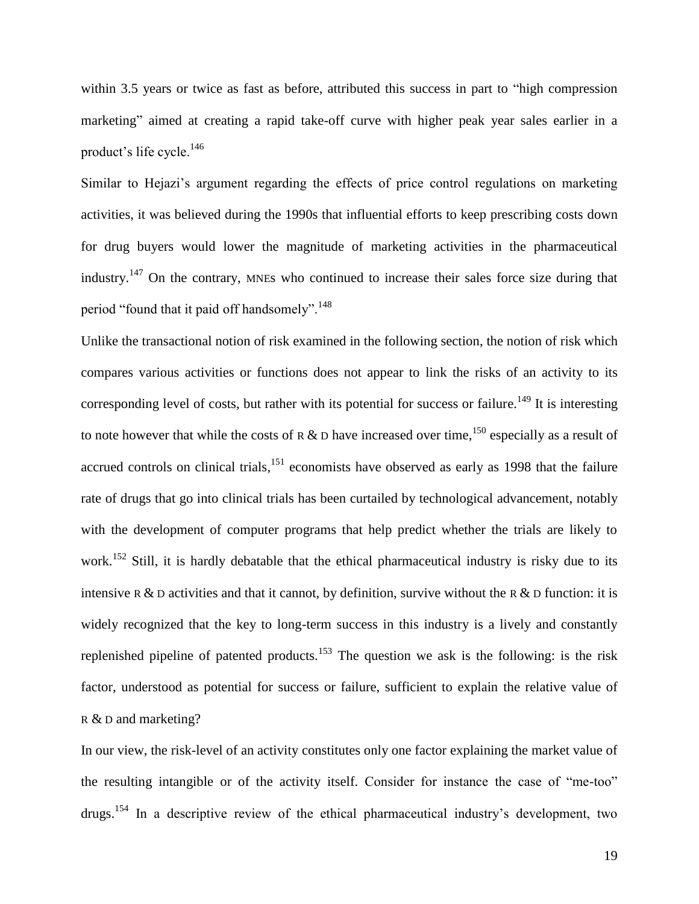within 3.5 years or twice as fast as before, attributed this success in part to "high compression marketing" aimed at creating a rapid take-off curve with higher peak year sales earlier in a product's life cycle.[146]

Similar to Hejazi's argument regarding the effects of price control regulations on marketing activities, it was believed during the 1990s that influential efforts to keep prescribing costs down for drug buyers would lower the magnitude of marketing activities in the pharmaceutical industry.[147] On the contrary, MNEs who continued to increase their sales force size during that period "found that it paid off handsomely".[148]

Unlike the transactional notion of risk examined in the following section, the notion of risk which compares various activities or functions does not appear to link the risks of an activity to its corresponding level of costs, but rather with its potential for success or failure.[149] It is interesting to note however that while the costs of R & D have increased over time,[150] especially as a result of accrued controls on clinical trials,[151] economists have observed as early as 1998 that the failure rate of drugs that go into clinical trials has been curtailed by technological advancement, notably with the development of computer programs that help predict whether the trials are likely to work.[152] Still, it is hardly debatable that the ethical pharmaceutical industry is risky due to its intensive R & D activities and that it cannot, by definition, survive without the R & D function: it is widely recognized that the key to long-term success in this industry is a lively and constantly replenished pipeline of patented products.[153] The question we ask is the following: is the risk factor, understood as potential for success or failure, sufficient to explain the relative value of R & D and marketing?

In our view, the risk-level of an activity constitutes only one factor explaining the market value of the resulting intangible or of the activity itself. Consider for instance the case of "me-too" drugs.[154] In a descriptive review of the ethical pharmaceutical industry's development, two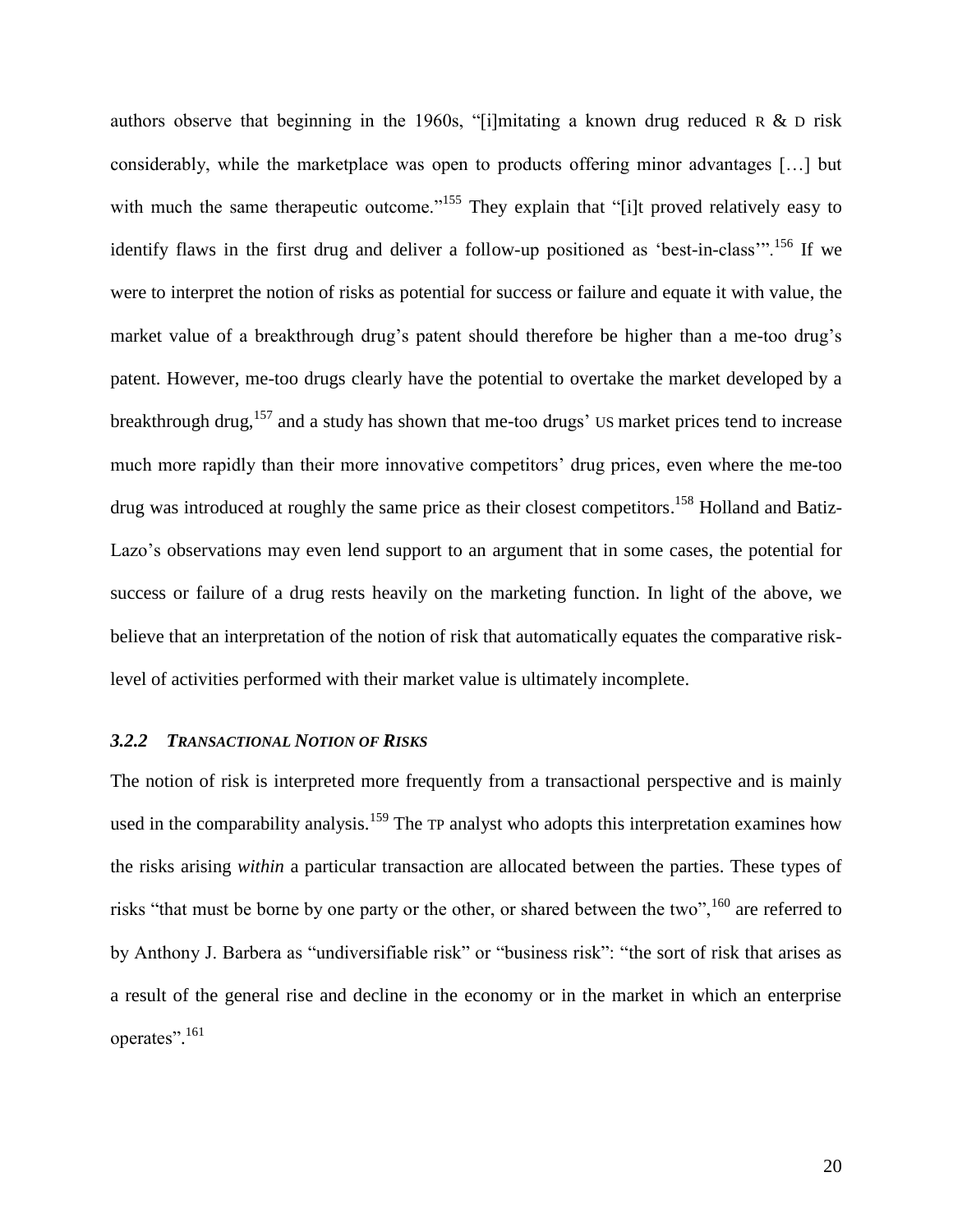authors observe that beginning in the 1960s, "[i]mitating a known drug reduced R & D risk considerably, while the marketplace was open to products offering minor advantages […] but with much the same therapeutic outcome."[155] They explain that "[i]t proved relatively easy to identify flaws in the first drug and deliver a follow-up positioned as 'best-in-class'".[156] If we were to interpret the notion of risks as potential for success or failure and equate it with value, the market value of a breakthrough drug's patent should therefore be higher than a me-too drug's patent. However, me-too drugs clearly have the potential to overtake the market developed by a breakthrough drug,[157] and a study has shown that me-too drugs' US market prices tend to increase much more rapidly than their more innovative competitors' drug prices, even where the me-too drug was introduced at roughly the same price as their closest competitors.[158] Holland and Batiz-Lazo's observations may even lend support to an argument that in some cases, the potential for success or failure of a drug rests heavily on the marketing function. In light of the above, we believe that an interpretation of the notion of risk that automatically equates the comparative risk-level of activities performed with their market value is ultimately incomplete.

### *3.2.2 Transactional Notion of Risks*

The notion of risk is interpreted more frequently from a transactional perspective and is mainly used in the comparability analysis.[159] The TP analyst who adopts this interpretation examines how the risks arising *within* a particular transaction are allocated between the parties. These types of risks "that must be borne by one party or the other, or shared between the two",[160] are referred to by Anthony J. Barbera as "undiversifiable risk" or "business risk": "the sort of risk that arises as a result of the general rise and decline in the economy or in the market in which an enterprise operates".[161]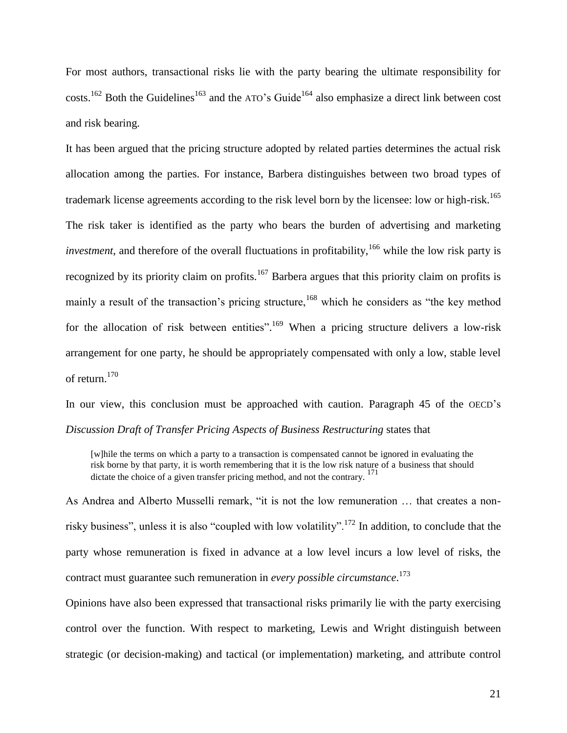For most authors, transactional risks lie with the party bearing the ultimate responsibility for costs.[162] Both the Guidelines[163] and the ATO's Guide[164] also emphasize a direct link between cost and risk bearing.

It has been argued that the pricing structure adopted by related parties determines the actual risk allocation among the parties. For instance, Barbera distinguishes between two broad types of trademark license agreements according to the risk level born by the licensee: low or high-risk.[165] The risk taker is identified as the party who bears the burden of advertising and marketing *investment*, and therefore of the overall fluctuations in profitability,[166] while the low risk party is recognized by its priority claim on profits.[167] Barbera argues that this priority claim on profits is mainly a result of the transaction's pricing structure,[168] which he considers as "the key method for the allocation of risk between entities".[169] When a pricing structure delivers a low-risk arrangement for one party, he should be appropriately compensated with only a low, stable level of return.[170]

In our view, this conclusion must be approached with caution. Paragraph 45 of the OECD's *Discussion Draft of Transfer Pricing Aspects of Business Restructuring* states that

> [w]hile the terms on which a party to a transaction is compensated cannot be ignored in evaluating the risk borne by that party, it is worth remembering that it is the low risk nature of a business that should dictate the choice of a given transfer pricing method, and not the contrary. [171]

As Andrea and Alberto Musselli remark, "it is not the low remuneration … that creates a non-risky business", unless it is also "coupled with low volatility".[172] In addition, to conclude that the party whose remuneration is fixed in advance at a low level incurs a low level of risks, the contract must guarantee such remuneration in *every possible circumstance*.[173]

Opinions have also been expressed that transactional risks primarily lie with the party exercising control over the function. With respect to marketing, Lewis and Wright distinguish between strategic (or decision-making) and tactical (or implementation) marketing, and attribute control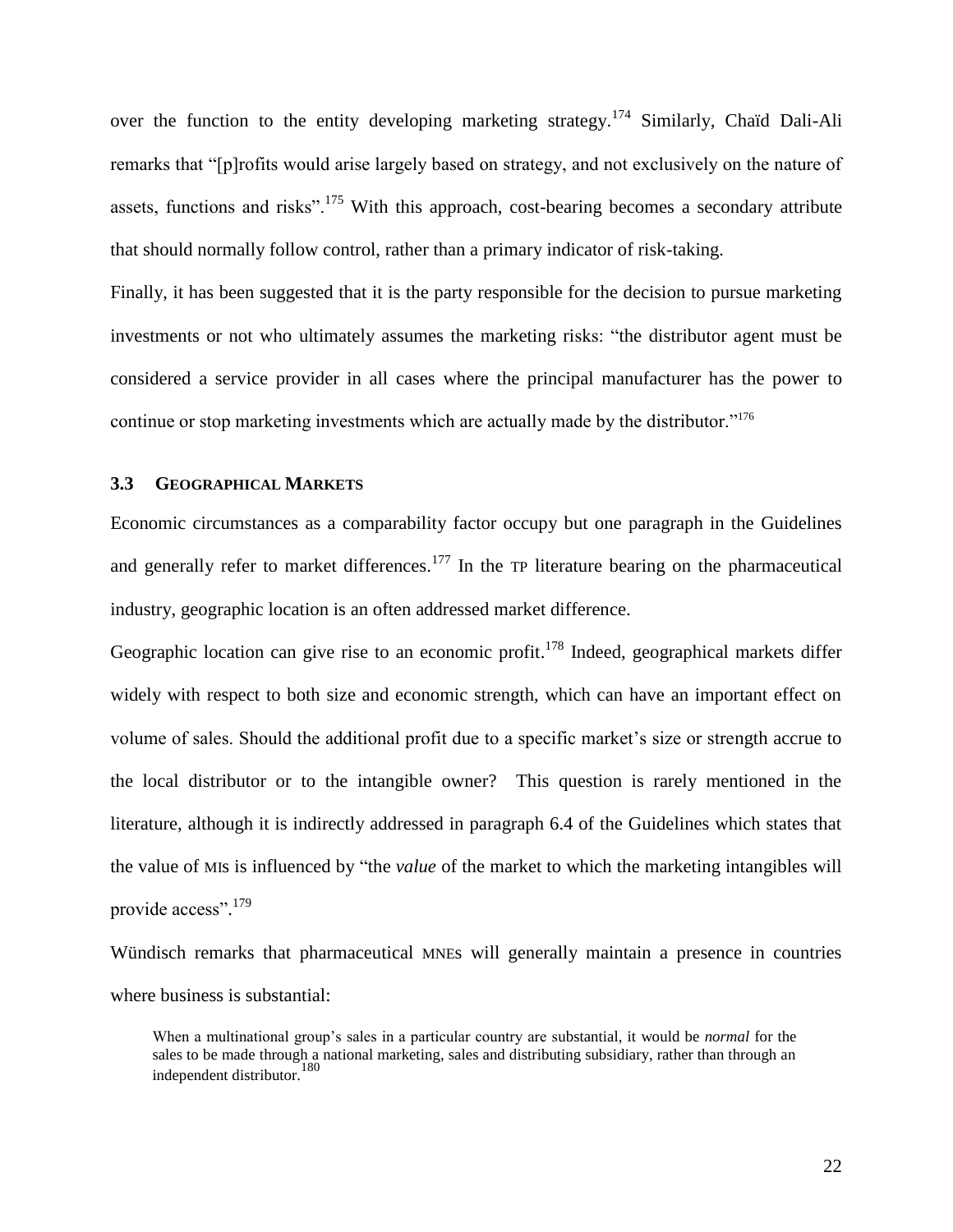over the function to the entity developing marketing strategy.[174] Similarly, Chaïd Dali-Ali remarks that "[p]rofits would arise largely based on strategy, and not exclusively on the nature of assets, functions and risks".[175] With this approach, cost-bearing becomes a secondary attribute that should normally follow control, rather than a primary indicator of risk-taking.

Finally, it has been suggested that it is the party responsible for the decision to pursue marketing investments or not who ultimately assumes the marketing risks: "the distributor agent must be considered a service provider in all cases where the principal manufacturer has the power to continue or stop marketing investments which are actually made by the distributor."[176]

### 3.3 Geographical Markets

Economic circumstances as a comparability factor occupy but one paragraph in the Guidelines and generally refer to market differences.[177] In the TP literature bearing on the pharmaceutical industry, geographic location is an often addressed market difference.

Geographic location can give rise to an economic profit.[178] Indeed, geographical markets differ widely with respect to both size and economic strength, which can have an important effect on volume of sales. Should the additional profit due to a specific market's size or strength accrue to the local distributor or to the intangible owner? This question is rarely mentioned in the literature, although it is indirectly addressed in paragraph 6.4 of the Guidelines which states that the value of MIs is influenced by "the *value* of the market to which the marketing intangibles will provide access".[179]

Wündisch remarks that pharmaceutical MNEs will generally maintain a presence in countries where business is substantial:

> When a multinational group's sales in a particular country are substantial, it would be *normal* for the sales to be made through a national marketing, sales and distributing subsidiary, rather than through an independent distributor.[180]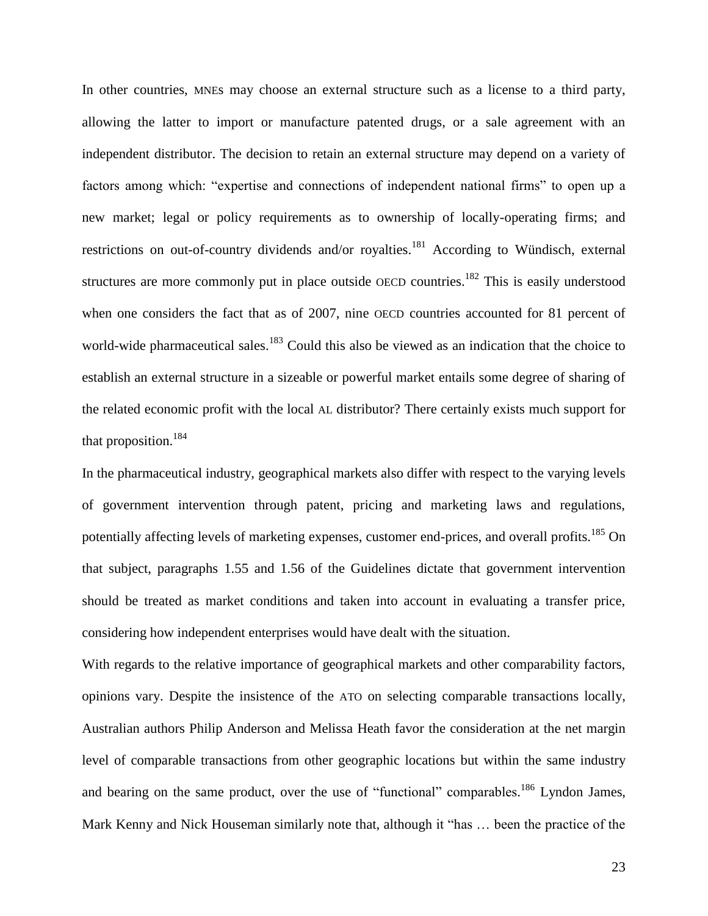In other countries, MNEs may choose an external structure such as a license to a third party, allowing the latter to import or manufacture patented drugs, or a sale agreement with an independent distributor. The decision to retain an external structure may depend on a variety of factors among which: "expertise and connections of independent national firms" to open up a new market; legal or policy requirements as to ownership of locally-operating firms; and restrictions on out-of-country dividends and/or royalties.[181] According to Wündisch, external structures are more commonly put in place outside OECD countries.[182] This is easily understood when one considers the fact that as of 2007, nine OECD countries accounted for 81 percent of world-wide pharmaceutical sales.[183] Could this also be viewed as an indication that the choice to establish an external structure in a sizeable or powerful market entails some degree of sharing of the related economic profit with the local AL distributor? There certainly exists much support for that proposition.[184]

In the pharmaceutical industry, geographical markets also differ with respect to the varying levels of government intervention through patent, pricing and marketing laws and regulations, potentially affecting levels of marketing expenses, customer end-prices, and overall profits.[185] On that subject, paragraphs 1.55 and 1.56 of the Guidelines dictate that government intervention should be treated as market conditions and taken into account in evaluating a transfer price, considering how independent enterprises would have dealt with the situation.

With regards to the relative importance of geographical markets and other comparability factors, opinions vary. Despite the insistence of the ATO on selecting comparable transactions locally, Australian authors Philip Anderson and Melissa Heath favor the consideration at the net margin level of comparable transactions from other geographic locations but within the same industry and bearing on the same product, over the use of "functional" comparables.[186] Lyndon James, Mark Kenny and Nick Houseman similarly note that, although it "has … been the practice of the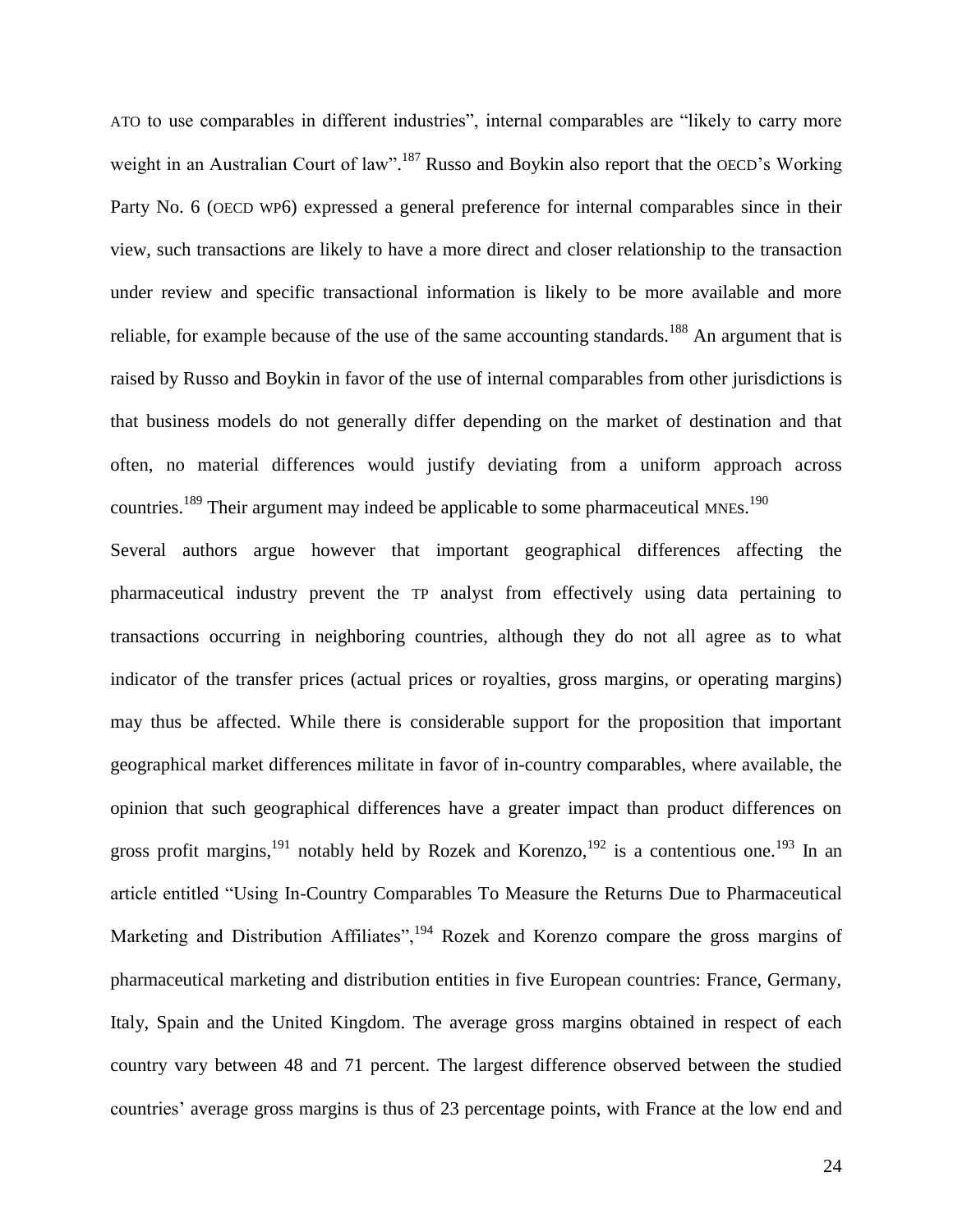ATO to use comparables in different industries", internal comparables are "likely to carry more weight in an Australian Court of law".[187] Russo and Boykin also report that the OECD's Working Party No. 6 (OECD WP6) expressed a general preference for internal comparables since in their view, such transactions are likely to have a more direct and closer relationship to the transaction under review and specific transactional information is likely to be more available and more reliable, for example because of the use of the same accounting standards.[188] An argument that is raised by Russo and Boykin in favor of the use of internal comparables from other jurisdictions is that business models do not generally differ depending on the market of destination and that often, no material differences would justify deviating from a uniform approach across countries.[189] Their argument may indeed be applicable to some pharmaceutical MNEs.[190]

Several authors argue however that important geographical differences affecting the pharmaceutical industry prevent the TP analyst from effectively using data pertaining to transactions occurring in neighboring countries, although they do not all agree as to what indicator of the transfer prices (actual prices or royalties, gross margins, or operating margins) may thus be affected. While there is considerable support for the proposition that important geographical market differences militate in favor of in-country comparables, where available, the opinion that such geographical differences have a greater impact than product differences on gross profit margins,[191] notably held by Rozek and Korenzo,[192] is a contentious one.[193] In an article entitled "Using In-Country Comparables To Measure the Returns Due to Pharmaceutical Marketing and Distribution Affiliates",[194] Rozek and Korenzo compare the gross margins of pharmaceutical marketing and distribution entities in five European countries: France, Germany, Italy, Spain and the United Kingdom. The average gross margins obtained in respect of each country vary between 48 and 71 percent. The largest difference observed between the studied countries' average gross margins is thus of 23 percentage points, with France at the low end and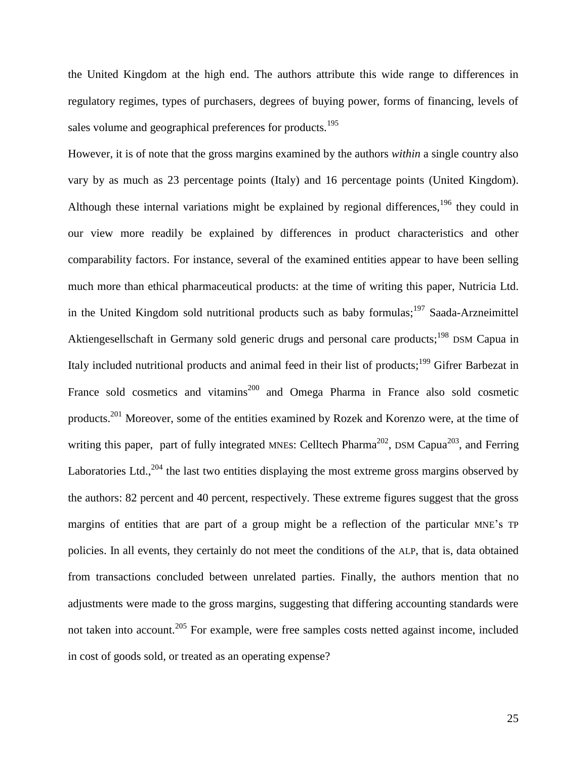the United Kingdom at the high end. The authors attribute this wide range to differences in regulatory regimes, types of purchasers, degrees of buying power, forms of financing, levels of sales volume and geographical preferences for products.[195]

However, it is of note that the gross margins examined by the authors *within* a single country also vary by as much as 23 percentage points (Italy) and 16 percentage points (United Kingdom). Although these internal variations might be explained by regional differences,[196] they could in our view more readily be explained by differences in product characteristics and other comparability factors. For instance, several of the examined entities appear to have been selling much more than ethical pharmaceutical products: at the time of writing this paper, Nutricia Ltd. in the United Kingdom sold nutritional products such as baby formulas;[197] Saada-Arzneimittel Aktiengesellschaft in Germany sold generic drugs and personal care products;[198] DSM Capua in Italy included nutritional products and animal feed in their list of products;[199] Gifrer Barbezat in France sold cosmetics and vitamins[200] and Omega Pharma in France also sold cosmetic products.[201] Moreover, some of the entities examined by Rozek and Korenzo were, at the time of writing this paper, part of fully integrated MNEs: Celltech Pharma[202], DSM Capua[203], and Ferring Laboratories Ltd.,[204] the last two entities displaying the most extreme gross margins observed by the authors: 82 percent and 40 percent, respectively. These extreme figures suggest that the gross margins of entities that are part of a group might be a reflection of the particular MNE's TP policies. In all events, they certainly do not meet the conditions of the ALP, that is, data obtained from transactions concluded between unrelated parties. Finally, the authors mention that no adjustments were made to the gross margins, suggesting that differing accounting standards were not taken into account.[205] For example, were free samples costs netted against income, included in cost of goods sold, or treated as an operating expense?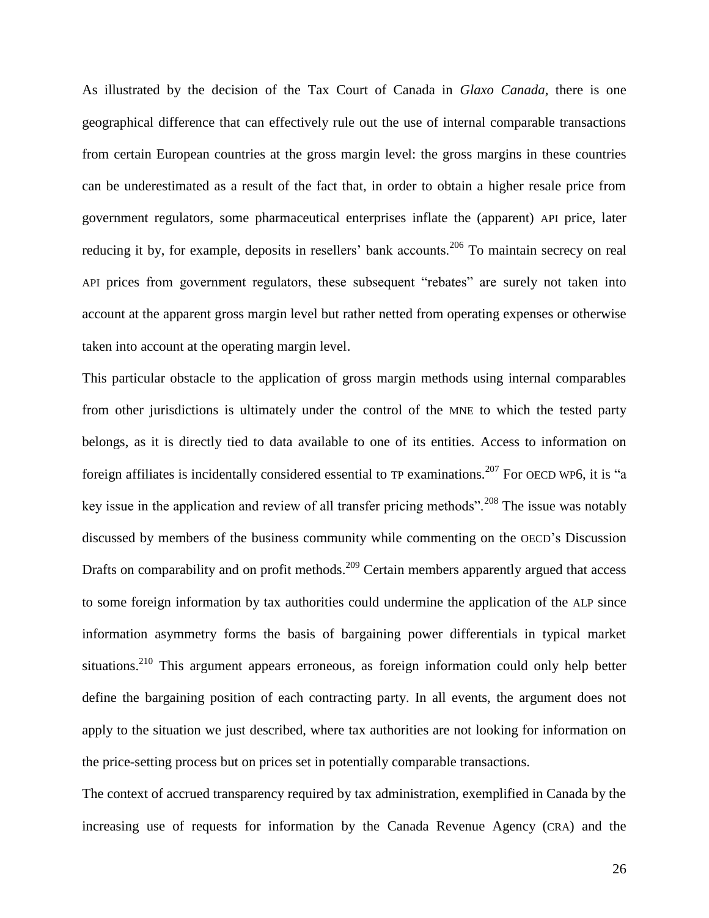As illustrated by the decision of the Tax Court of Canada in *Glaxo Canada*, there is one geographical difference that can effectively rule out the use of internal comparable transactions from certain European countries at the gross margin level: the gross margins in these countries can be underestimated as a result of the fact that, in order to obtain a higher resale price from government regulators, some pharmaceutical enterprises inflate the (apparent) API price, later reducing it by, for example, deposits in resellers' bank accounts.[206] To maintain secrecy on real API prices from government regulators, these subsequent "rebates" are surely not taken into account at the apparent gross margin level but rather netted from operating expenses or otherwise taken into account at the operating margin level.

This particular obstacle to the application of gross margin methods using internal comparables from other jurisdictions is ultimately under the control of the MNE to which the tested party belongs, as it is directly tied to data available to one of its entities. Access to information on foreign affiliates is incidentally considered essential to TP examinations.[207] For OECD WP6, it is "a key issue in the application and review of all transfer pricing methods".[208] The issue was notably discussed by members of the business community while commenting on the OECD's Discussion Drafts on comparability and on profit methods.[209] Certain members apparently argued that access to some foreign information by tax authorities could undermine the application of the ALP since information asymmetry forms the basis of bargaining power differentials in typical market situations.[210] This argument appears erroneous, as foreign information could only help better define the bargaining position of each contracting party. In all events, the argument does not apply to the situation we just described, where tax authorities are not looking for information on the price-setting process but on prices set in potentially comparable transactions.

The context of accrued transparency required by tax administration, exemplified in Canada by the increasing use of requests for information by the Canada Revenue Agency (CRA) and the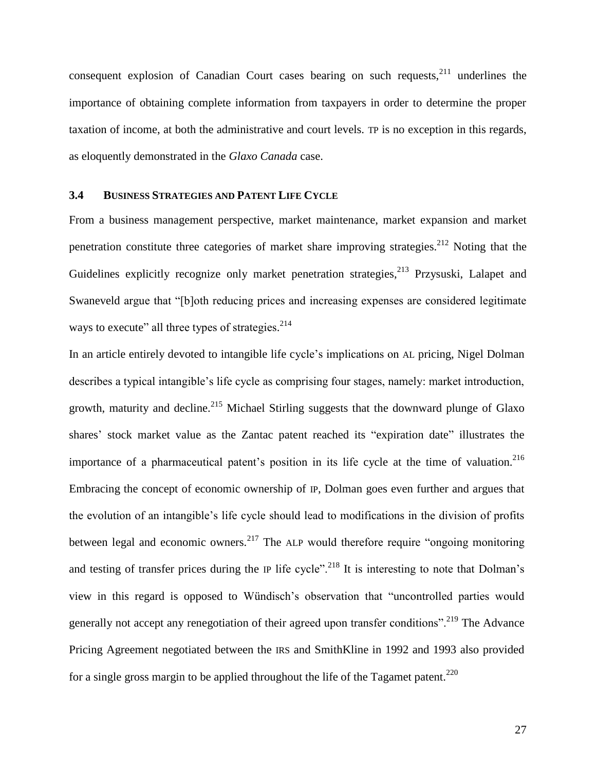consequent explosion of Canadian Court cases bearing on such requests,[211] underlines the importance of obtaining complete information from taxpayers in order to determine the proper taxation of income, at both the administrative and court levels. TP is no exception in this regards, as eloquently demonstrated in the *Glaxo Canada* case.

### 3.4 BUSINESS STRATEGIES AND PATENT LIFE CYCLE

From a business management perspective, market maintenance, market expansion and market penetration constitute three categories of market share improving strategies.[212] Noting that the Guidelines explicitly recognize only market penetration strategies,[213] Przysuski, Lalapet and Swaneveld argue that "[b]oth reducing prices and increasing expenses are considered legitimate ways to execute" all three types of strategies.[214]

In an article entirely devoted to intangible life cycle's implications on AL pricing, Nigel Dolman describes a typical intangible's life cycle as comprising four stages, namely: market introduction, growth, maturity and decline.[215] Michael Stirling suggests that the downward plunge of Glaxo shares' stock market value as the Zantac patent reached its "expiration date" illustrates the importance of a pharmaceutical patent's position in its life cycle at the time of valuation.[216] Embracing the concept of economic ownership of IP, Dolman goes even further and argues that the evolution of an intangible's life cycle should lead to modifications in the division of profits between legal and economic owners.[217] The ALP would therefore require "ongoing monitoring and testing of transfer prices during the IP life cycle".[218] It is interesting to note that Dolman's view in this regard is opposed to Wündisch's observation that "uncontrolled parties would generally not accept any renegotiation of their agreed upon transfer conditions".[219] The Advance Pricing Agreement negotiated between the IRS and SmithKline in 1992 and 1993 also provided for a single gross margin to be applied throughout the life of the Tagamet patent.[220]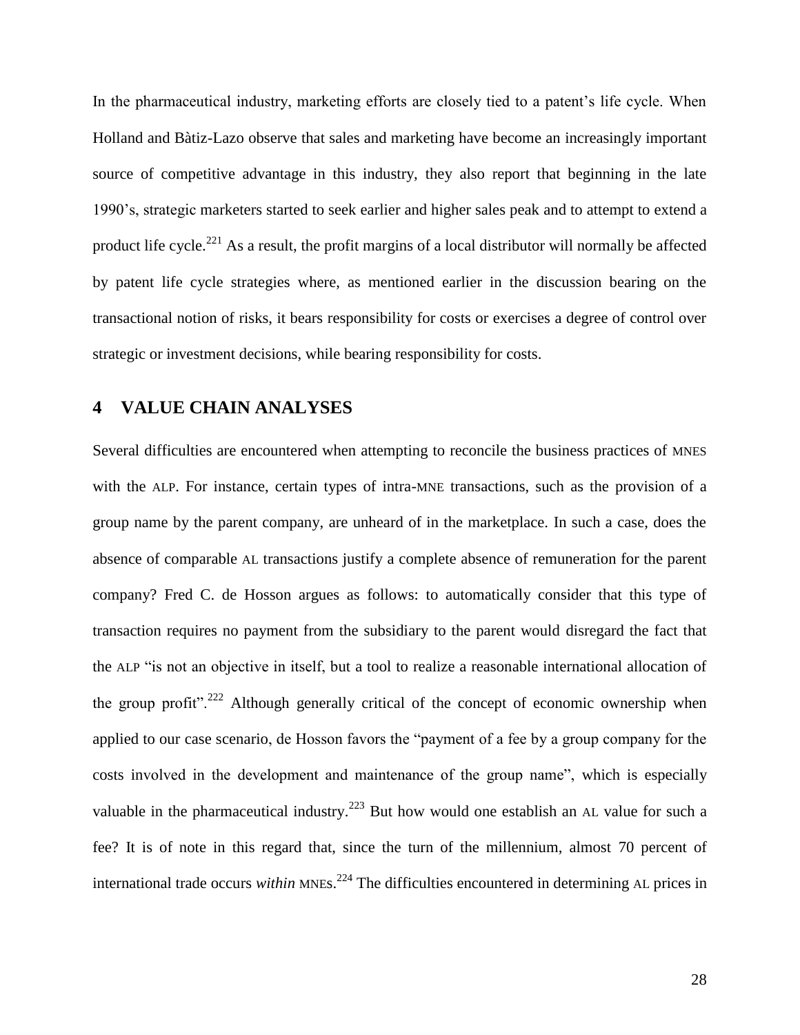In the pharmaceutical industry, marketing efforts are closely tied to a patent's life cycle. When Holland and Bàtiz-Lazo observe that sales and marketing have become an increasingly important source of competitive advantage in this industry, they also report that beginning in the late 1990's, strategic marketers started to seek earlier and higher sales peak and to attempt to extend a product life cycle.[221] As a result, the profit margins of a local distributor will normally be affected by patent life cycle strategies where, as mentioned earlier in the discussion bearing on the transactional notion of risks, it bears responsibility for costs or exercises a degree of control over strategic or investment decisions, while bearing responsibility for costs.

## 4 VALUE CHAIN ANALYSES

Several difficulties are encountered when attempting to reconcile the business practices of MNES with the ALP. For instance, certain types of intra-MNE transactions, such as the provision of a group name by the parent company, are unheard of in the marketplace. In such a case, does the absence of comparable AL transactions justify a complete absence of remuneration for the parent company? Fred C. de Hosson argues as follows: to automatically consider that this type of transaction requires no payment from the subsidiary to the parent would disregard the fact that the ALP "is not an objective in itself, but a tool to realize a reasonable international allocation of the group profit".[222] Although generally critical of the concept of economic ownership when applied to our case scenario, de Hosson favors the "payment of a fee by a group company for the costs involved in the development and maintenance of the group name", which is especially valuable in the pharmaceutical industry.[223] But how would one establish an AL value for such a fee? It is of note in this regard that, since the turn of the millennium, almost 70 percent of international trade occurs *within* MNEs.[224] The difficulties encountered in determining AL prices in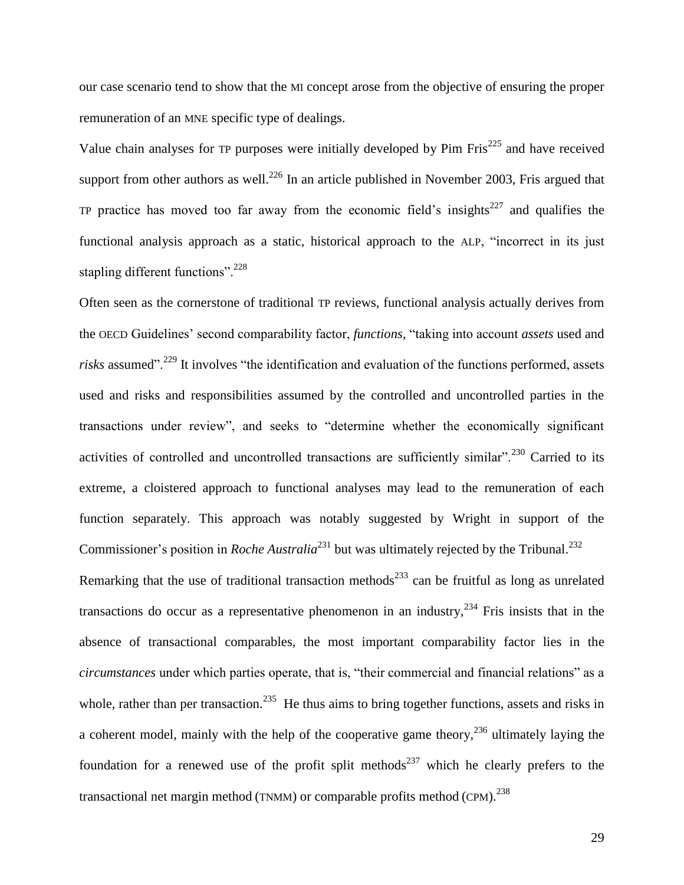our case scenario tend to show that the MI concept arose from the objective of ensuring the proper remuneration of an MNE specific type of dealings.

Value chain analyses for TP purposes were initially developed by Pim Fris[225] and have received support from other authors as well.[226] In an article published in November 2003, Fris argued that TP practice has moved too far away from the economic field's insights[227] and qualifies the functional analysis approach as a static, historical approach to the ALP, "incorrect in its just stapling different functions".[228]

Often seen as the cornerstone of traditional TP reviews, functional analysis actually derives from the OECD Guidelines' second comparability factor, *functions*, "taking into account *assets* used and *risks* assumed".[229] It involves "the identification and evaluation of the functions performed, assets used and risks and responsibilities assumed by the controlled and uncontrolled parties in the transactions under review", and seeks to "determine whether the economically significant activities of controlled and uncontrolled transactions are sufficiently similar".[230] Carried to its extreme, a cloistered approach to functional analyses may lead to the remuneration of each function separately. This approach was notably suggested by Wright in support of the Commissioner's position in *Roche Australia*[231] but was ultimately rejected by the Tribunal.[232]

Remarking that the use of traditional transaction methods[233] can be fruitful as long as unrelated transactions do occur as a representative phenomenon in an industry,[234] Fris insists that in the absence of transactional comparables, the most important comparability factor lies in the *circumstances* under which parties operate, that is, "their commercial and financial relations" as a whole, rather than per transaction.[235] He thus aims to bring together functions, assets and risks in a coherent model, mainly with the help of the cooperative game theory,[236] ultimately laying the foundation for a renewed use of the profit split methods[237] which he clearly prefers to the transactional net margin method (TNMM) or comparable profits method (CPM).[238]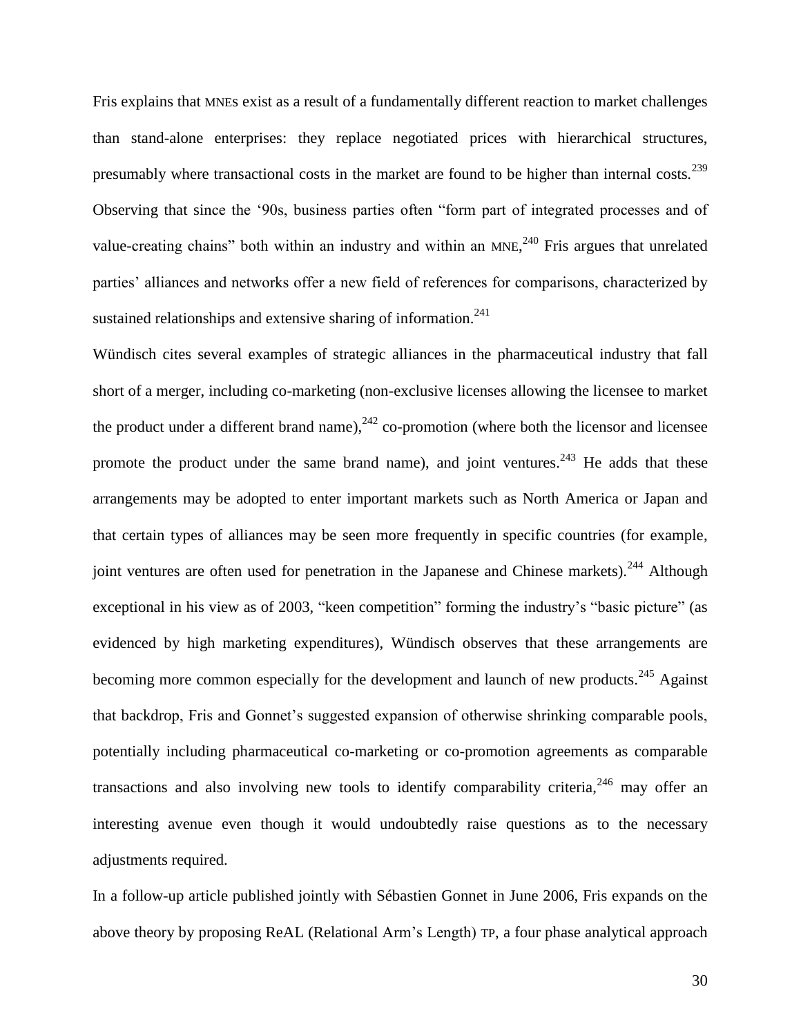Fris explains that MNEs exist as a result of a fundamentally different reaction to market challenges than stand-alone enterprises: they replace negotiated prices with hierarchical structures, presumably where transactional costs in the market are found to be higher than internal costs.[239] Observing that since the '90s, business parties often "form part of integrated processes and of value-creating chains" both within an industry and within an MNE,[240] Fris argues that unrelated parties' alliances and networks offer a new field of references for comparisons, characterized by sustained relationships and extensive sharing of information.[241]

Wündisch cites several examples of strategic alliances in the pharmaceutical industry that fall short of a merger, including co-marketing (non-exclusive licenses allowing the licensee to market the product under a different brand name),[242] co-promotion (where both the licensor and licensee promote the product under the same brand name), and joint ventures.[243] He adds that these arrangements may be adopted to enter important markets such as North America or Japan and that certain types of alliances may be seen more frequently in specific countries (for example, joint ventures are often used for penetration in the Japanese and Chinese markets).[244] Although exceptional in his view as of 2003, "keen competition" forming the industry's "basic picture" (as evidenced by high marketing expenditures), Wündisch observes that these arrangements are becoming more common especially for the development and launch of new products.[245] Against that backdrop, Fris and Gonnet's suggested expansion of otherwise shrinking comparable pools, potentially including pharmaceutical co-marketing or co-promotion agreements as comparable transactions and also involving new tools to identify comparability criteria,[246] may offer an interesting avenue even though it would undoubtedly raise questions as to the necessary adjustments required.

In a follow-up article published jointly with Sébastien Gonnet in June 2006, Fris expands on the above theory by proposing ReAL (Relational Arm's Length) TP, a four phase analytical approach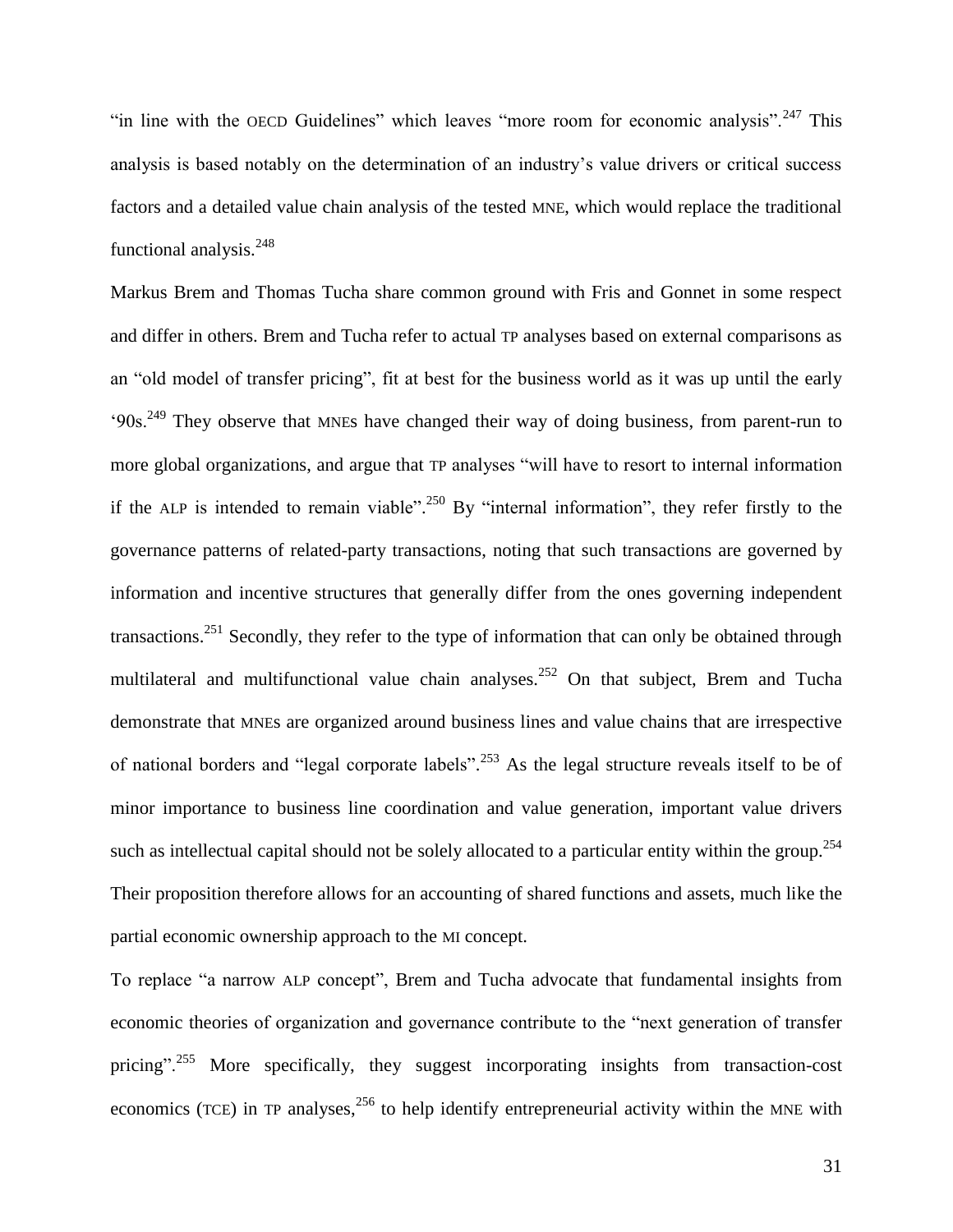"in line with the OECD Guidelines" which leaves "more room for economic analysis".[247] This analysis is based notably on the determination of an industry's value drivers or critical success factors and a detailed value chain analysis of the tested MNE, which would replace the traditional functional analysis.[248]

Markus Brem and Thomas Tucha share common ground with Fris and Gonnet in some respect and differ in others. Brem and Tucha refer to actual TP analyses based on external comparisons as an "old model of transfer pricing", fit at best for the business world as it was up until the early '90s.[249] They observe that MNEs have changed their way of doing business, from parent-run to more global organizations, and argue that TP analyses "will have to resort to internal information if the ALP is intended to remain viable".[250] By "internal information", they refer firstly to the governance patterns of related-party transactions, noting that such transactions are governed by information and incentive structures that generally differ from the ones governing independent transactions.[251] Secondly, they refer to the type of information that can only be obtained through multilateral and multifunctional value chain analyses.[252] On that subject, Brem and Tucha demonstrate that MNEs are organized around business lines and value chains that are irrespective of national borders and "legal corporate labels".[253] As the legal structure reveals itself to be of minor importance to business line coordination and value generation, important value drivers such as intellectual capital should not be solely allocated to a particular entity within the group.[254] Their proposition therefore allows for an accounting of shared functions and assets, much like the partial economic ownership approach to the MI concept.

To replace "a narrow ALP concept", Brem and Tucha advocate that fundamental insights from economic theories of organization and governance contribute to the "next generation of transfer pricing".[255] More specifically, they suggest incorporating insights from transaction-cost economics (TCE) in TP analyses,[256] to help identify entrepreneurial activity within the MNE with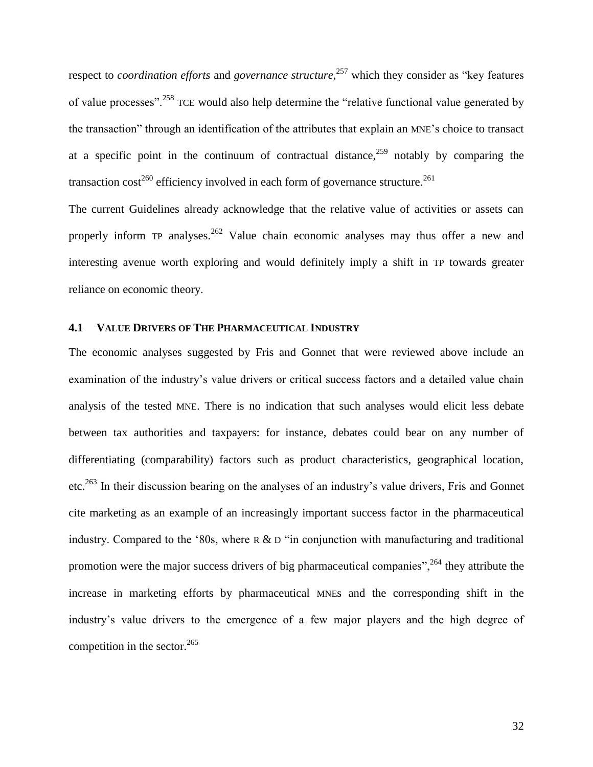respect to *coordination efforts* and *governance structure*,[257] which they consider as "key features of value processes".[258] TCE would also help determine the "relative functional value generated by the transaction" through an identification of the attributes that explain an MNE's choice to transact at a specific point in the continuum of contractual distance,[259] notably by comparing the transaction cost[260] efficiency involved in each form of governance structure.[261]

The current Guidelines already acknowledge that the relative value of activities or assets can properly inform TP analyses.[262] Value chain economic analyses may thus offer a new and interesting avenue worth exploring and would definitely imply a shift in TP towards greater reliance on economic theory.

### 4.1 VALUE DRIVERS OF THE PHARMACEUTICAL INDUSTRY

The economic analyses suggested by Fris and Gonnet that were reviewed above include an examination of the industry's value drivers or critical success factors and a detailed value chain analysis of the tested MNE. There is no indication that such analyses would elicit less debate between tax authorities and taxpayers: for instance, debates could bear on any number of differentiating (comparability) factors such as product characteristics, geographical location, etc.[263] In their discussion bearing on the analyses of an industry's value drivers, Fris and Gonnet cite marketing as an example of an increasingly important success factor in the pharmaceutical industry. Compared to the '80s, where R & D "in conjunction with manufacturing and traditional promotion were the major success drivers of big pharmaceutical companies",[264] they attribute the increase in marketing efforts by pharmaceutical MNEs and the corresponding shift in the industry's value drivers to the emergence of a few major players and the high degree of competition in the sector.[265]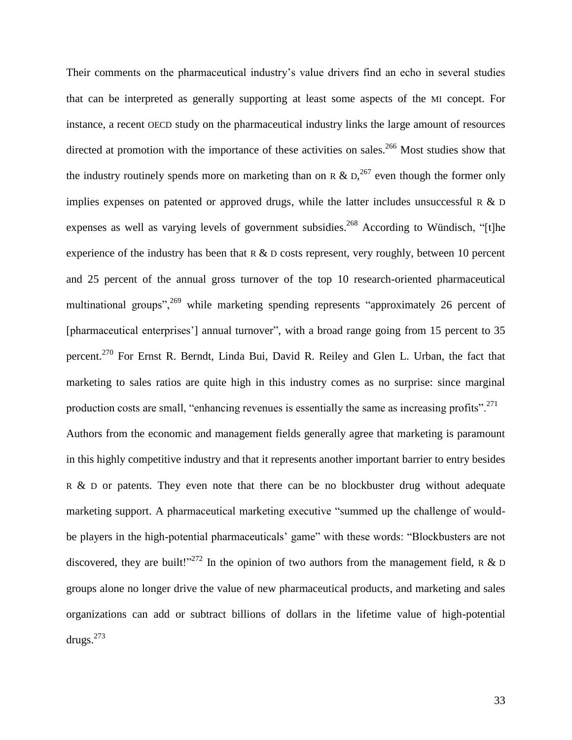Their comments on the pharmaceutical industry's value drivers find an echo in several studies that can be interpreted as generally supporting at least some aspects of the MI concept. For instance, a recent OECD study on the pharmaceutical industry links the large amount of resources directed at promotion with the importance of these activities on sales.[266] Most studies show that the industry routinely spends more on marketing than on R & D,[267] even though the former only implies expenses on patented or approved drugs, while the latter includes unsuccessful R & D expenses as well as varying levels of government subsidies.[268] According to Wündisch, "[t]he experience of the industry has been that R & D costs represent, very roughly, between 10 percent and 25 percent of the annual gross turnover of the top 10 research-oriented pharmaceutical multinational groups",[269] while marketing spending represents "approximately 26 percent of [pharmaceutical enterprises'] annual turnover", with a broad range going from 15 percent to 35 percent.[270] For Ernst R. Berndt, Linda Bui, David R. Reiley and Glen L. Urban, the fact that marketing to sales ratios are quite high in this industry comes as no surprise: since marginal production costs are small, "enhancing revenues is essentially the same as increasing profits".[271] Authors from the economic and management fields generally agree that marketing is paramount in this highly competitive industry and that it represents another important barrier to entry besides R & D or patents. They even note that there can be no blockbuster drug without adequate marketing support. A pharmaceutical marketing executive "summed up the challenge of would-be players in the high-potential pharmaceuticals' game" with these words: "Blockbusters are not discovered, they are built!"[272] In the opinion of two authors from the management field, R & D groups alone no longer drive the value of new pharmaceutical products, and marketing and sales organizations can add or subtract billions of dollars in the lifetime value of high-potential drugs.[273]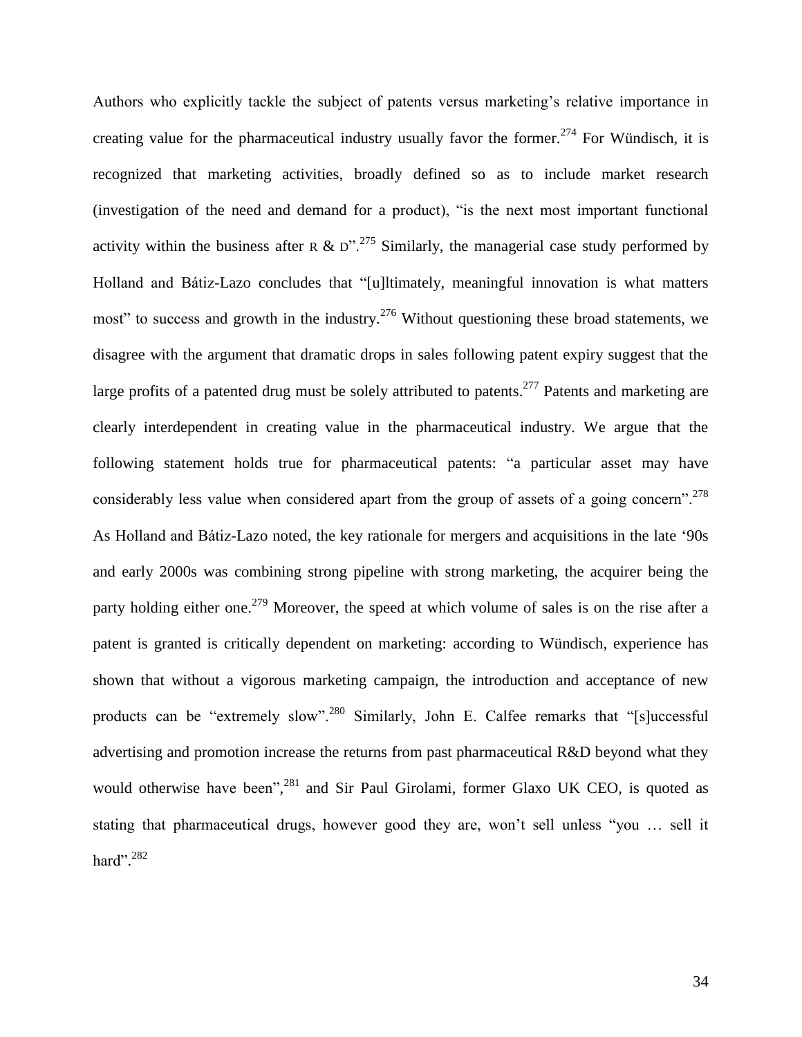Authors who explicitly tackle the subject of patents versus marketing's relative importance in creating value for the pharmaceutical industry usually favor the former.[274] For Wündisch, it is recognized that marketing activities, broadly defined so as to include market research (investigation of the need and demand for a product), "is the next most important functional activity within the business after R & D".[275] Similarly, the managerial case study performed by Holland and Bátiz-Lazo concludes that "[u]ltimately, meaningful innovation is what matters most" to success and growth in the industry.[276] Without questioning these broad statements, we disagree with the argument that dramatic drops in sales following patent expiry suggest that the large profits of a patented drug must be solely attributed to patents.[277] Patents and marketing are clearly interdependent in creating value in the pharmaceutical industry. We argue that the following statement holds true for pharmaceutical patents: "a particular asset may have considerably less value when considered apart from the group of assets of a going concern".[278] As Holland and Bátiz-Lazo noted, the key rationale for mergers and acquisitions in the late '90s and early 2000s was combining strong pipeline with strong marketing, the acquirer being the party holding either one.[279] Moreover, the speed at which volume of sales is on the rise after a patent is granted is critically dependent on marketing: according to Wündisch, experience has shown that without a vigorous marketing campaign, the introduction and acceptance of new products can be "extremely slow".[280] Similarly, John E. Calfee remarks that "[s]uccessful advertising and promotion increase the returns from past pharmaceutical R&D beyond what they would otherwise have been",[281] and Sir Paul Girolami, former Glaxo UK CEO, is quoted as stating that pharmaceutical drugs, however good they are, won't sell unless "you … sell it hard".[282]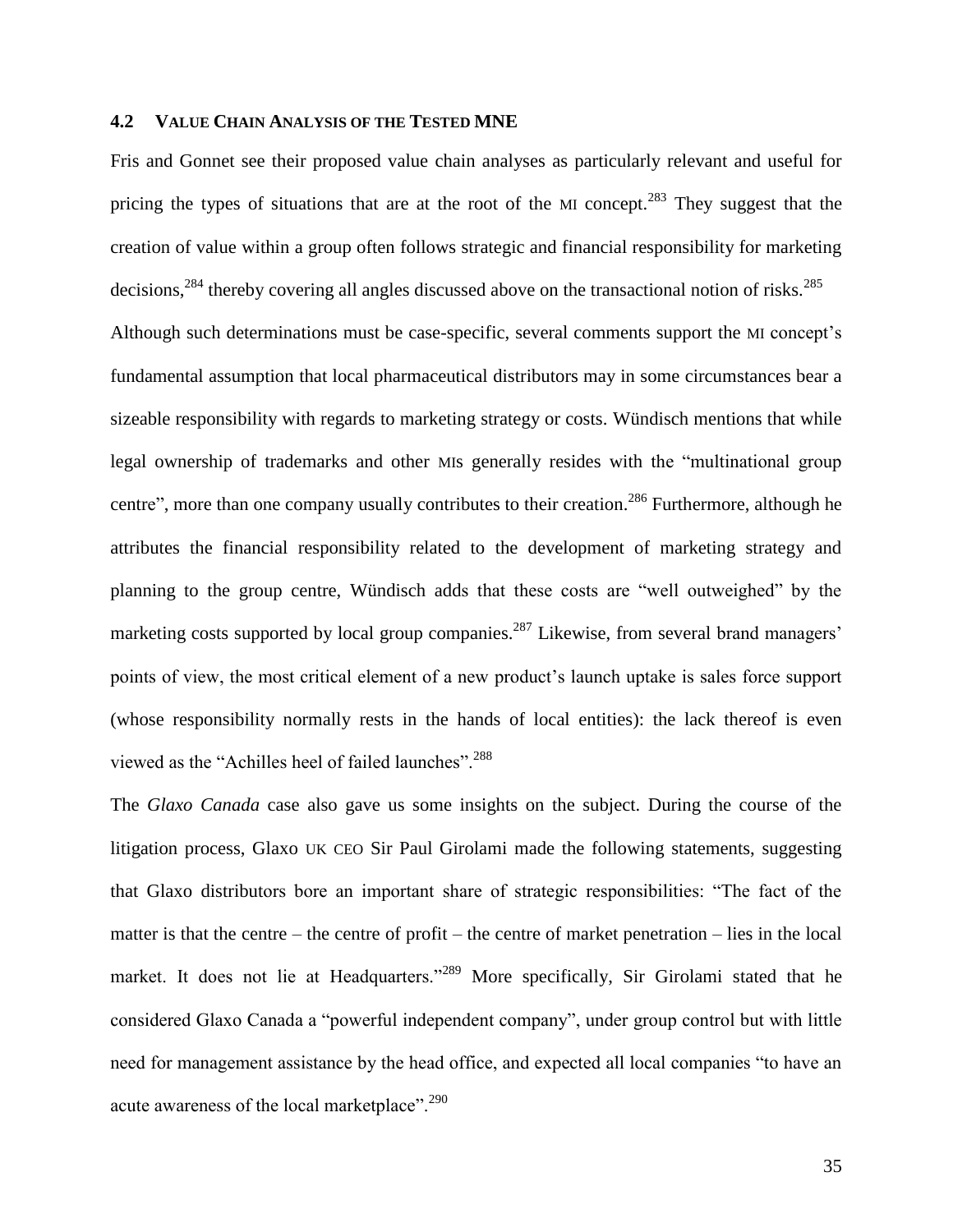### 4.2 VALUE CHAIN ANALYSIS OF THE TESTED MNE

Fris and Gonnet see their proposed value chain analyses as particularly relevant and useful for pricing the types of situations that are at the root of the MI concept.[283] They suggest that the creation of value within a group often follows strategic and financial responsibility for marketing decisions,[284] thereby covering all angles discussed above on the transactional notion of risks.[285]

Although such determinations must be case-specific, several comments support the MI concept's fundamental assumption that local pharmaceutical distributors may in some circumstances bear a sizeable responsibility with regards to marketing strategy or costs. Wündisch mentions that while legal ownership of trademarks and other MIs generally resides with the "multinational group centre", more than one company usually contributes to their creation.[286] Furthermore, although he attributes the financial responsibility related to the development of marketing strategy and planning to the group centre, Wündisch adds that these costs are "well outweighed" by the marketing costs supported by local group companies.[287] Likewise, from several brand managers' points of view, the most critical element of a new product's launch uptake is sales force support (whose responsibility normally rests in the hands of local entities): the lack thereof is even viewed as the "Achilles heel of failed launches".[288]

The *Glaxo Canada* case also gave us some insights on the subject. During the course of the litigation process, Glaxo UK CEO Sir Paul Girolami made the following statements, suggesting that Glaxo distributors bore an important share of strategic responsibilities: "The fact of the matter is that the centre – the centre of profit – the centre of market penetration – lies in the local market. It does not lie at Headquarters."[289] More specifically, Sir Girolami stated that he considered Glaxo Canada a "powerful independent company", under group control but with little need for management assistance by the head office, and expected all local companies "to have an acute awareness of the local marketplace".[290]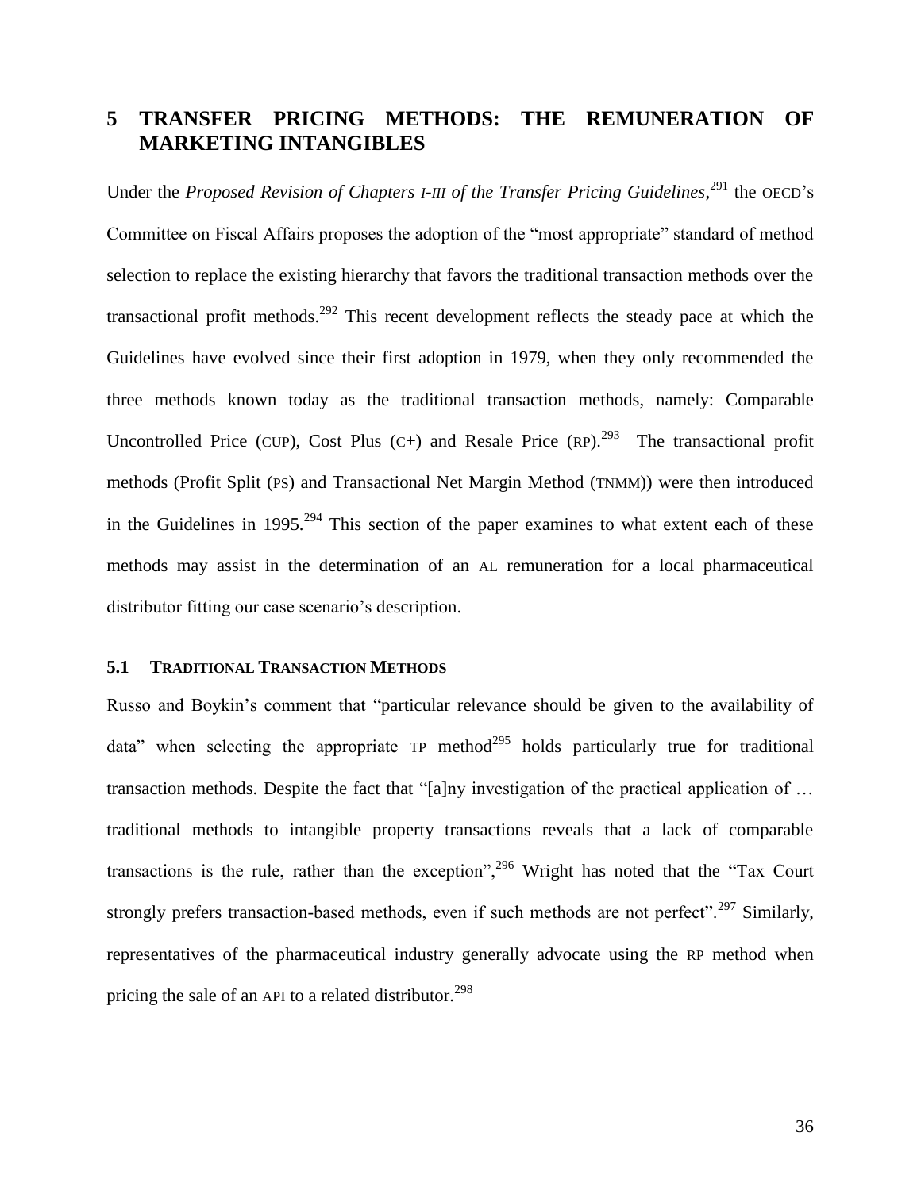# 5 TRANSFER PRICING METHODS: THE REMUNERATION OF MARKETING INTANGIBLES

Under the *Proposed Revision of Chapters I-III of the Transfer Pricing Guidelines*,[291] the OECD's Committee on Fiscal Affairs proposes the adoption of the "most appropriate" standard of method selection to replace the existing hierarchy that favors the traditional transaction methods over the transactional profit methods.[292] This recent development reflects the steady pace at which the Guidelines have evolved since their first adoption in 1979, when they only recommended the three methods known today as the traditional transaction methods, namely: Comparable Uncontrolled Price (CUP), Cost Plus (C+) and Resale Price (RP).[293] The transactional profit methods (Profit Split (PS) and Transactional Net Margin Method (TNMM)) were then introduced in the Guidelines in 1995.[294] This section of the paper examines to what extent each of these methods may assist in the determination of an AL remuneration for a local pharmaceutical distributor fitting our case scenario's description.

## 5.1 TRADITIONAL TRANSACTION METHODS

Russo and Boykin's comment that "particular relevance should be given to the availability of data" when selecting the appropriate TP method[295] holds particularly true for traditional transaction methods. Despite the fact that "[a]ny investigation of the practical application of … traditional methods to intangible property transactions reveals that a lack of comparable transactions is the rule, rather than the exception",[296] Wright has noted that the "Tax Court strongly prefers transaction-based methods, even if such methods are not perfect".[297] Similarly, representatives of the pharmaceutical industry generally advocate using the RP method when pricing the sale of an API to a related distributor.[298]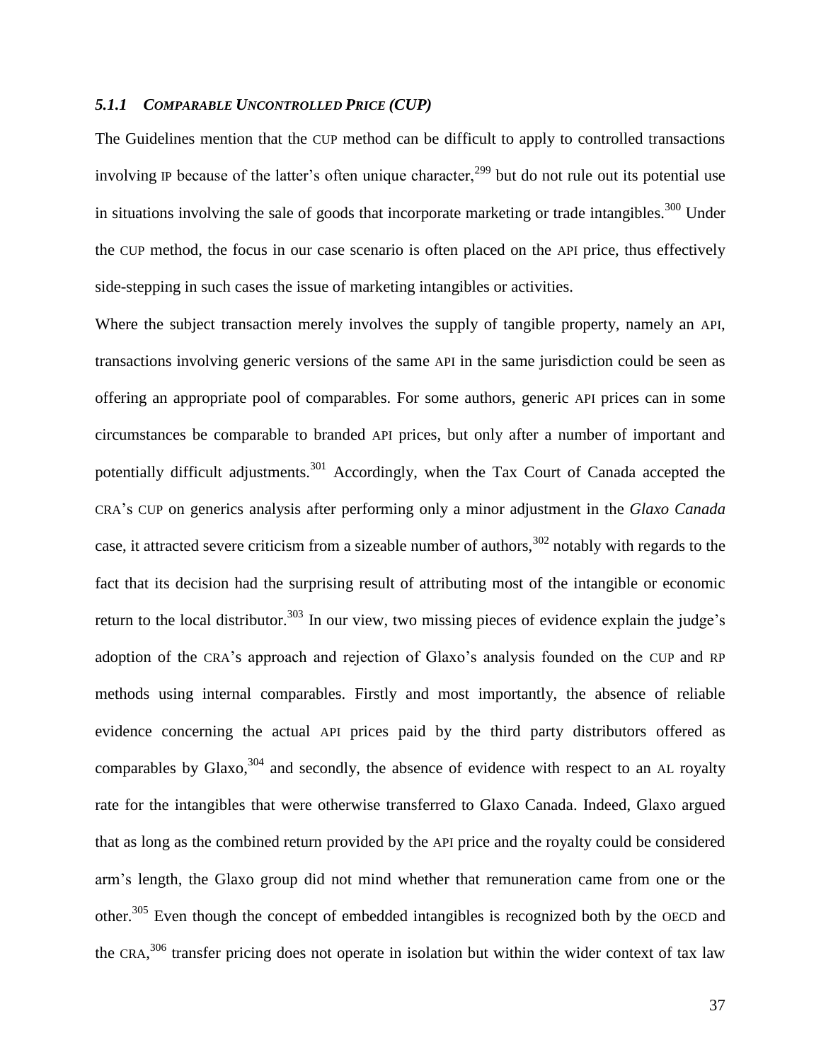### *5.1.1 COMPARABLE UNCONTROLLED PRICE (CUP)*

The Guidelines mention that the CUP method can be difficult to apply to controlled transactions involving IP because of the latter's often unique character,[299] but do not rule out its potential use in situations involving the sale of goods that incorporate marketing or trade intangibles.[300] Under the CUP method, the focus in our case scenario is often placed on the API price, thus effectively side-stepping in such cases the issue of marketing intangibles or activities.

Where the subject transaction merely involves the supply of tangible property, namely an API, transactions involving generic versions of the same API in the same jurisdiction could be seen as offering an appropriate pool of comparables. For some authors, generic API prices can in some circumstances be comparable to branded API prices, but only after a number of important and potentially difficult adjustments.[301] Accordingly, when the Tax Court of Canada accepted the CRA's CUP on generics analysis after performing only a minor adjustment in the *Glaxo Canada* case, it attracted severe criticism from a sizeable number of authors,[302] notably with regards to the fact that its decision had the surprising result of attributing most of the intangible or economic return to the local distributor.[303] In our view, two missing pieces of evidence explain the judge's adoption of the CRA's approach and rejection of Glaxo's analysis founded on the CUP and RP methods using internal comparables. Firstly and most importantly, the absence of reliable evidence concerning the actual API prices paid by the third party distributors offered as comparables by Glaxo,[304] and secondly, the absence of evidence with respect to an AL royalty rate for the intangibles that were otherwise transferred to Glaxo Canada. Indeed, Glaxo argued that as long as the combined return provided by the API price and the royalty could be considered arm's length, the Glaxo group did not mind whether that remuneration came from one or the other.[305] Even though the concept of embedded intangibles is recognized both by the OECD and the CRA,[306] transfer pricing does not operate in isolation but within the wider context of tax law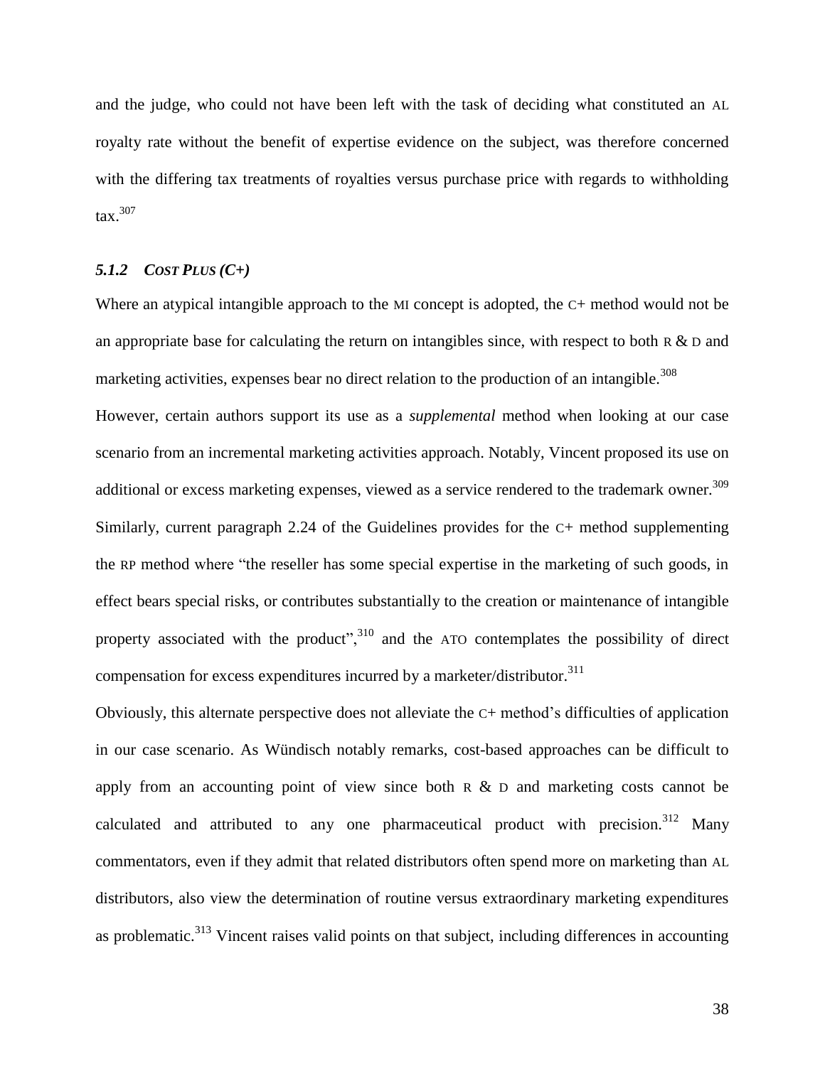and the judge, who could not have been left with the task of deciding what constituted an AL royalty rate without the benefit of expertise evidence on the subject, was therefore concerned with the differing tax treatments of royalties versus purchase price with regards to withholding tax.[307]

### *5.1.2 Cost Plus (C+)*

Where an atypical intangible approach to the MI concept is adopted, the C+ method would not be an appropriate base for calculating the return on intangibles since, with respect to both R & D and marketing activities, expenses bear no direct relation to the production of an intangible.[308]

However, certain authors support its use as a *supplemental* method when looking at our case scenario from an incremental marketing activities approach. Notably, Vincent proposed its use on additional or excess marketing expenses, viewed as a service rendered to the trademark owner.[309] Similarly, current paragraph 2.24 of the Guidelines provides for the C+ method supplementing the RP method where "the reseller has some special expertise in the marketing of such goods, in effect bears special risks, or contributes substantially to the creation or maintenance of intangible property associated with the product",[310] and the ATO contemplates the possibility of direct compensation for excess expenditures incurred by a marketer/distributor.[311]

Obviously, this alternate perspective does not alleviate the C+ method's difficulties of application in our case scenario. As Wündisch notably remarks, cost-based approaches can be difficult to apply from an accounting point of view since both R & D and marketing costs cannot be calculated and attributed to any one pharmaceutical product with precision.[312] Many commentators, even if they admit that related distributors often spend more on marketing than AL distributors, also view the determination of routine versus extraordinary marketing expenditures as problematic.[313] Vincent raises valid points on that subject, including differences in accounting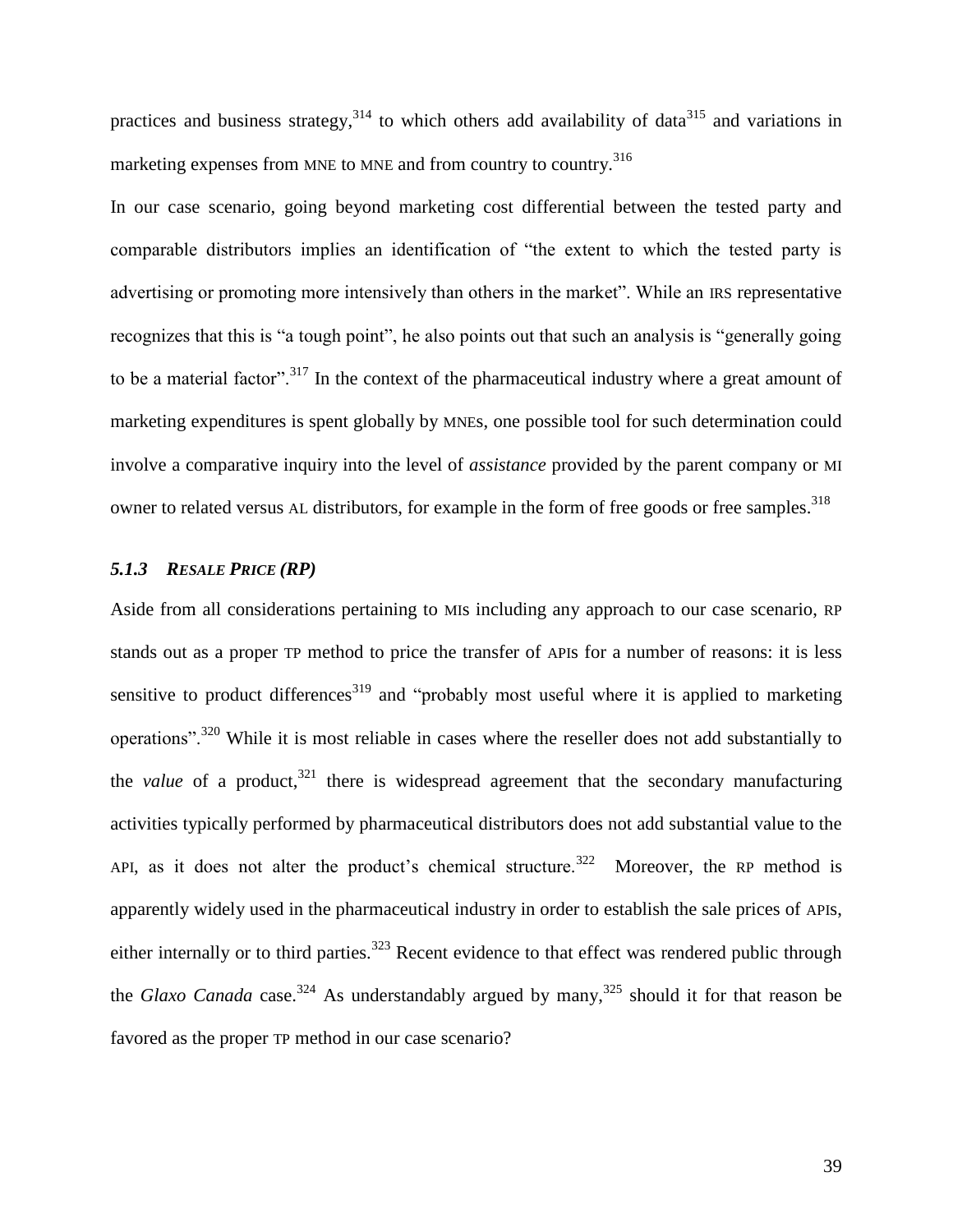practices and business strategy,[314] to which others add availability of data[315] and variations in marketing expenses from MNE to MNE and from country to country.[316]

In our case scenario, going beyond marketing cost differential between the tested party and comparable distributors implies an identification of "the extent to which the tested party is advertising or promoting more intensively than others in the market". While an IRS representative recognizes that this is "a tough point", he also points out that such an analysis is "generally going to be a material factor".[317] In the context of the pharmaceutical industry where a great amount of marketing expenditures is spent globally by MNEs, one possible tool for such determination could involve a comparative inquiry into the level of *assistance* provided by the parent company or MI owner to related versus AL distributors, for example in the form of free goods or free samples.[318]

### *5.1.3 Resale Price (RP)*

Aside from all considerations pertaining to MIs including any approach to our case scenario, RP stands out as a proper TP method to price the transfer of APIs for a number of reasons: it is less sensitive to product differences[319] and "probably most useful where it is applied to marketing operations".[320] While it is most reliable in cases where the reseller does not add substantially to the *value* of a product,[321] there is widespread agreement that the secondary manufacturing activities typically performed by pharmaceutical distributors does not add substantial value to the API, as it does not alter the product's chemical structure.[322] Moreover, the RP method is apparently widely used in the pharmaceutical industry in order to establish the sale prices of APIs, either internally or to third parties.[323] Recent evidence to that effect was rendered public through the *Glaxo Canada* case.[324] As understandably argued by many,[325] should it for that reason be favored as the proper TP method in our case scenario?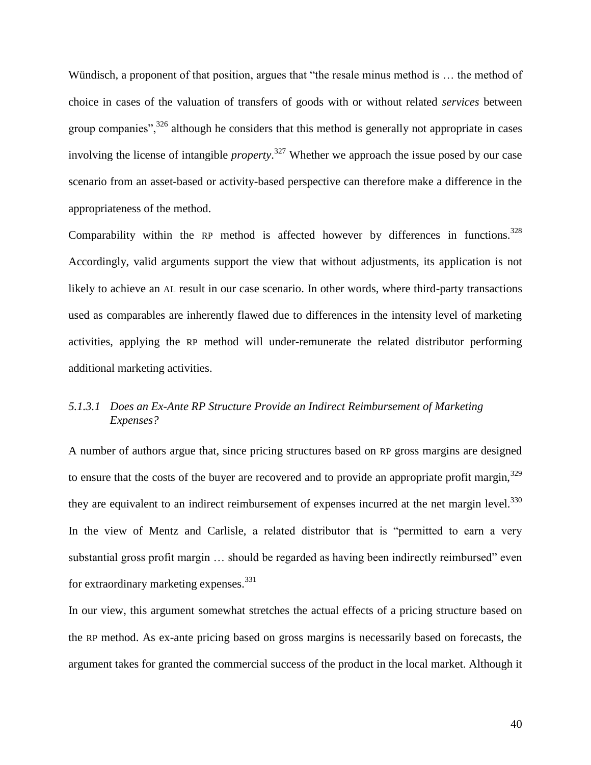Wündisch, a proponent of that position, argues that "the resale minus method is … the method of choice in cases of the valuation of transfers of goods with or without related *services* between group companies",[326] although he considers that this method is generally not appropriate in cases involving the license of intangible *property*.[327] Whether we approach the issue posed by our case scenario from an asset-based or activity-based perspective can therefore make a difference in the appropriateness of the method.

Comparability within the RP method is affected however by differences in functions.[328] Accordingly, valid arguments support the view that without adjustments, its application is not likely to achieve an AL result in our case scenario. In other words, where third-party transactions used as comparables are inherently flawed due to differences in the intensity level of marketing activities, applying the RP method will under-remunerate the related distributor performing additional marketing activities.

#### *5.1.3.1 Does an Ex-Ante RP Structure Provide an Indirect Reimbursement of Marketing Expenses?*

A number of authors argue that, since pricing structures based on RP gross margins are designed to ensure that the costs of the buyer are recovered and to provide an appropriate profit margin,[329] they are equivalent to an indirect reimbursement of expenses incurred at the net margin level.[330] In the view of Mentz and Carlisle, a related distributor that is "permitted to earn a very substantial gross profit margin … should be regarded as having been indirectly reimbursed" even for extraordinary marketing expenses.[331]

In our view, this argument somewhat stretches the actual effects of a pricing structure based on the RP method. As ex-ante pricing based on gross margins is necessarily based on forecasts, the argument takes for granted the commercial success of the product in the local market. Although it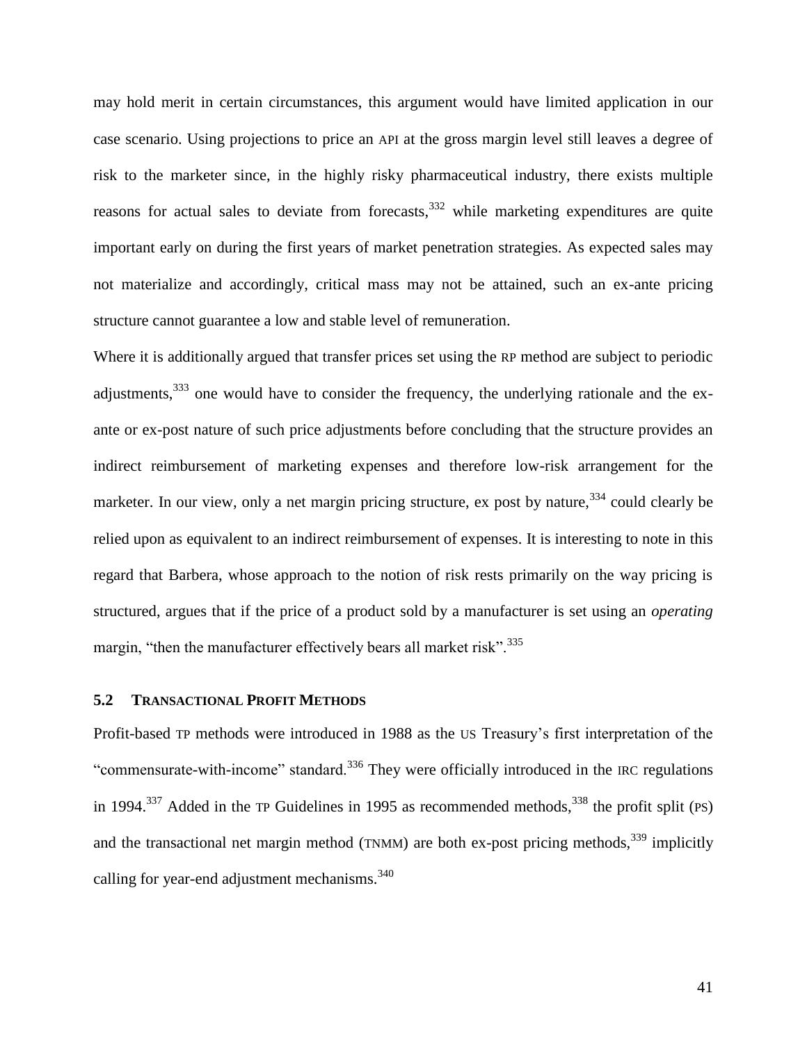may hold merit in certain circumstances, this argument would have limited application in our case scenario. Using projections to price an API at the gross margin level still leaves a degree of risk to the marketer since, in the highly risky pharmaceutical industry, there exists multiple reasons for actual sales to deviate from forecasts,[332] while marketing expenditures are quite important early on during the first years of market penetration strategies. As expected sales may not materialize and accordingly, critical mass may not be attained, such an ex-ante pricing structure cannot guarantee a low and stable level of remuneration.

Where it is additionally argued that transfer prices set using the RP method are subject to periodic adjustments,[333] one would have to consider the frequency, the underlying rationale and the ex-ante or ex-post nature of such price adjustments before concluding that the structure provides an indirect reimbursement of marketing expenses and therefore low-risk arrangement for the marketer. In our view, only a net margin pricing structure, ex post by nature,[334] could clearly be relied upon as equivalent to an indirect reimbursement of expenses. It is interesting to note in this regard that Barbera, whose approach to the notion of risk rests primarily on the way pricing is structured, argues that if the price of a product sold by a manufacturer is set using an *operating* margin, "then the manufacturer effectively bears all market risk".[335]

### 5.2 Transactional Profit Methods

Profit-based TP methods were introduced in 1988 as the US Treasury's first interpretation of the "commensurate-with-income" standard.[336] They were officially introduced in the IRC regulations in 1994.[337] Added in the TP Guidelines in 1995 as recommended methods,[338] the profit split (PS) and the transactional net margin method (TNMM) are both ex-post pricing methods,[339] implicitly calling for year-end adjustment mechanisms.[340]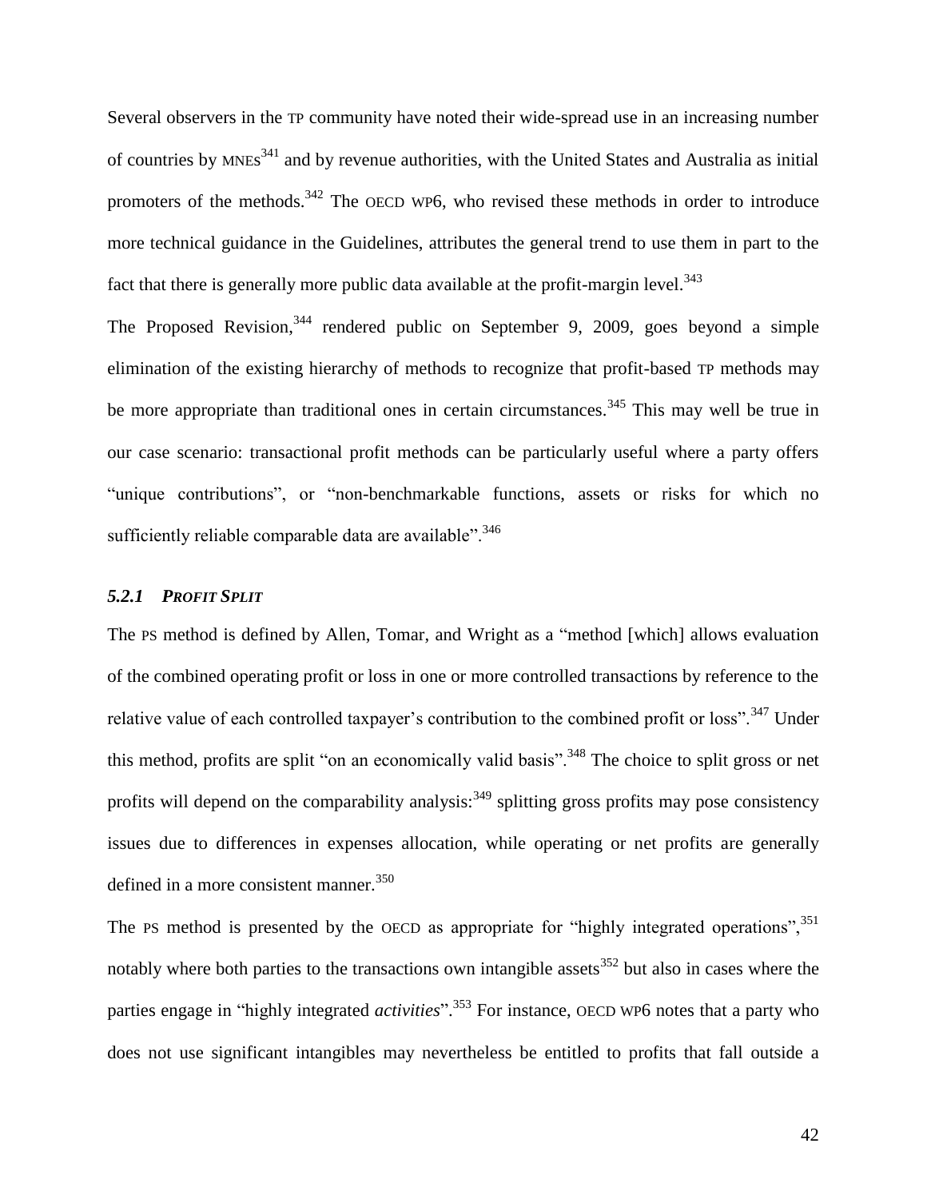Several observers in the TP community have noted their wide-spread use in an increasing number of countries by MNEs[341] and by revenue authorities, with the United States and Australia as initial promoters of the methods.[342] The OECD WP6, who revised these methods in order to introduce more technical guidance in the Guidelines, attributes the general trend to use them in part to the fact that there is generally more public data available at the profit-margin level.[343]

The Proposed Revision,[344] rendered public on September 9, 2009, goes beyond a simple elimination of the existing hierarchy of methods to recognize that profit-based TP methods may be more appropriate than traditional ones in certain circumstances.[345] This may well be true in our case scenario: transactional profit methods can be particularly useful where a party offers "unique contributions", or "non-benchmarkable functions, assets or risks for which no sufficiently reliable comparable data are available".[346]

### *5.2.1 PROFIT SPLIT*

The PS method is defined by Allen, Tomar, and Wright as a "method [which] allows evaluation of the combined operating profit or loss in one or more controlled transactions by reference to the relative value of each controlled taxpayer's contribution to the combined profit or loss".[347] Under this method, profits are split "on an economically valid basis".[348] The choice to split gross or net profits will depend on the comparability analysis:[349] splitting gross profits may pose consistency issues due to differences in expenses allocation, while operating or net profits are generally defined in a more consistent manner.[350]

The PS method is presented by the OECD as appropriate for "highly integrated operations",[351] notably where both parties to the transactions own intangible assets[352] but also in cases where the parties engage in "highly integrated *activities*".[353] For instance, OECD WP6 notes that a party who does not use significant intangibles may nevertheless be entitled to profits that fall outside a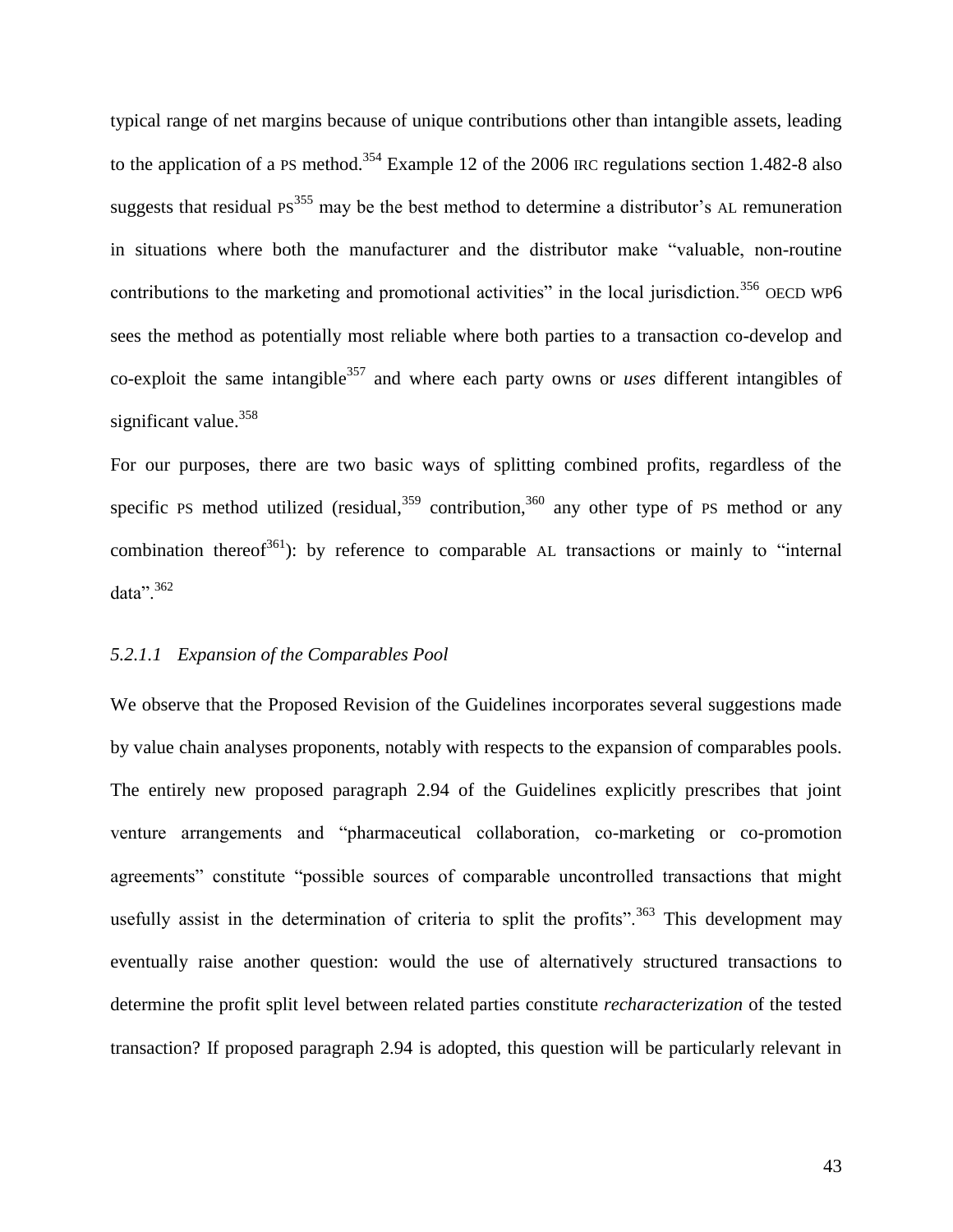typical range of net margins because of unique contributions other than intangible assets, leading to the application of a PS method.[354] Example 12 of the 2006 IRC regulations section 1.482-8 also suggests that residual PS[355] may be the best method to determine a distributor's AL remuneration in situations where both the manufacturer and the distributor make "valuable, non-routine contributions to the marketing and promotional activities" in the local jurisdiction.[356] OECD WP6 sees the method as potentially most reliable where both parties to a transaction co-develop and co-exploit the same intangible[357] and where each party owns or *uses* different intangibles of significant value.[358]

For our purposes, there are two basic ways of splitting combined profits, regardless of the specific PS method utilized (residual,[359] contribution,[360] any other type of PS method or any combination thereof[361]): by reference to comparable AL transactions or mainly to "internal data".[362]

#### *5.2.1.1 Expansion of the Comparables Pool*

We observe that the Proposed Revision of the Guidelines incorporates several suggestions made by value chain analyses proponents, notably with respects to the expansion of comparables pools. The entirely new proposed paragraph 2.94 of the Guidelines explicitly prescribes that joint venture arrangements and "pharmaceutical collaboration, co-marketing or co-promotion agreements" constitute "possible sources of comparable uncontrolled transactions that might usefully assist in the determination of criteria to split the profits".[363] This development may eventually raise another question: would the use of alternatively structured transactions to determine the profit split level between related parties constitute *recharacterization* of the tested transaction? If proposed paragraph 2.94 is adopted, this question will be particularly relevant in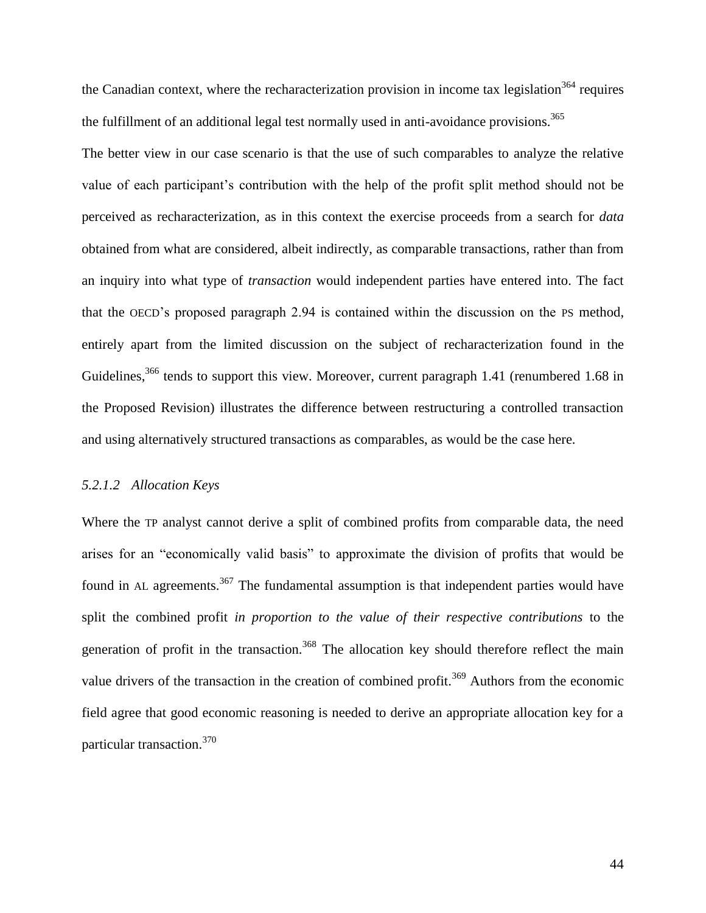the Canadian context, where the recharacterization provision in income tax legislation[364] requires the fulfillment of an additional legal test normally used in anti-avoidance provisions.[365]

The better view in our case scenario is that the use of such comparables to analyze the relative value of each participant's contribution with the help of the profit split method should not be perceived as recharacterization, as in this context the exercise proceeds from a search for *data* obtained from what are considered, albeit indirectly, as comparable transactions, rather than from an inquiry into what type of *transaction* would independent parties have entered into. The fact that the OECD's proposed paragraph 2.94 is contained within the discussion on the PS method, entirely apart from the limited discussion on the subject of recharacterization found in the Guidelines,[366] tends to support this view. Moreover, current paragraph 1.41 (renumbered 1.68 in the Proposed Revision) illustrates the difference between restructuring a controlled transaction and using alternatively structured transactions as comparables, as would be the case here.

### *5.2.1.2 Allocation Keys*

Where the TP analyst cannot derive a split of combined profits from comparable data, the need arises for an "economically valid basis" to approximate the division of profits that would be found in AL agreements.[367] The fundamental assumption is that independent parties would have split the combined profit *in proportion to the value of their respective contributions* to the generation of profit in the transaction.[368] The allocation key should therefore reflect the main value drivers of the transaction in the creation of combined profit.[369] Authors from the economic field agree that good economic reasoning is needed to derive an appropriate allocation key for a particular transaction.[370]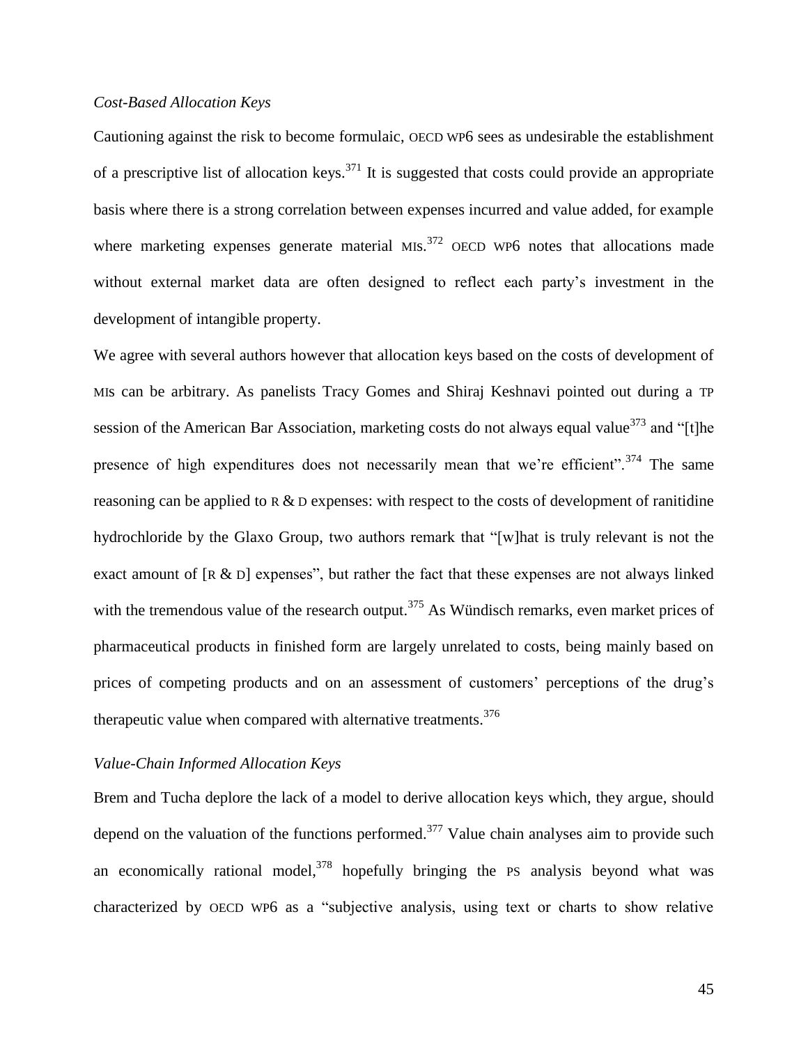*Cost-Based Allocation Keys*

Cautioning against the risk to become formulaic, OECD WP6 sees as undesirable the establishment of a prescriptive list of allocation keys.[371] It is suggested that costs could provide an appropriate basis where there is a strong correlation between expenses incurred and value added, for example where marketing expenses generate material MIS.[372] OECD WP6 notes that allocations made without external market data are often designed to reflect each party's investment in the development of intangible property.

We agree with several authors however that allocation keys based on the costs of development of MIS can be arbitrary. As panelists Tracy Gomes and Shiraj Keshnavi pointed out during a TP session of the American Bar Association, marketing costs do not always equal value[373] and "[t]he presence of high expenditures does not necessarily mean that we're efficient".[374] The same reasoning can be applied to R & D expenses: with respect to the costs of development of ranitidine hydrochloride by the Glaxo Group, two authors remark that "[w]hat is truly relevant is not the exact amount of [R & D] expenses", but rather the fact that these expenses are not always linked with the tremendous value of the research output.[375] As Wündisch remarks, even market prices of pharmaceutical products in finished form are largely unrelated to costs, being mainly based on prices of competing products and on an assessment of customers' perceptions of the drug's therapeutic value when compared with alternative treatments.[376]

*Value-Chain Informed Allocation Keys*

Brem and Tucha deplore the lack of a model to derive allocation keys which, they argue, should depend on the valuation of the functions performed.[377] Value chain analyses aim to provide such an economically rational model,[378] hopefully bringing the PS analysis beyond what was characterized by OECD WP6 as a "subjective analysis, using text or charts to show relative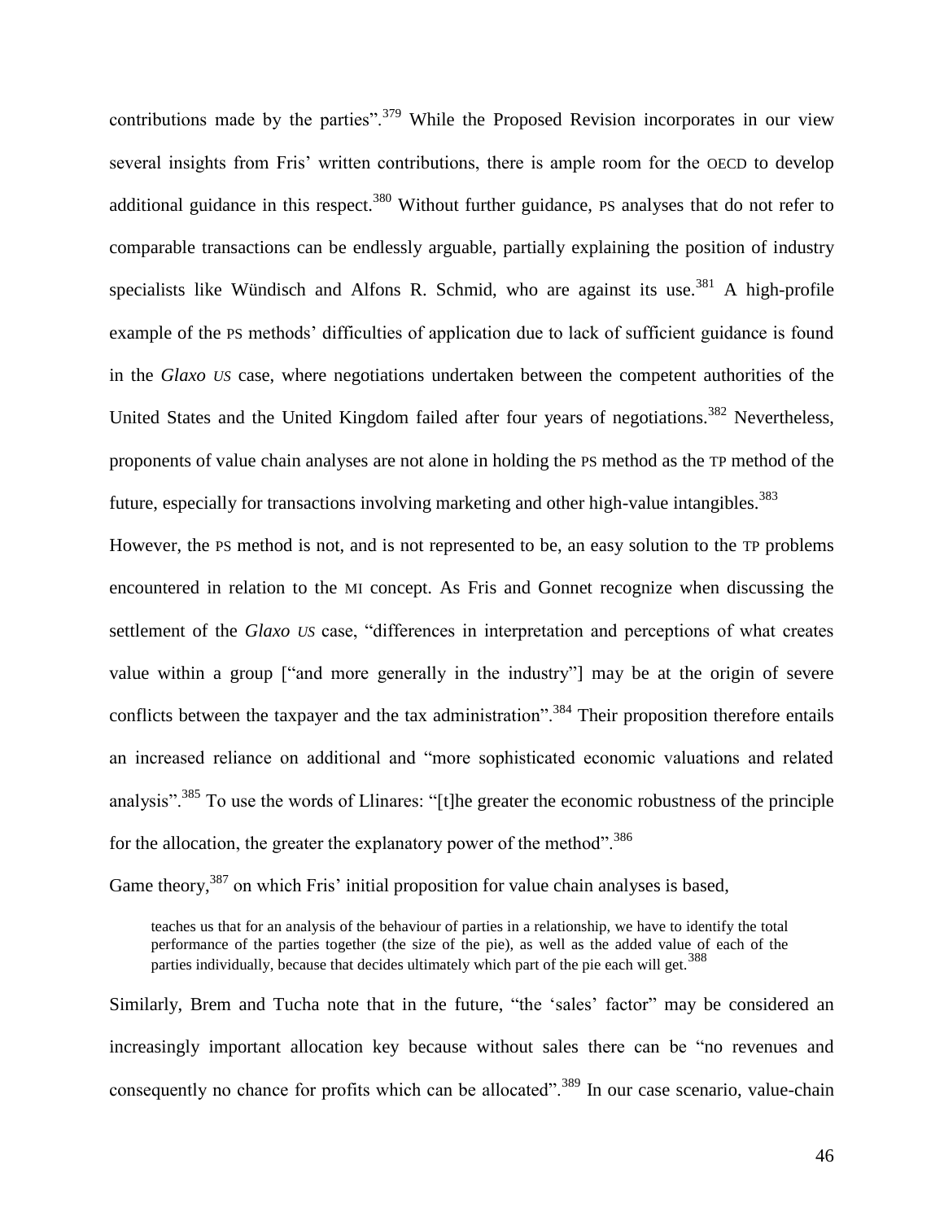contributions made by the parties".[379] While the Proposed Revision incorporates in our view several insights from Fris' written contributions, there is ample room for the OECD to develop additional guidance in this respect.[380] Without further guidance, PS analyses that do not refer to comparable transactions can be endlessly arguable, partially explaining the position of industry specialists like Wündisch and Alfons R. Schmid, who are against its use.[381] A high-profile example of the PS methods' difficulties of application due to lack of sufficient guidance is found in the *Glaxo US* case, where negotiations undertaken between the competent authorities of the United States and the United Kingdom failed after four years of negotiations.[382] Nevertheless, proponents of value chain analyses are not alone in holding the PS method as the TP method of the future, especially for transactions involving marketing and other high-value intangibles.[383]

However, the PS method is not, and is not represented to be, an easy solution to the TP problems encountered in relation to the MI concept. As Fris and Gonnet recognize when discussing the settlement of the *Glaxo US* case, "differences in interpretation and perceptions of what creates value within a group ["and more generally in the industry"] may be at the origin of severe conflicts between the taxpayer and the tax administration".[384] Their proposition therefore entails an increased reliance on additional and "more sophisticated economic valuations and related analysis".[385] To use the words of Llinares: "[t]he greater the economic robustness of the principle for the allocation, the greater the explanatory power of the method".[386]

Game theory,[387] on which Fris' initial proposition for value chain analyses is based,

> teaches us that for an analysis of the behaviour of parties in a relationship, we have to identify the total performance of the parties together (the size of the pie), as well as the added value of each of the parties individually, because that decides ultimately which part of the pie each will get.[388]

Similarly, Brem and Tucha note that in the future, "the 'sales' factor" may be considered an increasingly important allocation key because without sales there can be "no revenues and consequently no chance for profits which can be allocated".[389] In our case scenario, value-chain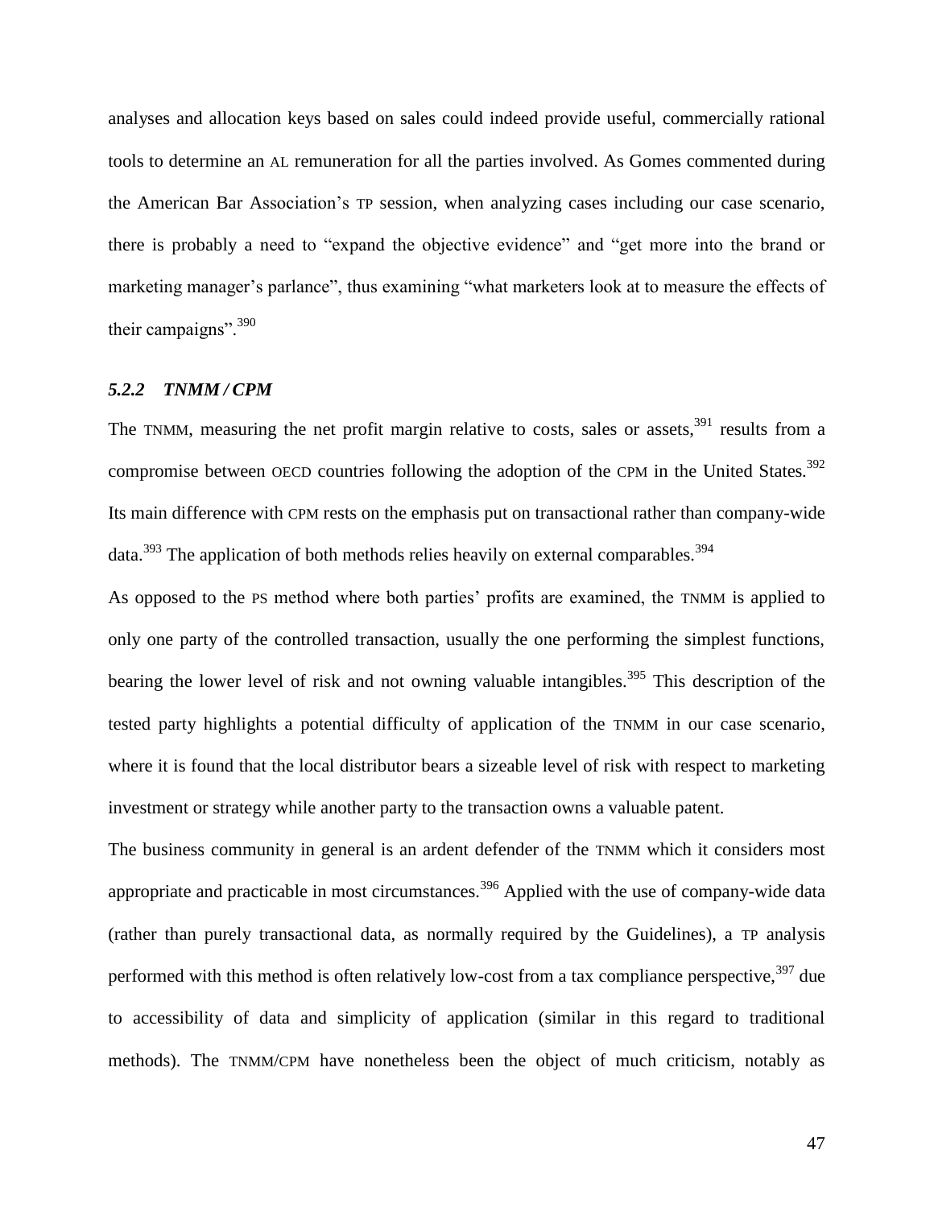analyses and allocation keys based on sales could indeed provide useful, commercially rational tools to determine an AL remuneration for all the parties involved. As Gomes commented during the American Bar Association's TP session, when analyzing cases including our case scenario, there is probably a need to "expand the objective evidence" and "get more into the brand or marketing manager's parlance", thus examining "what marketers look at to measure the effects of their campaigns".[390]

### *5.2.2 TNMM / CPM*

The TNMM, measuring the net profit margin relative to costs, sales or assets,[391] results from a compromise between OECD countries following the adoption of the CPM in the United States.[392] Its main difference with CPM rests on the emphasis put on transactional rather than company-wide data.[393] The application of both methods relies heavily on external comparables.[394]

As opposed to the PS method where both parties' profits are examined, the TNMM is applied to only one party of the controlled transaction, usually the one performing the simplest functions, bearing the lower level of risk and not owning valuable intangibles.[395] This description of the tested party highlights a potential difficulty of application of the TNMM in our case scenario, where it is found that the local distributor bears a sizeable level of risk with respect to marketing investment or strategy while another party to the transaction owns a valuable patent.

The business community in general is an ardent defender of the TNMM which it considers most appropriate and practicable in most circumstances.[396] Applied with the use of company-wide data (rather than purely transactional data, as normally required by the Guidelines), a TP analysis performed with this method is often relatively low-cost from a tax compliance perspective,[397] due to accessibility of data and simplicity of application (similar in this regard to traditional methods). The TNMM/CPM have nonetheless been the object of much criticism, notably as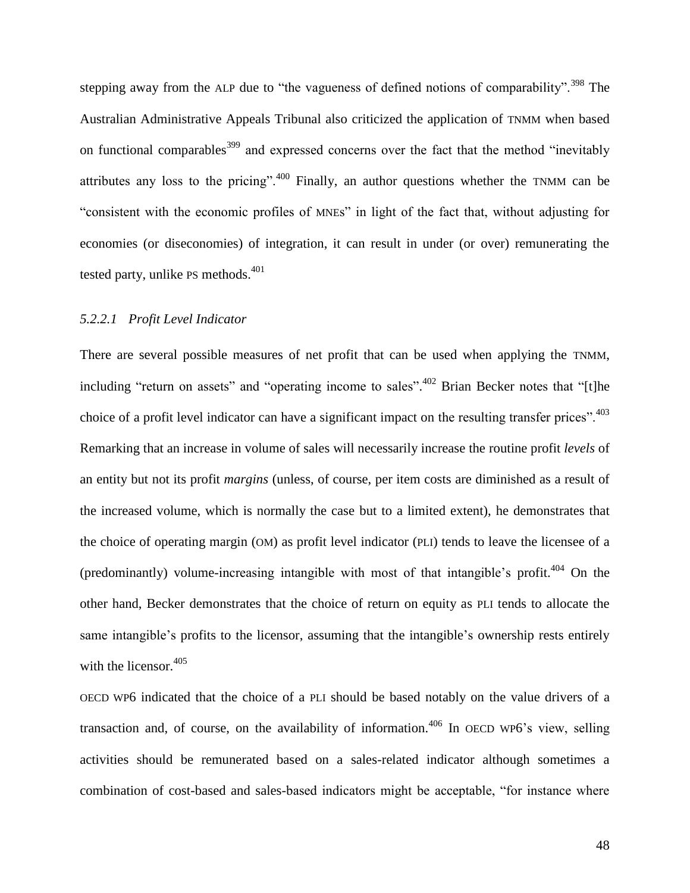stepping away from the ALP due to "the vagueness of defined notions of comparability".[398] The Australian Administrative Appeals Tribunal also criticized the application of TNMM when based on functional comparables[399] and expressed concerns over the fact that the method "inevitably attributes any loss to the pricing".[400] Finally, an author questions whether the TNMM can be "consistent with the economic profiles of MNEs" in light of the fact that, without adjusting for economies (or diseconomies) of integration, it can result in under (or over) remunerating the tested party, unlike PS methods.[401]

#### *5.2.2.1 Profit Level Indicator*

There are several possible measures of net profit that can be used when applying the TNMM, including "return on assets" and "operating income to sales".[402] Brian Becker notes that "[t]he choice of a profit level indicator can have a significant impact on the resulting transfer prices".[403] Remarking that an increase in volume of sales will necessarily increase the routine profit *levels* of an entity but not its profit *margins* (unless, of course, per item costs are diminished as a result of the increased volume, which is normally the case but to a limited extent), he demonstrates that the choice of operating margin (OM) as profit level indicator (PLI) tends to leave the licensee of a (predominantly) volume-increasing intangible with most of that intangible's profit.[404] On the other hand, Becker demonstrates that the choice of return on equity as PLI tends to allocate the same intangible's profits to the licensor, assuming that the intangible's ownership rests entirely with the licensor.[405]

OECD WP6 indicated that the choice of a PLI should be based notably on the value drivers of a transaction and, of course, on the availability of information.[406] In OECD WP6's view, selling activities should be remunerated based on a sales-related indicator although sometimes a combination of cost-based and sales-based indicators might be acceptable, "for instance where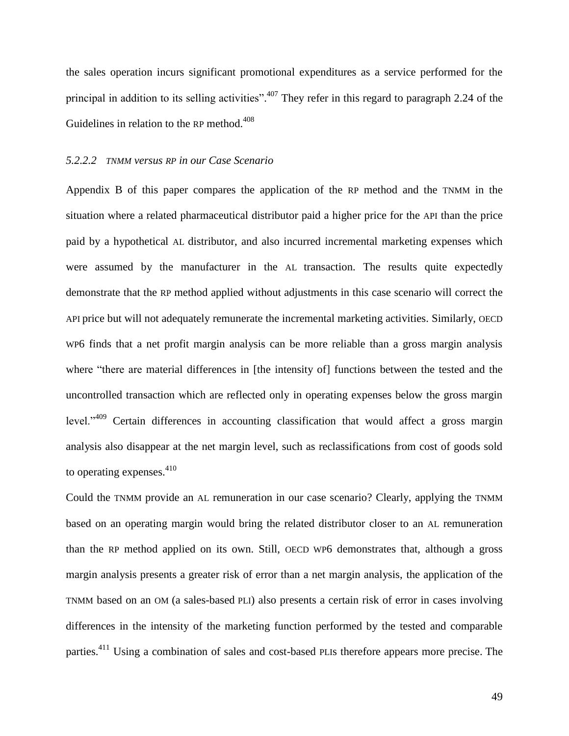the sales operation incurs significant promotional expenditures as a service performed for the principal in addition to its selling activities".[407] They refer in this regard to paragraph 2.24 of the Guidelines in relation to the RP method.[408]

### *5.2.2.2 TNMM versus RP in our Case Scenario*

Appendix B of this paper compares the application of the RP method and the TNMM in the situation where a related pharmaceutical distributor paid a higher price for the API than the price paid by a hypothetical AL distributor, and also incurred incremental marketing expenses which were assumed by the manufacturer in the AL transaction. The results quite expectedly demonstrate that the RP method applied without adjustments in this case scenario will correct the API price but will not adequately remunerate the incremental marketing activities. Similarly, OECD WP6 finds that a net profit margin analysis can be more reliable than a gross margin analysis where "there are material differences in [the intensity of] functions between the tested and the uncontrolled transaction which are reflected only in operating expenses below the gross margin level."[409] Certain differences in accounting classification that would affect a gross margin analysis also disappear at the net margin level, such as reclassifications from cost of goods sold to operating expenses.[410]

Could the TNMM provide an AL remuneration in our case scenario? Clearly, applying the TNMM based on an operating margin would bring the related distributor closer to an AL remuneration than the RP method applied on its own. Still, OECD WP6 demonstrates that, although a gross margin analysis presents a greater risk of error than a net margin analysis, the application of the TNMM based on an OM (a sales-based PLI) also presents a certain risk of error in cases involving differences in the intensity of the marketing function performed by the tested and comparable parties.[411] Using a combination of sales and cost-based PLIs therefore appears more precise. The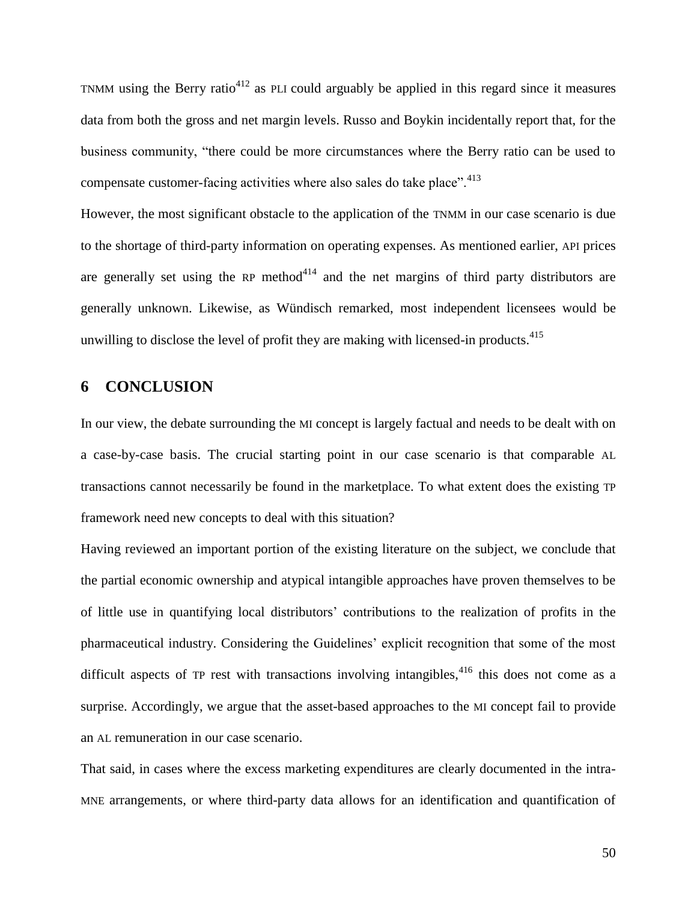TNMM using the Berry ratio[412] as PLI could arguably be applied in this regard since it measures data from both the gross and net margin levels. Russo and Boykin incidentally report that, for the business community, "there could be more circumstances where the Berry ratio can be used to compensate customer-facing activities where also sales do take place".[413]

However, the most significant obstacle to the application of the TNMM in our case scenario is due to the shortage of third-party information on operating expenses. As mentioned earlier, API prices are generally set using the RP method[414] and the net margins of third party distributors are generally unknown. Likewise, as Wündisch remarked, most independent licensees would be unwilling to disclose the level of profit they are making with licensed-in products.[415]

## 6 CONCLUSION

In our view, the debate surrounding the MI concept is largely factual and needs to be dealt with on a case-by-case basis. The crucial starting point in our case scenario is that comparable AL transactions cannot necessarily be found in the marketplace. To what extent does the existing TP framework need new concepts to deal with this situation?

Having reviewed an important portion of the existing literature on the subject, we conclude that the partial economic ownership and atypical intangible approaches have proven themselves to be of little use in quantifying local distributors' contributions to the realization of profits in the pharmaceutical industry. Considering the Guidelines' explicit recognition that some of the most difficult aspects of TP rest with transactions involving intangibles,[416] this does not come as a surprise. Accordingly, we argue that the asset-based approaches to the MI concept fail to provide an AL remuneration in our case scenario.

That said, in cases where the excess marketing expenditures are clearly documented in the intra-MNE arrangements, or where third-party data allows for an identification and quantification of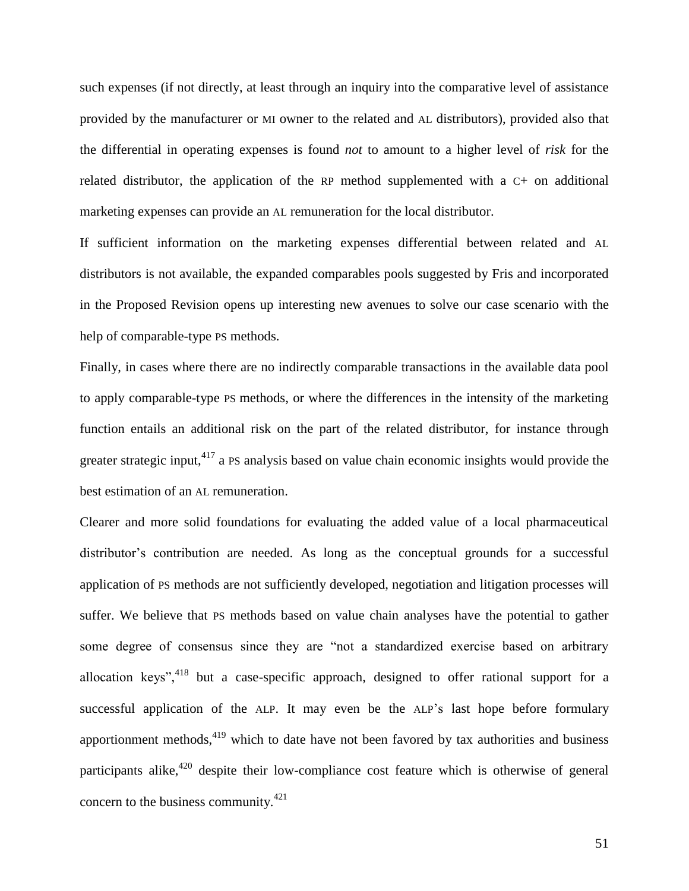such expenses (if not directly, at least through an inquiry into the comparative level of assistance provided by the manufacturer or MI owner to the related and AL distributors), provided also that the differential in operating expenses is found *not* to amount to a higher level of *risk* for the related distributor, the application of the RP method supplemented with a C+ on additional marketing expenses can provide an AL remuneration for the local distributor.

If sufficient information on the marketing expenses differential between related and AL distributors is not available, the expanded comparables pools suggested by Fris and incorporated in the Proposed Revision opens up interesting new avenues to solve our case scenario with the help of comparable-type PS methods.

Finally, in cases where there are no indirectly comparable transactions in the available data pool to apply comparable-type PS methods, or where the differences in the intensity of the marketing function entails an additional risk on the part of the related distributor, for instance through greater strategic input,[417] a PS analysis based on value chain economic insights would provide the best estimation of an AL remuneration.

Clearer and more solid foundations for evaluating the added value of a local pharmaceutical distributor's contribution are needed. As long as the conceptual grounds for a successful application of PS methods are not sufficiently developed, negotiation and litigation processes will suffer. We believe that PS methods based on value chain analyses have the potential to gather some degree of consensus since they are "not a standardized exercise based on arbitrary allocation keys",[418] but a case-specific approach, designed to offer rational support for a successful application of the ALP. It may even be the ALP's last hope before formulary apportionment methods,[419] which to date have not been favored by tax authorities and business participants alike,[420] despite their low-compliance cost feature which is otherwise of general concern to the business community.[421]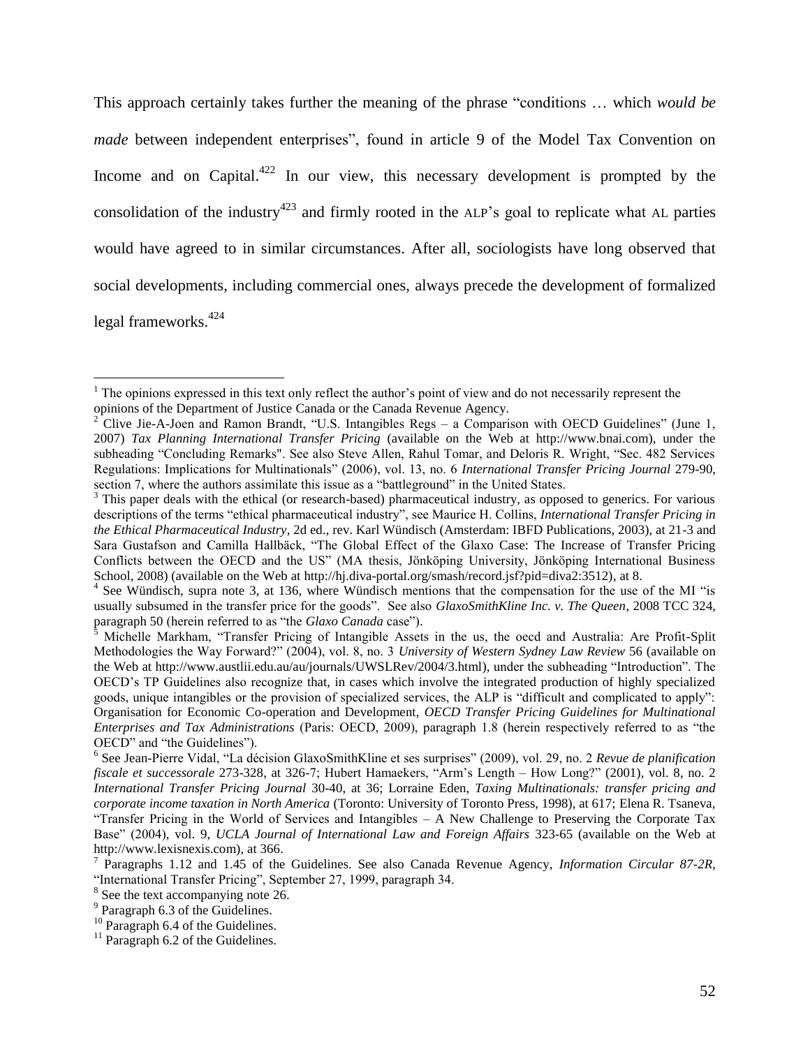This approach certainly takes further the meaning of the phrase "conditions … which *would be made* between independent enterprises", found in article 9 of the Model Tax Convention on Income and on Capital.[422] In our view, this necessary development is prompted by the consolidation of the industry[423] and firmly rooted in the ALP's goal to replicate what AL parties would have agreed to in similar circumstances. After all, sociologists have long observed that social developments, including commercial ones, always precede the development of formalized legal frameworks.[424]

---

[1] The opinions expressed in this text only reflect the author's point of view and do not necessarily represent the opinions of the Department of Justice Canada or the Canada Revenue Agency.

[2] Clive Jie-A-Joen and Ramon Brandt, "U.S. Intangibles Regs – a Comparison with OECD Guidelines" (June 1, 2007) *Tax Planning International Transfer Pricing* (available on the Web at http://www.bnai.com), under the subheading "Concluding Remarks". See also Steve Allen, Rahul Tomar, and Deloris R. Wright, "Sec. 482 Services Regulations: Implications for Multinationals" (2006), vol. 13, no. 6 *International Transfer Pricing Journal* 279-90, section 7, where the authors assimilate this issue as a "battleground" in the United States.

[3] This paper deals with the ethical (or research-based) pharmaceutical industry, as opposed to generics. For various descriptions of the terms "ethical pharmaceutical industry", see Maurice H. Collins, *International Transfer Pricing in the Ethical Pharmaceutical Industry*, 2d ed., rev. Karl Wündisch (Amsterdam: IBFD Publications, 2003), at 21-3 and Sara Gustafson and Camilla Hallbäck, "The Global Effect of the Glaxo Case: The Increase of Transfer Pricing Conflicts between the OECD and the US" (MA thesis, Jönköping University, Jönköping International Business School, 2008) (available on the Web at http://hj.diva-portal.org/smash/record.jsf?pid=diva2:3512), at 8.

[4] See Wündisch, supra note 3, at 136, where Wündisch mentions that the compensation for the use of the MI "is usually subsumed in the transfer price for the goods". See also *GlaxoSmithKline Inc. v. The Queen*, 2008 TCC 324, paragraph 50 (herein referred to as "the *Glaxo Canada* case").

[5] Michelle Markham, "Transfer Pricing of Intangible Assets in the us, the oecd and Australia: Are Profit-Split Methodologies the Way Forward?" (2004), vol. 8, no. 3 *University of Western Sydney Law Review* 56 (available on the Web at http://www.austlii.edu.au/au/journals/UWSLRev/2004/3.html), under the subheading "Introduction". The OECD's TP Guidelines also recognize that, in cases which involve the integrated production of highly specialized goods, unique intangibles or the provision of specialized services, the ALP is "difficult and complicated to apply": Organisation for Economic Co-operation and Development, *OECD Transfer Pricing Guidelines for Multinational Enterprises and Tax Administrations* (Paris: OECD, 2009), paragraph 1.8 (herein respectively referred to as "the OECD" and "the Guidelines").

[6] See Jean-Pierre Vidal, "La décision GlaxoSmithKline et ses surprises" (2009), vol. 29, no. 2 *Revue de planification fiscale et successorale* 273-328, at 326-7; Hubert Hamaekers, "Arm's Length – How Long?" (2001), vol. 8, no. 2 *International Transfer Pricing Journal* 30-40, at 36; Lorraine Eden, *Taxing Multinationals: transfer pricing and corporate income taxation in North America* (Toronto: University of Toronto Press, 1998), at 617; Elena R. Tsaneva, "Transfer Pricing in the World of Services and Intangibles – A New Challenge to Preserving the Corporate Tax Base" (2004), vol. 9, *UCLA Journal of International Law and Foreign Affairs* 323-65 (available on the Web at http://www.lexisnexis.com), at 366.

[7] Paragraphs 1.12 and 1.45 of the Guidelines. See also Canada Revenue Agency, *Information Circular 87-2R*, "International Transfer Pricing", September 27, 1999, paragraph 34.

[8] See the text accompanying note 26.

[9] Paragraph 6.3 of the Guidelines.

[10] Paragraph 6.4 of the Guidelines.

[11] Paragraph 6.2 of the Guidelines.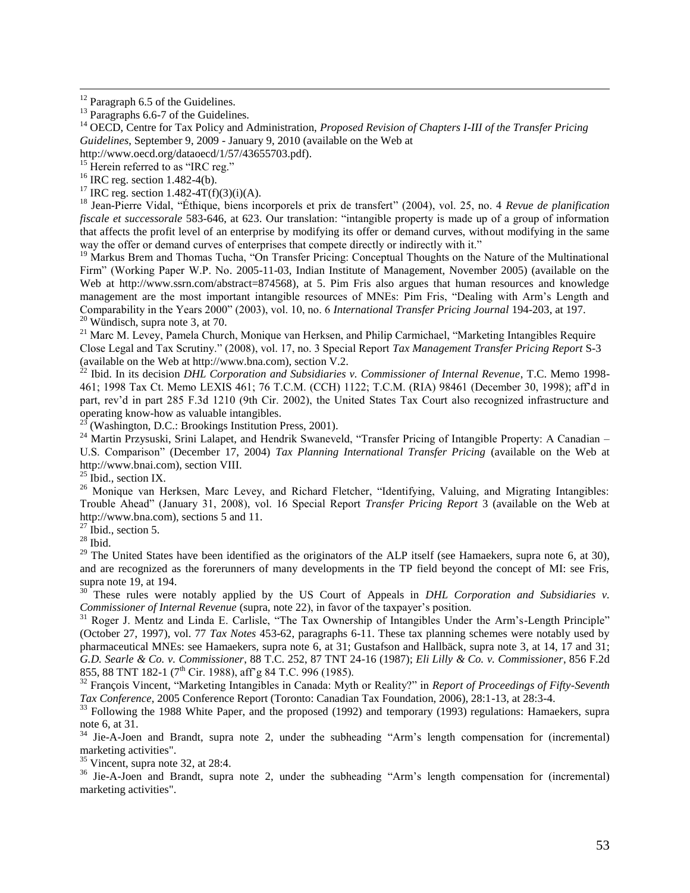[12] Paragraph 6.5 of the Guidelines.

[13] Paragraphs 6.6-7 of the Guidelines.

[14] OECD, Centre for Tax Policy and Administration, *Proposed Revision of Chapters I-III of the Transfer Pricing Guidelines*, September 9, 2009 - January 9, 2010 (available on the Web at http://www.oecd.org/dataoecd/1/57/43655703.pdf).

[15] Herein referred to as "IRC reg."

[16] IRC reg. section 1.482-4(b).

[17] IRC reg. section 1.482-4T(f)(3)(i)(A).

[18] Jean-Pierre Vidal, "Éthique, biens incorporels et prix de transfert" (2004), vol. 25, no. 4 *Revue de planification fiscale et successorale* 583-646, at 623. Our translation: "intangible property is made up of a group of information that affects the profit level of an enterprise by modifying its offer or demand curves, without modifying in the same way the offer or demand curves of enterprises that compete directly or indirectly with it."

[19] Markus Brem and Thomas Tucha, "On Transfer Pricing: Conceptual Thoughts on the Nature of the Multinational Firm" (Working Paper W.P. No. 2005-11-03, Indian Institute of Management, November 2005) (available on the Web at http://www.ssrn.com/abstract=874568), at 5. Pim Fris also argues that human resources and knowledge management are the most important intangible resources of MNEs: Pim Fris, "Dealing with Arm's Length and Comparability in the Years 2000" (2003), vol. 10, no. 6 *International Transfer Pricing Journal* 194-203, at 197.

[20] Wündisch, supra note 3, at 70.

[21] Marc M. Levey, Pamela Church, Monique van Herksen, and Philip Carmichael, "Marketing Intangibles Require Close Legal and Tax Scrutiny." (2008), vol. 17, no. 3 Special Report *Tax Management Transfer Pricing Report* S-3 (available on the Web at http://www.bna.com), section V.2.

[22] Ibid. In its decision *DHL Corporation and Subsidiaries v. Commissioner of Internal Revenue*, T.C. Memo 1998-461; 1998 Tax Ct. Memo LEXIS 461; 76 T.C.M. (CCH) 1122; T.C.M. (RIA) 98461 (December 30, 1998); aff'd in part, rev'd in part 285 F.3d 1210 (9th Cir. 2002), the United States Tax Court also recognized infrastructure and operating know-how as valuable intangibles.

[23] (Washington, D.C.: Brookings Institution Press, 2001).

[24] Martin Przysuski, Srini Lalapet, and Hendrik Swaneveld, "Transfer Pricing of Intangible Property: A Canadian – U.S. Comparison" (December 17, 2004) *Tax Planning International Transfer Pricing* (available on the Web at http://www.bnai.com), section VIII.

[25] Ibid., section IX.

[26] Monique van Herksen, Marc Levey, and Richard Fletcher, "Identifying, Valuing, and Migrating Intangibles: Trouble Ahead" (January 31, 2008), vol. 16 Special Report *Transfer Pricing Report* 3 (available on the Web at http://www.bna.com), sections 5 and 11.

[27] Ibid., section 5.

[28] Ibid.

[29] The United States have been identified as the originators of the ALP itself (see Hamaekers, supra note 6, at 30), and are recognized as the forerunners of many developments in the TP field beyond the concept of MI: see Fris, supra note 19, at 194.

[30] These rules were notably applied by the US Court of Appeals in *DHL Corporation and Subsidiaries v. Commissioner of Internal Revenue* (supra, note 22), in favor of the taxpayer's position.

[31] Roger J. Mentz and Linda E. Carlisle, "The Tax Ownership of Intangibles Under the Arm's-Length Principle" (October 27, 1997), vol. 77 *Tax Notes* 453-62, paragraphs 6-11. These tax planning schemes were notably used by pharmaceutical MNEs: see Hamaekers, supra note 6, at 31; Gustafson and Hallbäck, supra note 3, at 14, 17 and 31; *G.D. Searle & Co. v. Commissioner*, 88 T.C. 252, 87 TNT 24-16 (1987); *Eli Lilly & Co. v. Commissioner*, 856 F.2d 855, 88 TNT 182-1 (7th Cir. 1988), aff'g 84 T.C. 996 (1985).

[32] François Vincent, "Marketing Intangibles in Canada: Myth or Reality?" in *Report of Proceedings of Fifty-Seventh Tax Conference*, 2005 Conference Report (Toronto: Canadian Tax Foundation, 2006), 28:1-13, at 28:3-4.

[33] Following the 1988 White Paper, and the proposed (1992) and temporary (1993) regulations: Hamaekers, supra note 6, at 31.

[34] Jie-A-Joen and Brandt, supra note 2, under the subheading "Arm's length compensation for (incremental) marketing activities".

[35] Vincent, supra note 32, at 28:4.

[36] Jie-A-Joen and Brandt, supra note 2, under the subheading "Arm's length compensation for (incremental) marketing activities".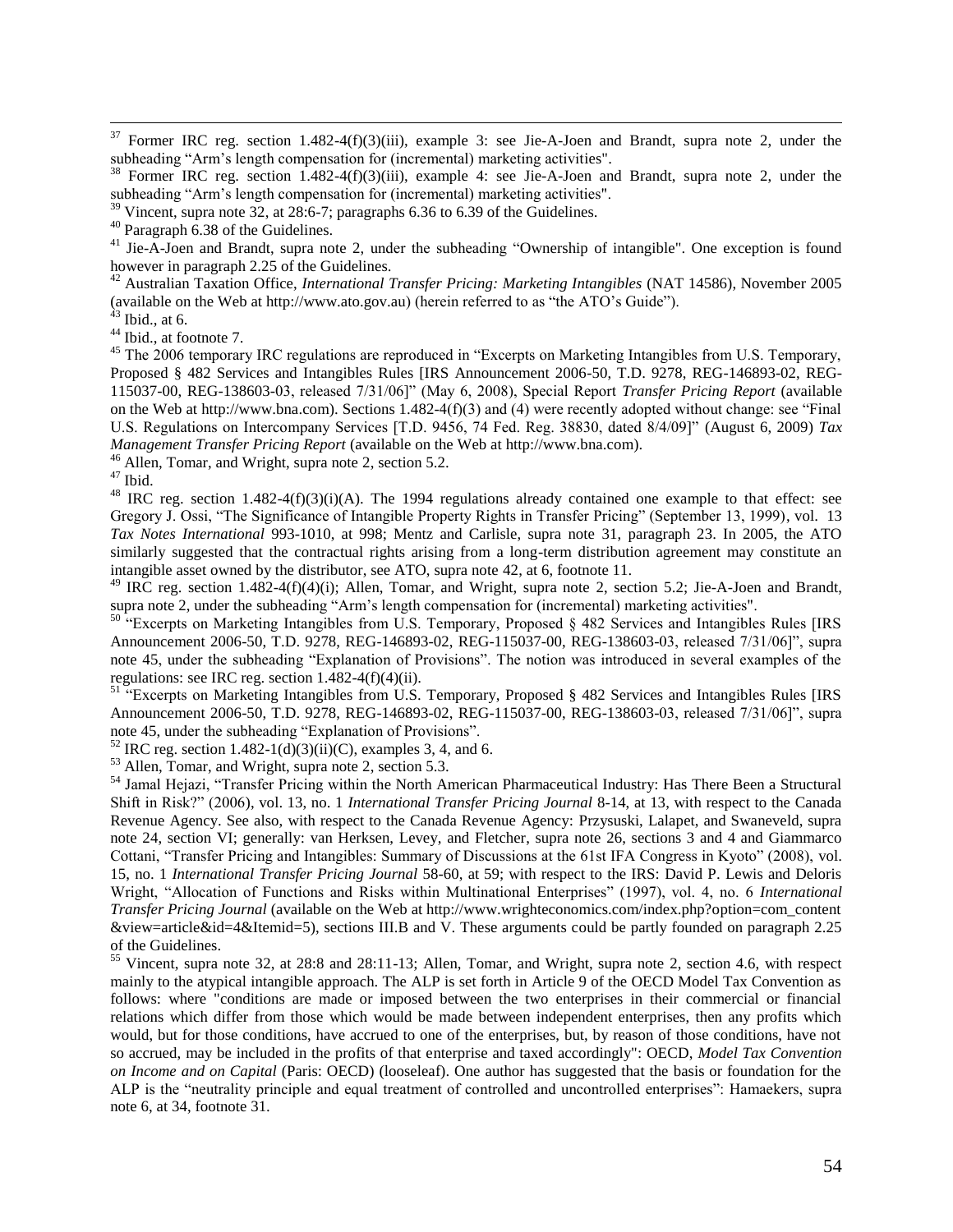[37] Former IRC reg. section 1.482-4(f)(3)(iii), example 3: see Jie-A-Joen and Brandt, supra note 2, under the subheading "Arm's length compensation for (incremental) marketing activities".

[38] Former IRC reg. section 1.482-4(f)(3)(iii), example 4: see Jie-A-Joen and Brandt, supra note 2, under the subheading "Arm's length compensation for (incremental) marketing activities".

[39] Vincent, supra note 32, at 28:6-7; paragraphs 6.36 to 6.39 of the Guidelines.

[40] Paragraph 6.38 of the Guidelines.

[41] Jie-A-Joen and Brandt, supra note 2, under the subheading "Ownership of intangible". One exception is found however in paragraph 2.25 of the Guidelines.

[42] Australian Taxation Office, *International Transfer Pricing: Marketing Intangibles* (NAT 14586), November 2005 (available on the Web at http://www.ato.gov.au) (herein referred to as "the ATO's Guide").

[43] Ibid., at 6.

[44] Ibid., at footnote 7.

[45] The 2006 temporary IRC regulations are reproduced in "Excerpts on Marketing Intangibles from U.S. Temporary, Proposed § 482 Services and Intangibles Rules [IRS Announcement 2006-50, T.D. 9278, REG-146893-02, REG-115037-00, REG-138603-03, released 7/31/06]" (May 6, 2008), Special Report *Transfer Pricing Report* (available on the Web at http://www.bna.com). Sections 1.482-4(f)(3) and (4) were recently adopted without change: see "Final U.S. Regulations on Intercompany Services [T.D. 9456, 74 Fed. Reg. 38830, dated 8/4/09]" (August 6, 2009) *Tax Management Transfer Pricing Report* (available on the Web at http://www.bna.com).

[46] Allen, Tomar, and Wright, supra note 2, section 5.2.

[47] Ibid.

[48] IRC reg. section 1.482-4(f)(3)(i)(A). The 1994 regulations already contained one example to that effect: see Gregory J. Ossi, "The Significance of Intangible Property Rights in Transfer Pricing" (September 13, 1999), vol. 13 *Tax Notes International* 993-1010, at 998; Mentz and Carlisle, supra note 31, paragraph 23. In 2005, the ATO similarly suggested that the contractual rights arising from a long-term distribution agreement may constitute an intangible asset owned by the distributor, see ATO, supra note 42, at 6, footnote 11.

[49] IRC reg. section 1.482-4(f)(4)(i); Allen, Tomar, and Wright, supra note 2, section 5.2; Jie-A-Joen and Brandt, supra note 2, under the subheading "Arm's length compensation for (incremental) marketing activities".

[50] "Excerpts on Marketing Intangibles from U.S. Temporary, Proposed § 482 Services and Intangibles Rules [IRS Announcement 2006-50, T.D. 9278, REG-146893-02, REG-115037-00, REG-138603-03, released 7/31/06]", supra note 45, under the subheading "Explanation of Provisions". The notion was introduced in several examples of the regulations: see IRC reg. section 1.482-4(f)(4)(ii).

[51] "Excerpts on Marketing Intangibles from U.S. Temporary, Proposed § 482 Services and Intangibles Rules [IRS Announcement 2006-50, T.D. 9278, REG-146893-02, REG-115037-00, REG-138603-03, released 7/31/06]", supra note 45, under the subheading "Explanation of Provisions".

[52] IRC reg. section 1.482-1(d)(3)(ii)(C), examples 3, 4, and 6.

[53] Allen, Tomar, and Wright, supra note 2, section 5.3.

[54] Jamal Hejazi, "Transfer Pricing within the North American Pharmaceutical Industry: Has There Been a Structural Shift in Risk?" (2006), vol. 13, no. 1 *International Transfer Pricing Journal* 8-14, at 13, with respect to the Canada Revenue Agency. See also, with respect to the Canada Revenue Agency: Przysuski, Lalapet, and Swaneveld, supra note 24, section VI; generally: van Herksen, Levey, and Fletcher, supra note 26, sections 3 and 4 and Giammarco Cottani, "Transfer Pricing and Intangibles: Summary of Discussions at the 61st IFA Congress in Kyoto" (2008), vol. 15, no. 1 *International Transfer Pricing Journal* 58-60, at 59; with respect to the IRS: David P. Lewis and Deloris Wright, "Allocation of Functions and Risks within Multinational Enterprises" (1997), vol. 4, no. 6 *International Transfer Pricing Journal* (available on the Web at http://www.wrighteconomics.com/index.php?option=com_content&view=article&id=4&Itemid=5), sections III.B and V. These arguments could be partly founded on paragraph 2.25 of the Guidelines.

[55] Vincent, supra note 32, at 28:8 and 28:11-13; Allen, Tomar, and Wright, supra note 2, section 4.6, with respect mainly to the atypical intangible approach. The ALP is set forth in Article 9 of the OECD Model Tax Convention as follows: where "conditions are made or imposed between the two enterprises in their commercial or financial relations which differ from those which would be made between independent enterprises, then any profits which would, but for those conditions, have accrued to one of the enterprises, but, by reason of those conditions, have not so accrued, may be included in the profits of that enterprise and taxed accordingly": OECD, *Model Tax Convention on Income and on Capital* (Paris: OECD) (looseleaf). One author has suggested that the basis or foundation for the ALP is the "neutrality principle and equal treatment of controlled and uncontrolled enterprises": Hamaekers, supra note 6, at 34, footnote 31.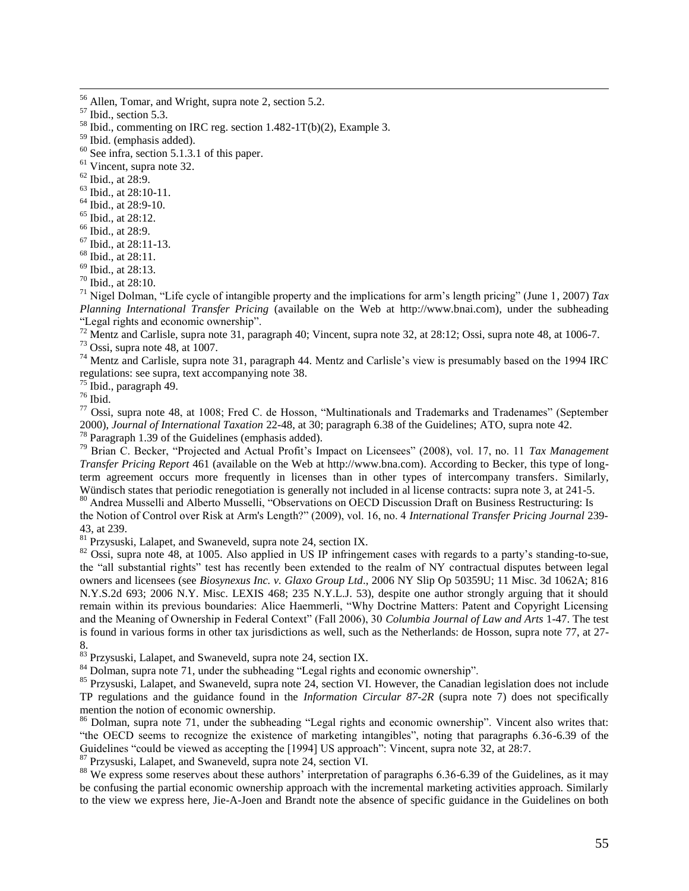[56] Allen, Tomar, and Wright, supra note 2, section 5.2.

[57] Ibid., section 5.3.

[58] Ibid., commenting on IRC reg. section 1.482-1T(b)(2), Example 3.

[59] Ibid. (emphasis added).

[60] See infra, section 5.1.3.1 of this paper.

[61] Vincent, supra note 32.

[62] Ibid., at 28:9.

[63] Ibid., at 28:10-11.

[64] Ibid., at 28:9-10.

[65] Ibid., at 28:12.

[66] Ibid., at 28:9.

[67] Ibid., at 28:11-13.

[68] Ibid., at 28:11.

[69] Ibid., at 28:13.

[70] Ibid., at 28:10.

[71] Nigel Dolman, "Life cycle of intangible property and the implications for arm's length pricing" (June 1, 2007) *Tax Planning International Transfer Pricing* (available on the Web at http://www.bnai.com), under the subheading "Legal rights and economic ownership".

[72] Mentz and Carlisle, supra note 31, paragraph 40; Vincent, supra note 32, at 28:12; Ossi, supra note 48, at 1006-7.

[73] Ossi, supra note 48, at 1007.

[74] Mentz and Carlisle, supra note 31, paragraph 44. Mentz and Carlisle's view is presumably based on the 1994 IRC regulations: see supra, text accompanying note 38.

[75] Ibid., paragraph 49.

[76] Ibid.

[77] Ossi, supra note 48, at 1008; Fred C. de Hosson, "Multinationals and Trademarks and Tradenames" (September 2000), *Journal of International Taxation* 22-48, at 30; paragraph 6.38 of the Guidelines; ATO, supra note 42.

[78] Paragraph 1.39 of the Guidelines (emphasis added).

[79] Brian C. Becker, "Projected and Actual Profit's Impact on Licensees" (2008), vol. 17, no. 11 *Tax Management Transfer Pricing Report* 461 (available on the Web at http://www.bna.com). According to Becker, this type of long-term agreement occurs more frequently in licenses than in other types of intercompany transfers. Similarly, Wündisch states that periodic renegotiation is generally not included in al license contracts: supra note 3, at 241-5.

[80] Andrea Musselli and Alberto Musselli, "Observations on OECD Discussion Draft on Business Restructuring: Is the Notion of Control over Risk at Arm's Length?" (2009), vol. 16, no. 4 *International Transfer Pricing Journal* 239-43, at 239.

[81] Przysuski, Lalapet, and Swaneveld, supra note 24, section IX.

[82] Ossi, supra note 48, at 1005. Also applied in US IP infringement cases with regards to a party's standing-to-sue, the "all substantial rights" test has recently been extended to the realm of NY contractual disputes between legal owners and licensees (see *Biosynexus Inc. v. Glaxo Group Ltd*., 2006 NY Slip Op 50359U; 11 Misc. 3d 1062A; 816 N.Y.S.2d 693; 2006 N.Y. Misc. LEXIS 468; 235 N.Y.L.J. 53), despite one author strongly arguing that it should remain within its previous boundaries: Alice Haemmerli, "Why Doctrine Matters: Patent and Copyright Licensing and the Meaning of Ownership in Federal Context" (Fall 2006), 30 *Columbia Journal of Law and Arts* 1-47. The test is found in various forms in other tax jurisdictions as well, such as the Netherlands: de Hosson, supra note 77, at 27-8.

[83] Przysuski, Lalapet, and Swaneveld, supra note 24, section IX.

[84] Dolman, supra note 71, under the subheading "Legal rights and economic ownership".

[85] Przysuski, Lalapet, and Swaneveld, supra note 24, section VI. However, the Canadian legislation does not include TP regulations and the guidance found in the *Information Circular 87-2R* (supra note 7) does not specifically mention the notion of economic ownership.

[86] Dolman, supra note 71, under the subheading "Legal rights and economic ownership". Vincent also writes that: "the OECD seems to recognize the existence of marketing intangibles", noting that paragraphs 6.36-6.39 of the Guidelines "could be viewed as accepting the [1994] US approach": Vincent, supra note 32, at 28:7.

[87] Przysuski, Lalapet, and Swaneveld, supra note 24, section VI.

[88] We express some reserves about these authors' interpretation of paragraphs 6.36-6.39 of the Guidelines, as it may be confusing the partial economic ownership approach with the incremental marketing activities approach. Similarly to the view we express here, Jie-A-Joen and Brandt note the absence of specific guidance in the Guidelines on both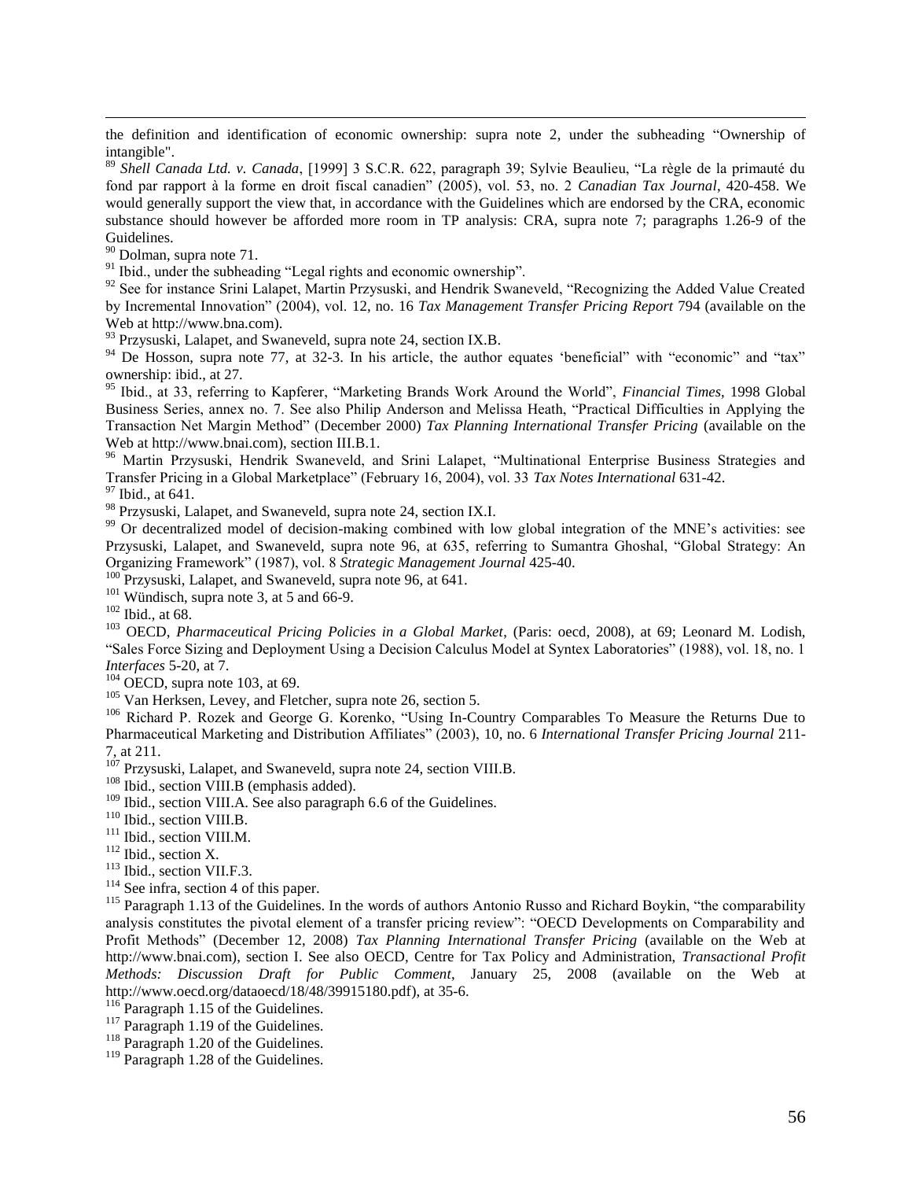the definition and identification of economic ownership: supra note 2, under the subheading "Ownership of intangible".

[89] *Shell Canada Ltd. v. Canada*, [1999] 3 S.C.R. 622, paragraph 39; Sylvie Beaulieu, "La règle de la primauté du fond par rapport à la forme en droit fiscal canadien" (2005), vol. 53, no. 2 *Canadian Tax Journal*, 420-458. We would generally support the view that, in accordance with the Guidelines which are endorsed by the CRA, economic substance should however be afforded more room in TP analysis: CRA, supra note 7; paragraphs 1.26-9 of the Guidelines.

[90] Dolman, supra note 71.

[91] Ibid., under the subheading "Legal rights and economic ownership".

[92] See for instance Srini Lalapet, Martin Przysuski, and Hendrik Swaneveld, "Recognizing the Added Value Created by Incremental Innovation" (2004), vol. 12, no. 16 *Tax Management Transfer Pricing Report* 794 (available on the Web at http://www.bna.com).

[93] Przysuski, Lalapet, and Swaneveld, supra note 24, section IX.B.

[94] De Hosson, supra note 77, at 32-3. In his article, the author equates 'beneficial" with "economic" and "tax" ownership: ibid., at 27.

[95] Ibid., at 33, referring to Kapferer, "Marketing Brands Work Around the World", *Financial Times*, 1998 Global Business Series, annex no. 7. See also Philip Anderson and Melissa Heath, "Practical Difficulties in Applying the Transaction Net Margin Method" (December 2000) *Tax Planning International Transfer Pricing* (available on the Web at http://www.bnai.com), section III.B.1.

[96] Martin Przysuski, Hendrik Swaneveld, and Srini Lalapet, "Multinational Enterprise Business Strategies and Transfer Pricing in a Global Marketplace" (February 16, 2004), vol. 33 *Tax Notes International* 631-42.

[97] Ibid., at 641.

[98] Przysuski, Lalapet, and Swaneveld, supra note 24, section IX.I.

[99] Or decentralized model of decision-making combined with low global integration of the MNE's activities: see Przysuski, Lalapet, and Swaneveld, supra note 96, at 635, referring to Sumantra Ghoshal, "Global Strategy: An Organizing Framework" (1987), vol. 8 *Strategic Management Journal* 425-40.

[100] Przysuski, Lalapet, and Swaneveld, supra note 96, at 641.

[101] Wündisch, supra note 3, at 5 and 66-9.

[102] Ibid., at 68.

[103] OECD, *Pharmaceutical Pricing Policies in a Global Market*, (Paris: oecd, 2008), at 69; Leonard M. Lodish, "Sales Force Sizing and Deployment Using a Decision Calculus Model at Syntex Laboratories" (1988), vol. 18, no. 1 *Interfaces* 5-20, at 7.

[104] OECD, supra note 103, at 69.

[105] Van Herksen, Levey, and Fletcher, supra note 26, section 5.

[106] Richard P. Rozek and George G. Korenko, "Using In-Country Comparables To Measure the Returns Due to Pharmaceutical Marketing and Distribution Affiliates" (2003), 10, no. 6 *International Transfer Pricing Journal* 211-7, at 211.

[107] Przysuski, Lalapet, and Swaneveld, supra note 24, section VIII.B.

[108] Ibid., section VIII.B (emphasis added).

[109] Ibid., section VIII.A. See also paragraph 6.6 of the Guidelines.

[110] Ibid., section VIII.B.

[111] Ibid., section VIII.M.

[112] Ibid., section X.

[113] Ibid., section VII.F.3.

[114] See infra, section 4 of this paper.

[115] Paragraph 1.13 of the Guidelines. In the words of authors Antonio Russo and Richard Boykin, "the comparability analysis constitutes the pivotal element of a transfer pricing review": "OECD Developments on Comparability and Profit Methods" (December 12, 2008) *Tax Planning International Transfer Pricing* (available on the Web at http://www.bnai.com), section I. See also OECD, Centre for Tax Policy and Administration, *Transactional Profit Methods: Discussion Draft for Public Comment*, January 25, 2008 (available on the Web at http://www.oecd.org/dataoecd/18/48/39915180.pdf), at 35-6.

[116] Paragraph 1.15 of the Guidelines.

[117] Paragraph 1.19 of the Guidelines.

[118] Paragraph 1.20 of the Guidelines.

[119] Paragraph 1.28 of the Guidelines.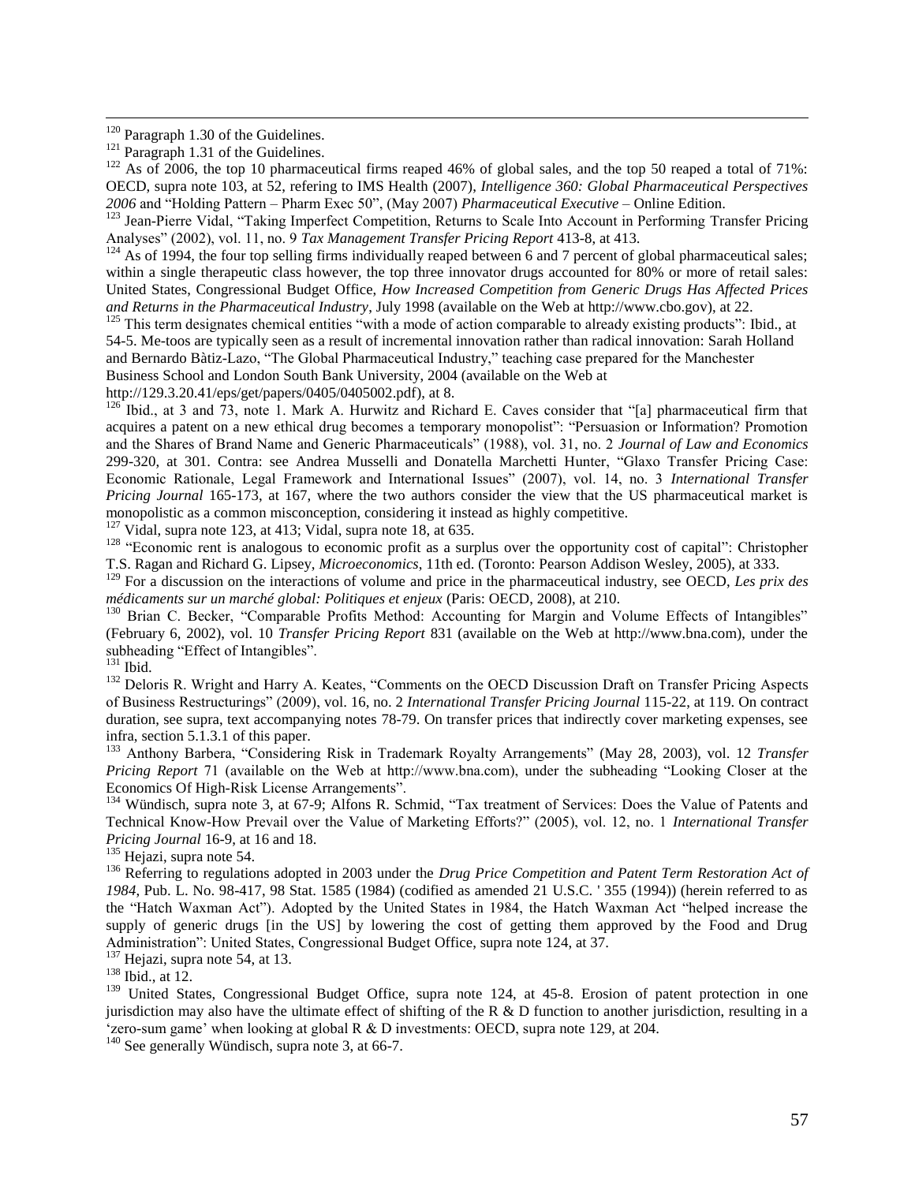[120] Paragraph 1.30 of the Guidelines.

[121] Paragraph 1.31 of the Guidelines.

[122] As of 2006, the top 10 pharmaceutical firms reaped 46% of global sales, and the top 50 reaped a total of 71%: OECD, supra note 103, at 52, refering to IMS Health (2007), *Intelligence 360: Global Pharmaceutical Perspectives 2006* and "Holding Pattern – Pharm Exec 50", (May 2007) *Pharmaceutical Executive* – Online Edition.

[123] Jean-Pierre Vidal, "Taking Imperfect Competition, Returns to Scale Into Account in Performing Transfer Pricing Analyses" (2002), vol. 11, no. 9 *Tax Management Transfer Pricing Report* 413-8, at 413.

[124] As of 1994, the four top selling firms individually reaped between 6 and 7 percent of global pharmaceutical sales; within a single therapeutic class however, the top three innovator drugs accounted for 80% or more of retail sales: United States, Congressional Budget Office, *How Increased Competition from Generic Drugs Has Affected Prices and Returns in the Pharmaceutical Industry*, July 1998 (available on the Web at http://www.cbo.gov), at 22.

[125] This term designates chemical entities "with a mode of action comparable to already existing products": Ibid., at 54-5. Me-toos are typically seen as a result of incremental innovation rather than radical innovation: Sarah Holland and Bernardo Bàtiz-Lazo, "The Global Pharmaceutical Industry," teaching case prepared for the Manchester Business School and London South Bank University, 2004 (available on the Web at http://129.3.20.41/eps/get/papers/0405/0405002.pdf), at 8.

[126] Ibid., at 3 and 73, note 1. Mark A. Hurwitz and Richard E. Caves consider that "[a] pharmaceutical firm that acquires a patent on a new ethical drug becomes a temporary monopolist": "Persuasion or Information? Promotion and the Shares of Brand Name and Generic Pharmaceuticals" (1988), vol. 31, no. 2 *Journal of Law and Economics* 299-320, at 301. Contra: see Andrea Musselli and Donatella Marchetti Hunter, "Glaxo Transfer Pricing Case: Economic Rationale, Legal Framework and International Issues" (2007), vol. 14, no. 3 *International Transfer Pricing Journal* 165-173, at 167, where the two authors consider the view that the US pharmaceutical market is monopolistic as a common misconception, considering it instead as highly competitive.

[127] Vidal, supra note 123, at 413; Vidal, supra note 18, at 635.

[128] "Economic rent is analogous to economic profit as a surplus over the opportunity cost of capital": Christopher T.S. Ragan and Richard G. Lipsey, *Microeconomics*, 11th ed. (Toronto: Pearson Addison Wesley, 2005), at 333.

[129] For a discussion on the interactions of volume and price in the pharmaceutical industry, see OECD, *Les prix des médicaments sur un marché global: Politiques et enjeux* (Paris: OECD, 2008), at 210.

[130] Brian C. Becker, "Comparable Profits Method: Accounting for Margin and Volume Effects of Intangibles" (February 6, 2002), vol. 10 *Transfer Pricing Report* 831 (available on the Web at http://www.bna.com), under the subheading "Effect of Intangibles".

[131] Ibid.

[132] Deloris R. Wright and Harry A. Keates, "Comments on the OECD Discussion Draft on Transfer Pricing Aspects of Business Restructurings" (2009), vol. 16, no. 2 *International Transfer Pricing Journal* 115-22, at 119. On contract duration, see supra, text accompanying notes 78-79. On transfer prices that indirectly cover marketing expenses, see infra, section 5.1.3.1 of this paper.

[133] Anthony Barbera, "Considering Risk in Trademark Royalty Arrangements" (May 28, 2003), vol. 12 *Transfer Pricing Report* 71 (available on the Web at http://www.bna.com), under the subheading "Looking Closer at the Economics Of High-Risk License Arrangements".

[134] Wündisch, supra note 3, at 67-9; Alfons R. Schmid, "Tax treatment of Services: Does the Value of Patents and Technical Know-How Prevail over the Value of Marketing Efforts?" (2005), vol. 12, no. 1 *International Transfer Pricing Journal* 16-9, at 16 and 18.

[135] Hejazi, supra note 54.

[136] Referring to regulations adopted in 2003 under the *Drug Price Competition and Patent Term Restoration Act of 1984*, Pub. L. No. 98-417, 98 Stat. 1585 (1984) (codified as amended 21 U.S.C. ' 355 (1994)) (herein referred to as the "Hatch Waxman Act"). Adopted by the United States in 1984, the Hatch Waxman Act "helped increase the supply of generic drugs [in the US] by lowering the cost of getting them approved by the Food and Drug Administration": United States, Congressional Budget Office, supra note 124, at 37.

[137] Hejazi, supra note 54, at 13.

[138] Ibid., at 12.

[139] United States, Congressional Budget Office, supra note 124, at 45-8. Erosion of patent protection in one jurisdiction may also have the ultimate effect of shifting of the R & D function to another jurisdiction, resulting in a 'zero-sum game' when looking at global R & D investments: OECD, supra note 129, at 204.

[140] See generally Wündisch, supra note 3, at 66-7.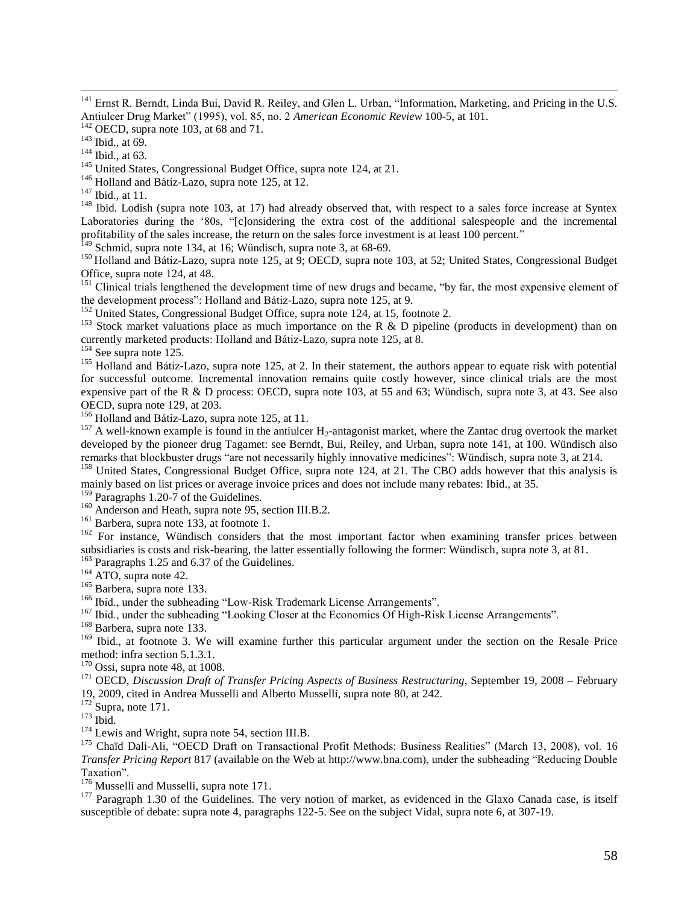[141] Ernst R. Berndt, Linda Bui, David R. Reiley, and Glen L. Urban, "Information, Marketing, and Pricing in the U.S. Antiulcer Drug Market" (1995), vol. 85, no. 2 *American Economic Review* 100-5, at 101.

[142] OECD, supra note 103, at 68 and 71.

[143] Ibid., at 69.

[144] Ibid., at 63.

[145] United States, Congressional Budget Office, supra note 124, at 21.

[146] Holland and Bàtiz-Lazo, supra note 125, at 12.

[147] Ibid., at 11.

[148] Ibid. Lodish (supra note 103, at 17) had already observed that, with respect to a sales force increase at Syntex Laboratories during the '80s, "[c]onsidering the extra cost of the additional salespeople and the incremental profitability of the sales increase, the return on the sales force investment is at least 100 percent."

[149] Schmid, supra note 134, at 16; Wündisch, supra note 3, at 68-69.

[150] Holland and Bátiz-Lazo, supra note 125, at 9; OECD, supra note 103, at 52; United States, Congressional Budget Office, supra note 124, at 48.

[151] Clinical trials lengthened the development time of new drugs and became, "by far, the most expensive element of the development process": Holland and Bátiz-Lazo, supra note 125, at 9.

[152] United States, Congressional Budget Office, supra note 124, at 15, footnote 2.

[153] Stock market valuations place as much importance on the R & D pipeline (products in development) than on currently marketed products: Holland and Bátiz-Lazo, supra note 125, at 8.

[154] See supra note 125.

[155] Holland and Bátiz-Lazo, supra note 125, at 2. In their statement, the authors appear to equate risk with potential for successful outcome. Incremental innovation remains quite costly however, since clinical trials are the most expensive part of the R & D process: OECD, supra note 103, at 55 and 63; Wündisch, supra note 3, at 43. See also OECD, supra note 129, at 203.

[156] Holland and Bátiz-Lazo, supra note 125, at 11.

[157] A well-known example is found in the antiulcer $H_2$-antagonist market, where the Zantac drug overtook the market developed by the pioneer drug Tagamet: see Berndt, Bui, Reiley, and Urban, supra note 141, at 100. Wündisch also remarks that blockbuster drugs "are not necessarily highly innovative medicines": Wündisch, supra note 3, at 214.

[158] United States, Congressional Budget Office, supra note 124, at 21. The CBO adds however that this analysis is mainly based on list prices or average invoice prices and does not include many rebates: Ibid., at 35.

[159] Paragraphs 1.20-7 of the Guidelines.

[160] Anderson and Heath, supra note 95, section III.B.2.

[161] Barbera, supra note 133, at footnote 1.

[162] For instance, Wündisch considers that the most important factor when examining transfer prices between subsidiaries is costs and risk-bearing, the latter essentially following the former: Wündisch, supra note 3, at 81.

[163] Paragraphs 1.25 and 6.37 of the Guidelines.

[164] ATO, supra note 42.

[165] Barbera, supra note 133.

[166] Ibid., under the subheading "Low-Risk Trademark License Arrangements".

[167] Ibid., under the subheading "Looking Closer at the Economics Of High-Risk License Arrangements".

[168] Barbera, supra note 133.

[169] Ibid., at footnote 3. We will examine further this particular argument under the section on the Resale Price method: infra section 5.1.3.1.

[170] Ossi, supra note 48, at 1008.

[171] OECD, *Discussion Draft of Transfer Pricing Aspects of Business Restructuring*, September 19, 2008 – February 19, 2009, cited in Andrea Musselli and Alberto Musselli, supra note 80, at 242.

[172] Supra, note 171.

[173] Ibid.

[174] Lewis and Wright, supra note 54, section III.B.

[175] Chaïd Dali-Ali, "OECD Draft on Transactional Profit Methods: Business Realities" (March 13, 2008), vol. 16 *Transfer Pricing Report* 817 (available on the Web at http://www.bna.com), under the subheading "Reducing Double Taxation".

[176] Musselli and Musselli, supra note 171.

[177] Paragraph 1.30 of the Guidelines. The very notion of market, as evidenced in the Glaxo Canada case, is itself susceptible of debate: supra note 4, paragraphs 122-5. See on the subject Vidal, supra note 6, at 307-19.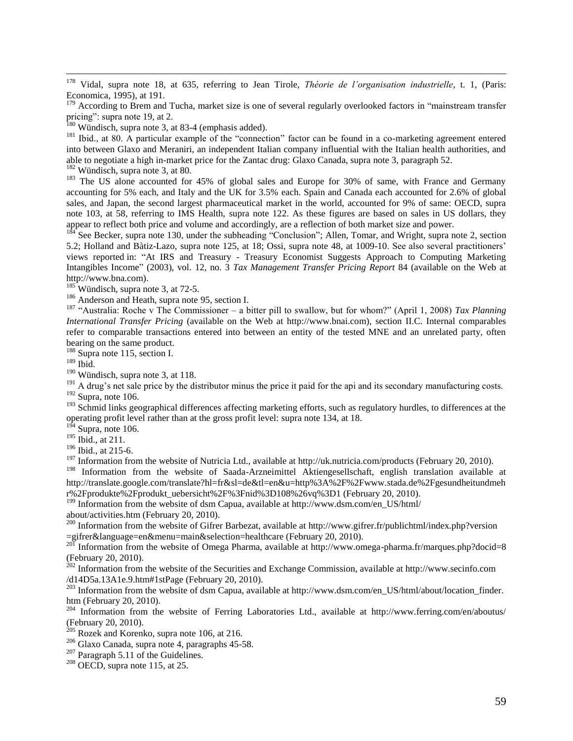[178] Vidal, supra note 18, at 635, referring to Jean Tirole, *Théorie de l'organisation industrielle*, t. 1, (Paris: Economica, 1995), at 191.

[179] According to Brem and Tucha, market size is one of several regularly overlooked factors in "mainstream transfer pricing": supra note 19, at 2.

[180] Wündisch, supra note 3, at 83-4 (emphasis added).

[181] Ibid., at 80. A particular example of the "connection" factor can be found in a co-marketing agreement entered into between Glaxo and Meraniri, an independent Italian company influential with the Italian health authorities, and able to negotiate a high in-market price for the Zantac drug: Glaxo Canada, supra note 3, paragraph 52.

[182] Wündisch, supra note 3, at 80.

[183] The US alone accounted for 45% of global sales and Europe for 30% of same, with France and Germany accounting for 5% each, and Italy and the UK for 3.5% each. Spain and Canada each accounted for 2.6% of global sales, and Japan, the second largest pharmaceutical market in the world, accounted for 9% of same: OECD, supra note 103, at 58, referring to IMS Health, supra note 122. As these figures are based on sales in US dollars, they appear to reflect both price and volume and accordingly, are a reflection of both market size and power.

[184] See Becker, supra note 130, under the subheading "Conclusion"; Allen, Tomar, and Wright, supra note 2, section 5.2; Holland and Bàtiz-Lazo, supra note 125, at 18; Ossi, supra note 48, at 1009-10. See also several practitioners' views reported in: "At IRS and Treasury - Treasury Economist Suggests Approach to Computing Marketing Intangibles Income" (2003), vol. 12, no. 3 *Tax Management Transfer Pricing Report* 84 (available on the Web at http://www.bna.com).

[185] Wündisch, supra note 3, at 72-5.

[186] Anderson and Heath, supra note 95, section I.

[187] "Australia: Roche v The Commissioner – a bitter pill to swallow, but for whom?" (April 1, 2008) *Tax Planning International Transfer Pricing* (available on the Web at http://www.bnai.com), section II.C. Internal comparables refer to comparable transactions entered into between an entity of the tested MNE and an unrelated party, often bearing on the same product.

[188] Supra note 115, section I.

[189] Ibid.

[190] Wündisch, supra note 3, at 118.

[191] A drug's net sale price by the distributor minus the price it paid for the api and its secondary manufacturing costs.

[192] Supra, note 106.

[193] Schmid links geographical differences affecting marketing efforts, such as regulatory hurdles, to differences at the operating profit level rather than at the gross profit level: supra note 134, at 18.

[194] Supra, note 106.

[195] Ibid., at 211.

[196] Ibid., at 215-6.

[197] Information from the website of Nutricia Ltd., available at http://uk.nutricia.com/products (February 20, 2010).

[198] Information from the website of Saada-Arzneimittel Aktiengesellschaft, english translation available at http://translate.google.com/translate?hl=fr&sl=de&tl=en&u=http%3A%2F%2Fwww.stada.de%2Fgesundheitundmehr%2Fprodukte%2Fprodukt_uebersicht%2F%3Fnid%3D108%26vq%3D1 (February 20, 2010).

[199] Information from the website of dsm Capua, available at http://www.dsm.com/en_US/html/about/activities.htm (February 20, 2010).

[200] Information from the website of Gifrer Barbezat, available at http://www.gifrer.fr/publichtml/index.php?version=gifrer&language=en&menu=main&selection=healthcare (February 20, 2010).

[201] Information from the website of Omega Pharma, available at http://www.omega-pharma.fr/marques.php?docid=8 (February 20, 2010).

[202] Information from the website of the Securities and Exchange Commission, available at http://www.secinfo.com/d14D5a.13A1e.9.htm#1stPage (February 20, 2010).

[203] Information from the website of dsm Capua, available at http://www.dsm.com/en_US/html/about/location_finder.htm (February 20, 2010).

[204] Information from the website of Ferring Laboratories Ltd., available at http://www.ferring.com/en/aboutus/ (February 20, 2010).

[205] Rozek and Korenko, supra note 106, at 216.

[206] Glaxo Canada, supra note 4, paragraphs 45-58.

[207] Paragraph 5.11 of the Guidelines.

[208] OECD, supra note 115, at 25.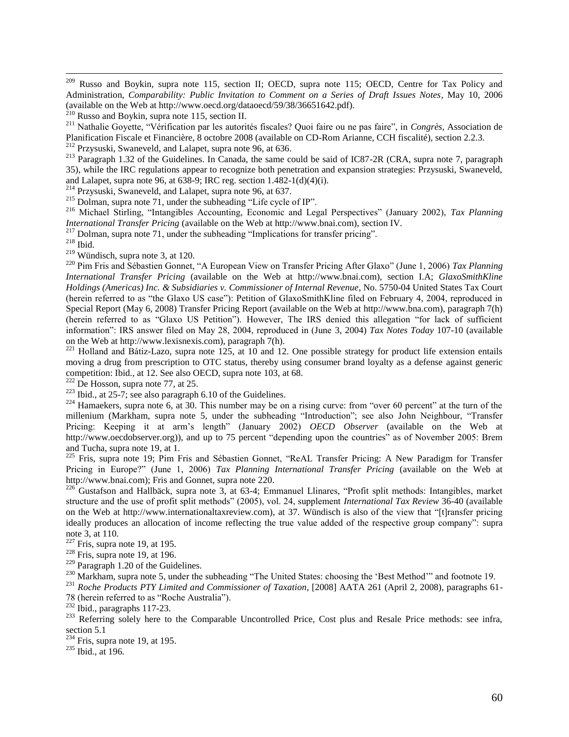[209] Russo and Boykin, supra note 115, section II; OECD, supra note 115; OECD, Centre for Tax Policy and Administration, *Comparability: Public Invitation to Comment on a Series of Draft Issues Notes*, May 10, 2006 (available on the Web at http://www.oecd.org/dataoecd/59/38/36651642.pdf).

[210] Russo and Boykin, supra note 115, section II.

[211] Nathalie Goyette, "Vérification par les autorités fiscales? Quoi faire ou ne pas faire", in *Congrès*, Association de Planification Fiscale et Financière, 8 octobre 2008 (available on CD-Rom Arianne, CCH fiscalité), section 2.2.3.

[212] Przysuski, Swaneveld, and Lalapet, supra note 96, at 636.

[213] Paragraph 1.32 of the Guidelines. In Canada, the same could be said of IC87-2R (CRA, supra note 7, paragraph 35), while the IRC regulations appear to recognize both penetration and expansion strategies: Przysuski, Swaneveld, and Lalapet, supra note 96, at 638-9; IRC reg. section 1.482-1(d)(4)(i).

[214] Przysuski, Swaneveld, and Lalapet, supra note 96, at 637.

[215] Dolman, supra note 71, under the subheading "Life cycle of IP".

[216] Michael Stirling, "Intangibles Accounting, Economic and Legal Perspectives" (January 2002), *Tax Planning International Transfer Pricing* (available on the Web at http://www.bnai.com), section IV.

[217] Dolman, supra note 71, under the subheading "Implications for transfer pricing".

[218] Ibid.

[219] Wündisch, supra note 3, at 120.

[220] Pim Fris and Sébastien Gonnet, "A European View on Transfer Pricing After Glaxo" (June 1, 2006) *Tax Planning International Transfer Pricing* (available on the Web at http://www.bnai.com), section I.A; *GlaxoSmithKline Holdings (Americas) Inc. & Subsidiaries v. Commissioner of Internal Revenue*, No. 5750-04 United States Tax Court (herein referred to as "the Glaxo US case"): Petition of GlaxoSmithKline filed on February 4, 2004, reproduced in Special Report (May 6, 2008) Transfer Pricing Report (available on the Web at http://www.bna.com), paragraph 7(h) (herein referred to as "Glaxo US Petition"). However, The IRS denied this allegation "for lack of sufficient information": IRS answer filed on May 28, 2004, reproduced in (June 3, 2004) *Tax Notes Today* 107-10 (available on the Web at http://www.lexisnexis.com), paragraph 7(h).

[221] Holland and Bátiz-Lazo, supra note 125, at 10 and 12. One possible strategy for product life extension entails moving a drug from prescription to OTC status, thereby using consumer brand loyalty as a defense against generic competition: Ibid., at 12. See also OECD, supra note 103, at 68.

[222] De Hosson, supra note 77, at 25.

[223] Ibid., at 25-7; see also paragraph 6.10 of the Guidelines.

[224] Hamaekers, supra note 6, at 30. This number may be on a rising curve: from "over 60 percent" at the turn of the millenium (Markham, supra note 5, under the subheading "Introduction"; see also John Neighbour, "Transfer Pricing: Keeping it at arm's length" (January 2002) *OECD Observer* (available on the Web at http://www.oecdobserver.org)), and up to 75 percent "depending upon the countries" as of November 2005: Brem and Tucha, supra note 19, at 1.

[225] Fris, supra note 19; Pim Fris and Sébastien Gonnet, "ReAL Transfer Pricing: A New Paradigm for Transfer Pricing in Europe?" (June 1, 2006) *Tax Planning International Transfer Pricing* (available on the Web at http://www.bnai.com); Fris and Gonnet, supra note 220.

[226] Gustafson and Hallbäck, supra note 3, at 63-4; Emmanuel Llinares, "Profit split methods: Intangibles, market structure and the use of profit split methods" (2005), vol. 24, supplement *International Tax Review* 36-40 (available on the Web at http://www.internationaltaxreview.com), at 37. Wündisch is also of the view that "[t]ransfer pricing ideally produces an allocation of income reflecting the true value added of the respective group company": supra note 3, at 110.

[227] Fris, supra note 19, at 195.

[228] Fris, supra note 19, at 196.

[229] Paragraph 1.20 of the Guidelines.

[230] Markham, supra note 5, under the subheading "The United States: choosing the 'Best Method'" and footnote 19.

[231] *Roche Products PTY Limited and Commissioner of Taxation*, [2008] AATA 261 (April 2, 2008), paragraphs 61-78 (herein referred to as "Roche Australia").

[232] Ibid., paragraphs 117-23.

[233] Referring solely here to the Comparable Uncontrolled Price, Cost plus and Resale Price methods: see infra, section 5.1

[234] Fris, supra note 19, at 195.

[235] Ibid., at 196.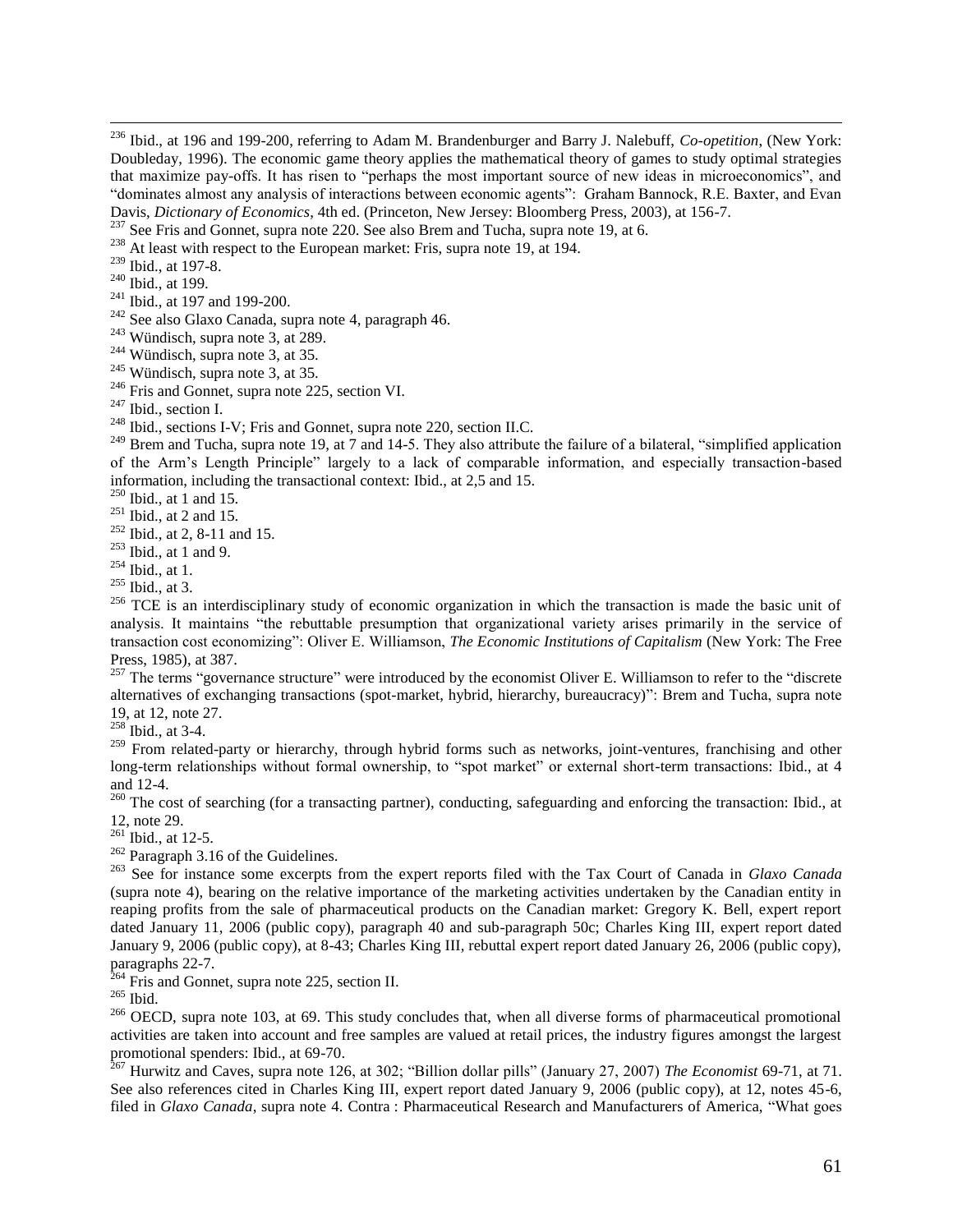[236] Ibid., at 196 and 199-200, referring to Adam M. Brandenburger and Barry J. Nalebuff, *Co-opetition*, (New York: Doubleday, 1996). The economic game theory applies the mathematical theory of games to study optimal strategies that maximize pay-offs. It has risen to "perhaps the most important source of new ideas in microeconomics", and "dominates almost any analysis of interactions between economic agents": Graham Bannock, R.E. Baxter, and Evan Davis, *Dictionary of Economics*, 4th ed. (Princeton, New Jersey: Bloomberg Press, 2003), at 156-7.

[237] See Fris and Gonnet, supra note 220. See also Brem and Tucha, supra note 19, at 6.

[238] At least with respect to the European market: Fris, supra note 19, at 194.

[239] Ibid., at 197-8.

[240] Ibid., at 199.

[241] Ibid., at 197 and 199-200.

[242] See also Glaxo Canada, supra note 4, paragraph 46.

[243] Wündisch, supra note 3, at 289.

[244] Wündisch, supra note 3, at 35.

[245] Wündisch, supra note 3, at 35.

[246] Fris and Gonnet, supra note 225, section VI.

[247] Ibid., section I.

[248] Ibid., sections I-V; Fris and Gonnet, supra note 220, section II.C.

[249] Brem and Tucha, supra note 19, at 7 and 14-5. They also attribute the failure of a bilateral, "simplified application of the Arm's Length Principle" largely to a lack of comparable information, and especially transaction-based information, including the transactional context: Ibid., at 2,5 and 15.

[250] Ibid., at 1 and 15.

[251] Ibid., at 2 and 15.

[252] Ibid., at 2, 8-11 and 15.

[253] Ibid., at 1 and 9.

[254] Ibid., at 1.

[255] Ibid., at 3.

[256] TCE is an interdisciplinary study of economic organization in which the transaction is made the basic unit of analysis. It maintains "the rebuttable presumption that organizational variety arises primarily in the service of transaction cost economizing": Oliver E. Williamson, *The Economic Institutions of Capitalism* (New York: The Free Press, 1985), at 387.

[257] The terms "governance structure" were introduced by the economist Oliver E. Williamson to refer to the "discrete alternatives of exchanging transactions (spot-market, hybrid, hierarchy, bureaucracy)": Brem and Tucha, supra note 19, at 12, note 27.

[258] Ibid., at 3-4.

[259] From related-party or hierarchy, through hybrid forms such as networks, joint-ventures, franchising and other long-term relationships without formal ownership, to "spot market" or external short-term transactions: Ibid., at 4 and 12-4.

[260] The cost of searching (for a transacting partner), conducting, safeguarding and enforcing the transaction: Ibid., at 12, note 29.

[261] Ibid., at 12-5.

[262] Paragraph 3.16 of the Guidelines.

[263] See for instance some excerpts from the expert reports filed with the Tax Court of Canada in *Glaxo Canada* (supra note 4), bearing on the relative importance of the marketing activities undertaken by the Canadian entity in reaping profits from the sale of pharmaceutical products on the Canadian market: Gregory K. Bell, expert report dated January 11, 2006 (public copy), paragraph 40 and sub-paragraph 50c; Charles King III, expert report dated January 9, 2006 (public copy), at 8-43; Charles King III, rebuttal expert report dated January 26, 2006 (public copy), paragraphs 22-7.

[264] Fris and Gonnet, supra note 225, section II.

[265] Ibid.

[266] OECD, supra note 103, at 69. This study concludes that, when all diverse forms of pharmaceutical promotional activities are taken into account and free samples are valued at retail prices, the industry figures amongst the largest promotional spenders: Ibid., at 69-70.

[267] Hurwitz and Caves, supra note 126, at 302; "Billion dollar pills" (January 27, 2007) *The Economist* 69-71, at 71. See also references cited in Charles King III, expert report dated January 9, 2006 (public copy), at 12, notes 45-6, filed in *Glaxo Canada*, supra note 4. Contra : Pharmaceutical Research and Manufacturers of America, "What goes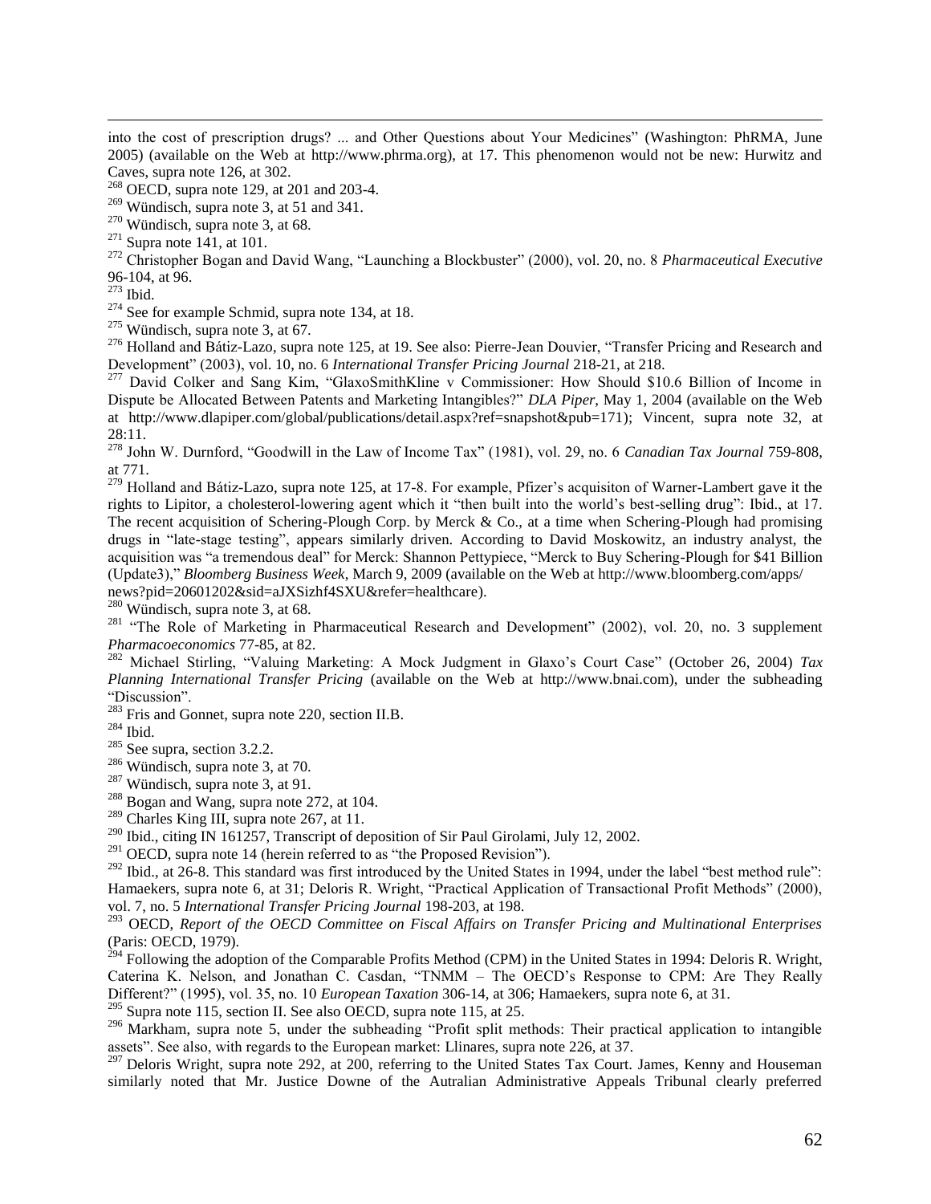into the cost of prescription drugs? ... and Other Questions about Your Medicines" (Washington: PhRMA, June 2005) (available on the Web at http://www.phrma.org), at 17. This phenomenon would not be new: Hurwitz and Caves, supra note 126, at 302.

[268] OECD, supra note 129, at 201 and 203-4.

[269] Wündisch, supra note 3, at 51 and 341.

[270] Wündisch, supra note 3, at 68.

[271] Supra note 141, at 101.

[272] Christopher Bogan and David Wang, "Launching a Blockbuster" (2000), vol. 20, no. 8 *Pharmaceutical Executive* 96-104, at 96.

[273] Ibid.

[274] See for example Schmid, supra note 134, at 18.

[275] Wündisch, supra note 3, at 67.

[276] Holland and Bátiz-Lazo, supra note 125, at 19. See also: Pierre-Jean Douvier, "Transfer Pricing and Research and Development" (2003), vol. 10, no. 6 *International Transfer Pricing Journal* 218-21, at 218.

[277] David Colker and Sang Kim, "GlaxoSmithKline v Commissioner: How Should $10.6 Billion of Income in Dispute be Allocated Between Patents and Marketing Intangibles?" *DLA Piper*, May 1, 2004 (available on the Web at http://www.dlapiper.com/global/publications/detail.aspx?ref=snapshot&pub=171); Vincent, supra note 32, at 28:11.

[278] John W. Durnford, "Goodwill in the Law of Income Tax" (1981), vol. 29, no. 6 *Canadian Tax Journal* 759-808, at 771.

[279] Holland and Bátiz-Lazo, supra note 125, at 17-8. For example, Pfizer's acquisiton of Warner-Lambert gave it the rights to Lipitor, a cholesterol-lowering agent which it "then built into the world's best-selling drug": Ibid., at 17. The recent acquisition of Schering-Plough Corp. by Merck & Co., at a time when Schering-Plough had promising drugs in "late-stage testing", appears similarly driven. According to David Moskowitz, an industry analyst, the acquisition was "a tremendous deal" for Merck: Shannon Pettypiece, "Merck to Buy Schering-Plough for $41 Billion (Update3)," *Bloomberg Business Week*, March 9, 2009 (available on the Web at http://www.bloomberg.com/apps/news?pid=20601202&sid=aJXSizhf4SXU&refer=healthcare).

[280] Wündisch, supra note 3, at 68.

[281] "The Role of Marketing in Pharmaceutical Research and Development" (2002), vol. 20, no. 3 supplement *Pharmacoeconomics* 77-85, at 82.

[282] Michael Stirling, "Valuing Marketing: A Mock Judgment in Glaxo's Court Case" (October 26, 2004) *Tax Planning International Transfer Pricing* (available on the Web at http://www.bnai.com), under the subheading "Discussion".

[283] Fris and Gonnet, supra note 220, section II.B.

[284] Ibid.

[285] See supra, section 3.2.2.

[286] Wündisch, supra note 3, at 70.

[287] Wündisch, supra note 3, at 91.

[288] Bogan and Wang, supra note 272, at 104.

[289] Charles King III, supra note 267, at 11.

[290] Ibid., citing IN 161257, Transcript of deposition of Sir Paul Girolami, July 12, 2002.

[291] OECD, supra note 14 (herein referred to as "the Proposed Revision").

[292] Ibid., at 26-8. This standard was first introduced by the United States in 1994, under the label "best method rule": Hamaekers, supra note 6, at 31; Deloris R. Wright, "Practical Application of Transactional Profit Methods" (2000), vol. 7, no. 5 *International Transfer Pricing Journal* 198-203, at 198.

[293] OECD, *Report of the OECD Committee on Fiscal Affairs on Transfer Pricing and Multinational Enterprises* (Paris: OECD, 1979).

[294] Following the adoption of the Comparable Profits Method (CPM) in the United States in 1994: Deloris R. Wright, Caterina K. Nelson, and Jonathan C. Casdan, "TNMM – The OECD's Response to CPM: Are They Really Different?" (1995), vol. 35, no. 10 *European Taxation* 306-14, at 306; Hamaekers, supra note 6, at 31.

[295] Supra note 115, section II. See also OECD, supra note 115, at 25.

[296] Markham, supra note 5, under the subheading "Profit split methods: Their practical application to intangible assets". See also, with regards to the European market: Llinares, supra note 226, at 37.

[297] Deloris Wright, supra note 292, at 200, referring to the United States Tax Court. James, Kenny and Houseman similarly noted that Mr. Justice Downe of the Autralian Administrative Appeals Tribunal clearly preferred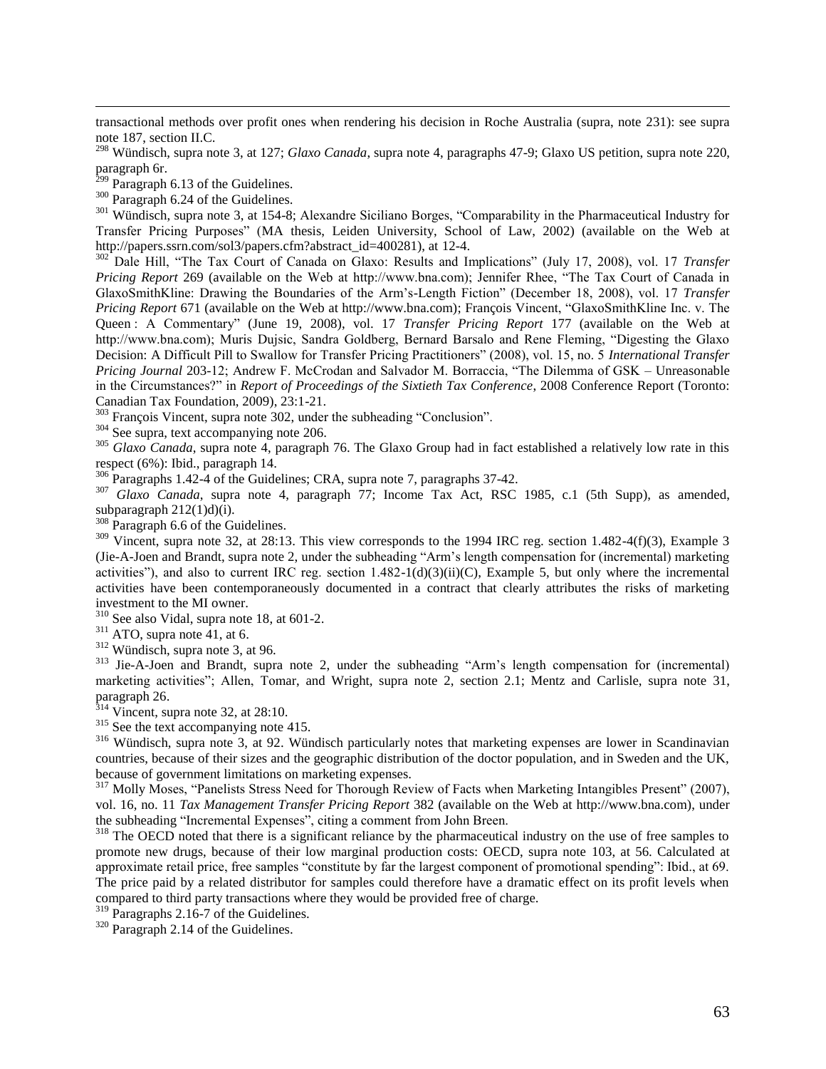transactional methods over profit ones when rendering his decision in Roche Australia (supra, note 231): see supra note 187, section II.C.

[298] Wündisch, supra note 3, at 127; *Glaxo Canada*, supra note 4, paragraphs 47-9; Glaxo US petition, supra note 220, paragraph 6r.

[299] Paragraph 6.13 of the Guidelines.

[300] Paragraph 6.24 of the Guidelines.

[301] Wündisch, supra note 3, at 154-8; Alexandre Siciliano Borges, "Comparability in the Pharmaceutical Industry for Transfer Pricing Purposes" (MA thesis, Leiden University, School of Law, 2002) (available on the Web at http://papers.ssrn.com/sol3/papers.cfm?abstract_id=400281), at 12-4.

[302] Dale Hill, "The Tax Court of Canada on Glaxo: Results and Implications" (July 17, 2008), vol. 17 *Transfer Pricing Report* 269 (available on the Web at http://www.bna.com); Jennifer Rhee, "The Tax Court of Canada in GlaxoSmithKline: Drawing the Boundaries of the Arm's-Length Fiction" (December 18, 2008), vol. 17 *Transfer Pricing Report* 671 (available on the Web at http://www.bna.com); François Vincent, "GlaxoSmithKline Inc. v. The Queen : A Commentary" (June 19, 2008), vol. 17 *Transfer Pricing Report* 177 (available on the Web at http://www.bna.com); Muris Dujsic, Sandra Goldberg, Bernard Barsalo and Rene Fleming, "Digesting the Glaxo Decision: A Difficult Pill to Swallow for Transfer Pricing Practitioners" (2008), vol. 15, no. 5 *International Transfer Pricing Journal* 203-12; Andrew F. McCrodan and Salvador M. Borraccia, "The Dilemma of GSK – Unreasonable in the Circumstances?" in *Report of Proceedings of the Sixtieth Tax Conference*, 2008 Conference Report (Toronto: Canadian Tax Foundation, 2009), 23:1-21.

[303] François Vincent, supra note 302, under the subheading "Conclusion".

[304] See supra, text accompanying note 206.

[305] *Glaxo Canada*, supra note 4, paragraph 76. The Glaxo Group had in fact established a relatively low rate in this respect (6%): Ibid., paragraph 14.

[306] Paragraphs 1.42-4 of the Guidelines; CRA, supra note 7, paragraphs 37-42.

[307] *Glaxo Canada*, supra note 4, paragraph 77; Income Tax Act, RSC 1985, c.1 (5th Supp), as amended, subparagraph 212(1)d)(i).

[308] Paragraph 6.6 of the Guidelines.

[309] Vincent, supra note 32, at 28:13. This view corresponds to the 1994 IRC reg. section 1.482-4(f)(3), Example 3 (Jie-A-Joen and Brandt, supra note 2, under the subheading "Arm's length compensation for (incremental) marketing activities"), and also to current IRC reg. section 1.482-1(d)(3)(ii)(C), Example 5, but only where the incremental activities have been contemporaneously documented in a contract that clearly attributes the risks of marketing investment to the MI owner.

[310] See also Vidal, supra note 18, at 601-2.

[311] ATO, supra note 41, at 6.

[312] Wündisch, supra note 3, at 96.

[313] Jie-A-Joen and Brandt, supra note 2, under the subheading "Arm's length compensation for (incremental) marketing activities"; Allen, Tomar, and Wright, supra note 2, section 2.1; Mentz and Carlisle, supra note 31, paragraph 26.

[314] Vincent, supra note 32, at 28:10.

[315] See the text accompanying note 415.

[316] Wündisch, supra note 3, at 92. Wündisch particularly notes that marketing expenses are lower in Scandinavian countries, because of their sizes and the geographic distribution of the doctor population, and in Sweden and the UK, because of government limitations on marketing expenses.

[317] Molly Moses, "Panelists Stress Need for Thorough Review of Facts when Marketing Intangibles Present" (2007), vol. 16, no. 11 *Tax Management Transfer Pricing Report* 382 (available on the Web at http://www.bna.com), under the subheading "Incremental Expenses", citing a comment from John Breen.

[318] The OECD noted that there is a significant reliance by the pharmaceutical industry on the use of free samples to promote new drugs, because of their low marginal production costs: OECD, supra note 103, at 56. Calculated at approximate retail price, free samples "constitute by far the largest component of promotional spending": Ibid., at 69. The price paid by a related distributor for samples could therefore have a dramatic effect on its profit levels when compared to third party transactions where they would be provided free of charge.

[319] Paragraphs 2.16-7 of the Guidelines.

[320] Paragraph 2.14 of the Guidelines.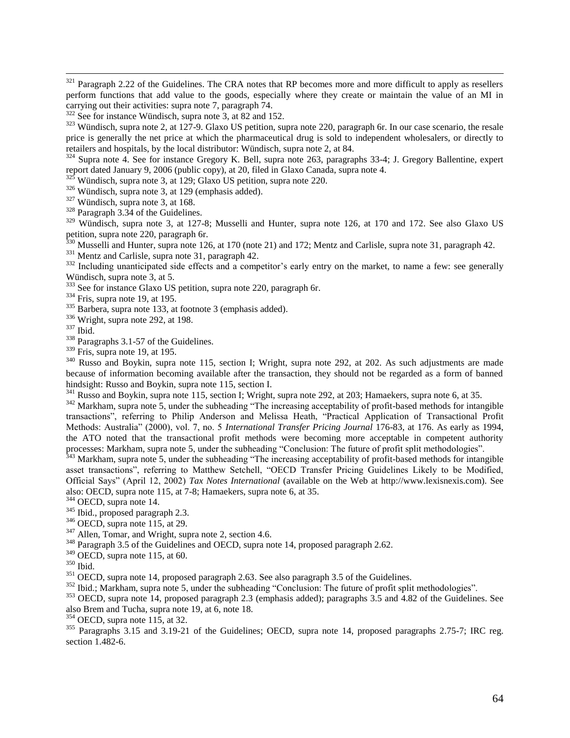[321] Paragraph 2.22 of the Guidelines. The CRA notes that RP becomes more and more difficult to apply as resellers perform functions that add value to the goods, especially where they create or maintain the value of an MI in carrying out their activities: supra note 7, paragraph 74.

[322] See for instance Wündisch, supra note 3, at 82 and 152.

[323] Wündisch, supra note 2, at 127-9. Glaxo US petition, supra note 220, paragraph 6r. In our case scenario, the resale price is generally the net price at which the pharmaceutical drug is sold to independent wholesalers, or directly to retailers and hospitals, by the local distributor: Wündisch, supra note 2, at 84.

[324] Supra note 4. See for instance Gregory K. Bell, supra note 263, paragraphs 33-4; J. Gregory Ballentine, expert report dated January 9, 2006 (public copy), at 20, filed in Glaxo Canada, supra note 4.

[325] Wündisch, supra note 3, at 129; Glaxo US petition, supra note 220.

[326] Wündisch, supra note 3, at 129 (emphasis added).

[327] Wündisch, supra note 3, at 168.

[328] Paragraph 3.34 of the Guidelines.

[329] Wündisch, supra note 3, at 127-8; Musselli and Hunter, supra note 126, at 170 and 172. See also Glaxo US petition, supra note 220, paragraph 6r.

[330] Musselli and Hunter, supra note 126, at 170 (note 21) and 172; Mentz and Carlisle, supra note 31, paragraph 42.

[331] Mentz and Carlisle, supra note 31, paragraph 42.

[332] Including unanticipated side effects and a competitor's early entry on the market, to name a few: see generally Wündisch, supra note 3, at 5.

[333] See for instance Glaxo US petition, supra note 220, paragraph 6r.

[334] Fris, supra note 19, at 195.

[335] Barbera, supra note 133, at footnote 3 (emphasis added).

[336] Wright, supra note 292, at 198.

[337] Ibid.

[338] Paragraphs 3.1-57 of the Guidelines.

[339] Fris, supra note 19, at 195.

[340] Russo and Boykin, supra note 115, section I; Wright, supra note 292, at 202. As such adjustments are made because of information becoming available after the transaction, they should not be regarded as a form of banned hindsight: Russo and Boykin, supra note 115, section I.

[341] Russo and Boykin, supra note 115, section I; Wright, supra note 292, at 203; Hamaekers, supra note 6, at 35.

[342] Markham, supra note 5, under the subheading "The increasing acceptability of profit-based methods for intangible transactions", referring to Philip Anderson and Melissa Heath, "Practical Application of Transactional Profit Methods: Australia" (2000), vol. 7, no. 5 *International Transfer Pricing Journal* 176-83, at 176. As early as 1994, the ATO noted that the transactional profit methods were becoming more acceptable in competent authority processes: Markham, supra note 5, under the subheading "Conclusion: The future of profit split methodologies".

[343] Markham, supra note 5, under the subheading "The increasing acceptability of profit-based methods for intangible asset transactions", referring to Matthew Setchell, "OECD Transfer Pricing Guidelines Likely to be Modified, Official Says" (April 12, 2002) *Tax Notes International* (available on the Web at http://www.lexisnexis.com). See also: OECD, supra note 115, at 7-8; Hamaekers, supra note 6, at 35.

[344] OECD, supra note 14.

[345] Ibid., proposed paragraph 2.3.

[346] OECD, supra note 115, at 29.

[347] Allen, Tomar, and Wright, supra note 2, section 4.6.

[348] Paragraph 3.5 of the Guidelines and OECD, supra note 14, proposed paragraph 2.62.

[349] OECD, supra note 115, at 60.

[350] Ibid.

[351] OECD, supra note 14, proposed paragraph 2.63. See also paragraph 3.5 of the Guidelines.

[352] Ibid.; Markham, supra note 5, under the subheading "Conclusion: The future of profit split methodologies".

[353] OECD, supra note 14, proposed paragraph 2.3 (emphasis added); paragraphs 3.5 and 4.82 of the Guidelines. See also Brem and Tucha, supra note 19, at 6, note 18.

[354] OECD, supra note 115, at 32.

[355] Paragraphs 3.15 and 3.19-21 of the Guidelines; OECD, supra note 14, proposed paragraphs 2.75-7; IRC reg. section 1.482-6.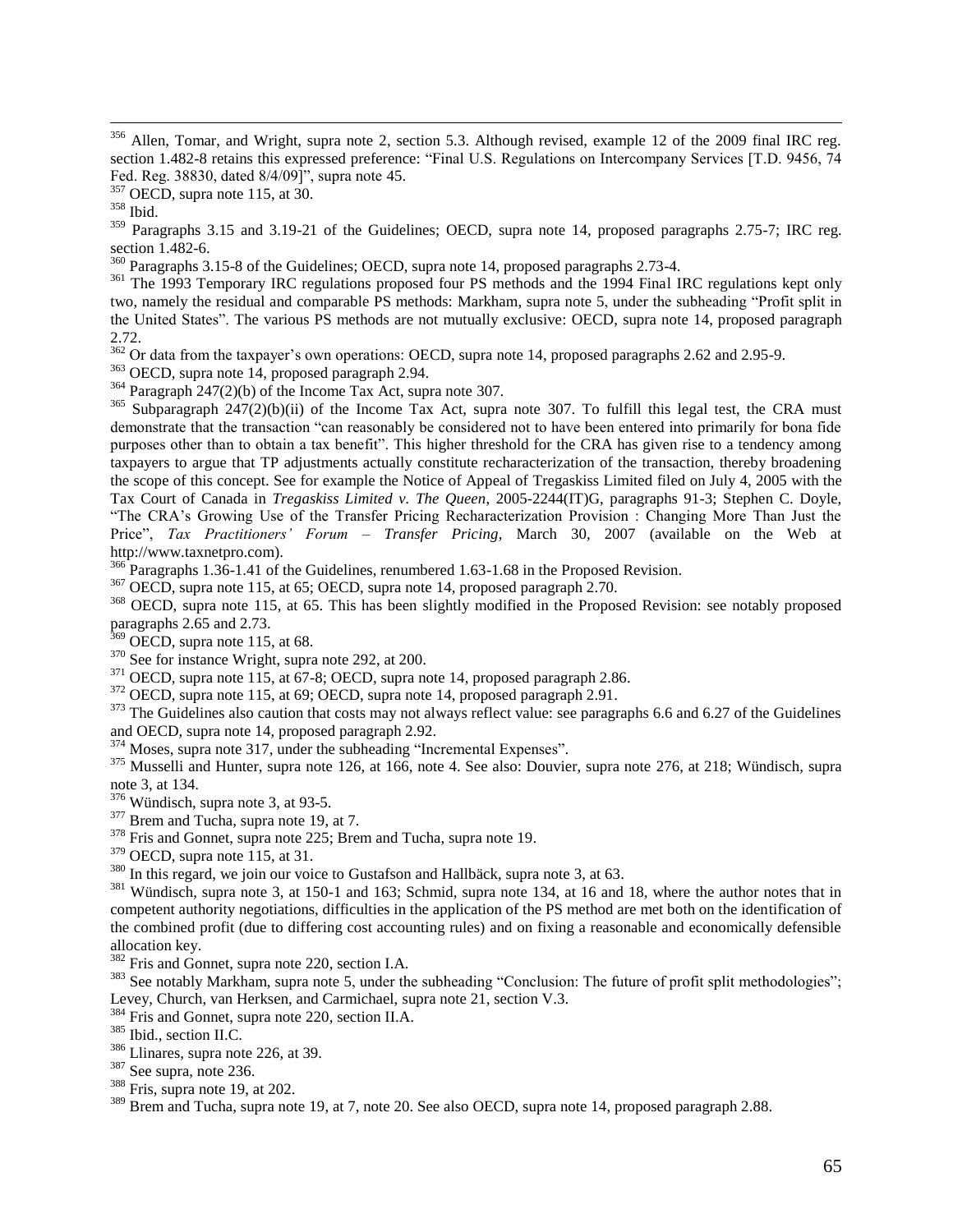[356] Allen, Tomar, and Wright, supra note 2, section 5.3. Although revised, example 12 of the 2009 final IRC reg. section 1.482-8 retains this expressed preference: "Final U.S. Regulations on Intercompany Services [T.D. 9456, 74 Fed. Reg. 38830, dated 8/4/09]", supra note 45.

[357] OECD, supra note 115, at 30.

[358] Ibid.

[359] Paragraphs 3.15 and 3.19-21 of the Guidelines; OECD, supra note 14, proposed paragraphs 2.75-7; IRC reg. section 1.482-6.

[360] Paragraphs 3.15-8 of the Guidelines; OECD, supra note 14, proposed paragraphs 2.73-4.

[361] The 1993 Temporary IRC regulations proposed four PS methods and the 1994 Final IRC regulations kept only two, namely the residual and comparable PS methods: Markham, supra note 5, under the subheading "Profit split in the United States". The various PS methods are not mutually exclusive: OECD, supra note 14, proposed paragraph 2.72.

[362] Or data from the taxpayer's own operations: OECD, supra note 14, proposed paragraphs 2.62 and 2.95-9.

[363] OECD, supra note 14, proposed paragraph 2.94.

[364] Paragraph 247(2)(b) of the Income Tax Act, supra note 307.

[365] Subparagraph 247(2)(b)(ii) of the Income Tax Act, supra note 307. To fulfill this legal test, the CRA must demonstrate that the transaction "can reasonably be considered not to have been entered into primarily for bona fide purposes other than to obtain a tax benefit". This higher threshold for the CRA has given rise to a tendency among taxpayers to argue that TP adjustments actually constitute recharacterization of the transaction, thereby broadening the scope of this concept. See for example the Notice of Appeal of Tregaskiss Limited filed on July 4, 2005 with the Tax Court of Canada in *Tregaskiss Limited v. The Queen*, 2005-2244(IT)G, paragraphs 91-3; Stephen C. Doyle, "The CRA's Growing Use of the Transfer Pricing Recharacterization Provision : Changing More Than Just the Price", *Tax Practitioners' Forum – Transfer Pricing*, March 30, 2007 (available on the Web at http://www.taxnetpro.com).

[366] Paragraphs 1.36-1.41 of the Guidelines, renumbered 1.63-1.68 in the Proposed Revision.

[367] OECD, supra note 115, at 65; OECD, supra note 14, proposed paragraph 2.70.

[368] OECD, supra note 115, at 65. This has been slightly modified in the Proposed Revision: see notably proposed paragraphs 2.65 and 2.73.

[369] OECD, supra note 115, at 68.

[370] See for instance Wright, supra note 292, at 200.

[371] OECD, supra note 115, at 67-8; OECD, supra note 14, proposed paragraph 2.86.

[372] OECD, supra note 115, at 69; OECD, supra note 14, proposed paragraph 2.91.

[373] The Guidelines also caution that costs may not always reflect value: see paragraphs 6.6 and 6.27 of the Guidelines and OECD, supra note 14, proposed paragraph 2.92.

[374] Moses, supra note 317, under the subheading "Incremental Expenses".

[375] Musselli and Hunter, supra note 126, at 166, note 4. See also: Douvier, supra note 276, at 218; Wündisch, supra note 3, at 134.

[376] Wündisch, supra note 3, at 93-5.

[377] Brem and Tucha, supra note 19, at 7.

[378] Fris and Gonnet, supra note 225; Brem and Tucha, supra note 19.

[379] OECD, supra note 115, at 31.

[380] In this regard, we join our voice to Gustafson and Hallbäck, supra note 3, at 63.

[381] Wündisch, supra note 3, at 150-1 and 163; Schmid, supra note 134, at 16 and 18, where the author notes that in competent authority negotiations, difficulties in the application of the PS method are met both on the identification of the combined profit (due to differing cost accounting rules) and on fixing a reasonable and economically defensible allocation key.

[382] Fris and Gonnet, supra note 220, section I.A.

[383] See notably Markham, supra note 5, under the subheading "Conclusion: The future of profit split methodologies"; Levey, Church, van Herksen, and Carmichael, supra note 21, section V.3.

[384] Fris and Gonnet, supra note 220, section II.A.

[385] Ibid., section II.C.

[386] Llinares, supra note 226, at 39.

[387] See supra, note 236.

[388] Fris, supra note 19, at 202.

[389] Brem and Tucha, supra note 19, at 7, note 20. See also OECD, supra note 14, proposed paragraph 2.88.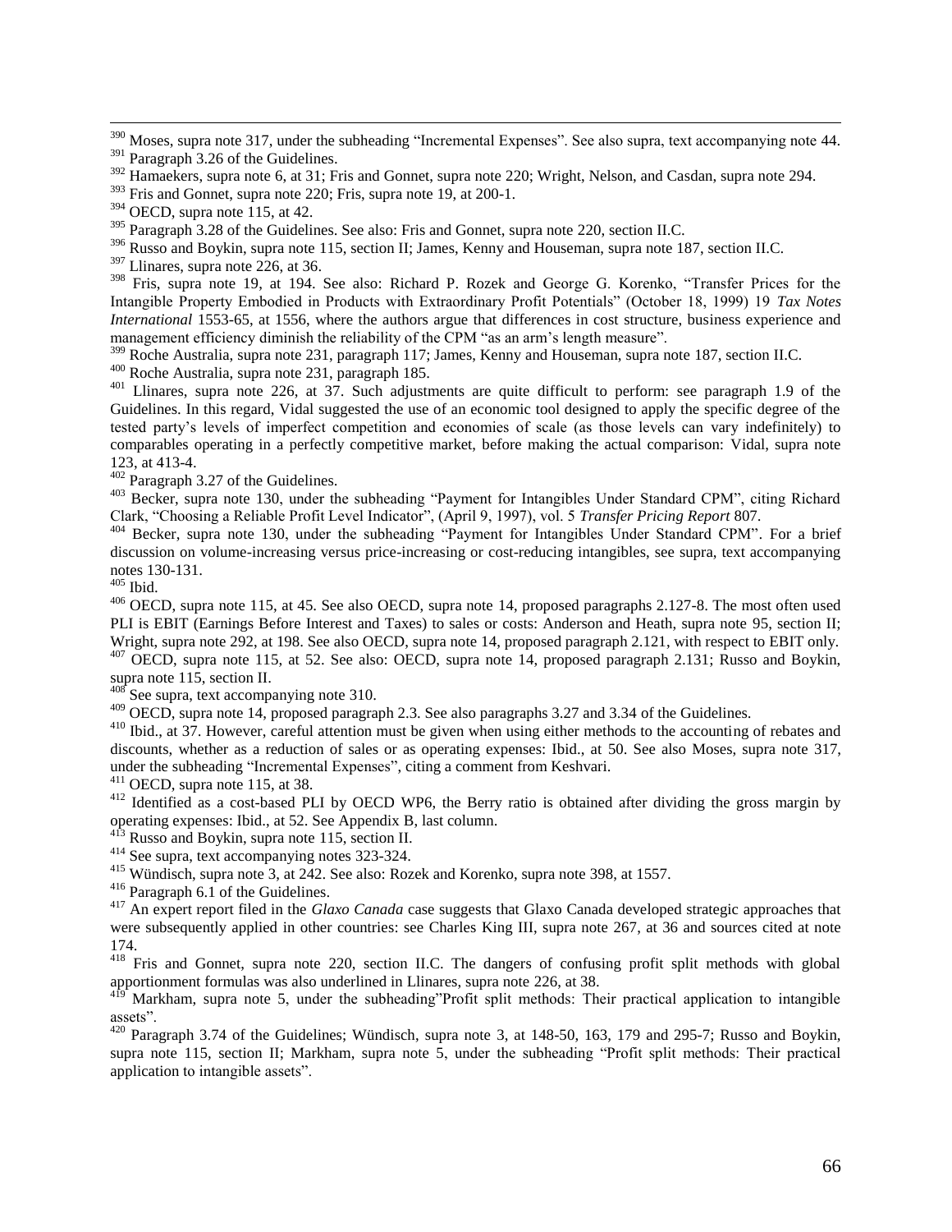[390] Moses, supra note 317, under the subheading "Incremental Expenses". See also supra, text accompanying note 44.

[391] Paragraph 3.26 of the Guidelines.

[392] Hamaekers, supra note 6, at 31; Fris and Gonnet, supra note 220; Wright, Nelson, and Casdan, supra note 294.

[393] Fris and Gonnet, supra note 220; Fris, supra note 19, at 200-1.

[394] OECD, supra note 115, at 42.

[395] Paragraph 3.28 of the Guidelines. See also: Fris and Gonnet, supra note 220, section II.C.

[396] Russo and Boykin, supra note 115, section II; James, Kenny and Houseman, supra note 187, section II.C.

[397] Llinares, supra note 226, at 36.

[398] Fris, supra note 19, at 194. See also: Richard P. Rozek and George G. Korenko, "Transfer Prices for the Intangible Property Embodied in Products with Extraordinary Profit Potentials" (October 18, 1999) 19 *Tax Notes International* 1553-65, at 1556, where the authors argue that differences in cost structure, business experience and management efficiency diminish the reliability of the CPM "as an arm's length measure".

[399] Roche Australia, supra note 231, paragraph 117; James, Kenny and Houseman, supra note 187, section II.C.

[400] Roche Australia, supra note 231, paragraph 185.

[401] Llinares, supra note 226, at 37. Such adjustments are quite difficult to perform: see paragraph 1.9 of the Guidelines. In this regard, Vidal suggested the use of an economic tool designed to apply the specific degree of the tested party's levels of imperfect competition and economies of scale (as those levels can vary indefinitely) to comparables operating in a perfectly competitive market, before making the actual comparison: Vidal, supra note 123, at 413-4.

[402] Paragraph 3.27 of the Guidelines.

[403] Becker, supra note 130, under the subheading "Payment for Intangibles Under Standard CPM", citing Richard Clark, "Choosing a Reliable Profit Level Indicator", (April 9, 1997), vol. 5 *Transfer Pricing Report* 807.

[404] Becker, supra note 130, under the subheading "Payment for Intangibles Under Standard CPM". For a brief discussion on volume-increasing versus price-increasing or cost-reducing intangibles, see supra, text accompanying notes 130-131.

[405] Ibid.

[406] OECD, supra note 115, at 45. See also OECD, supra note 14, proposed paragraphs 2.127-8. The most often used PLI is EBIT (Earnings Before Interest and Taxes) to sales or costs: Anderson and Heath, supra note 95, section II; Wright, supra note 292, at 198. See also OECD, supra note 14, proposed paragraph 2.121, with respect to EBIT only.

[407] OECD, supra note 115, at 52. See also: OECD, supra note 14, proposed paragraph 2.131; Russo and Boykin, supra note 115, section II.

[408] See supra, text accompanying note 310.

[409] OECD, supra note 14, proposed paragraph 2.3. See also paragraphs 3.27 and 3.34 of the Guidelines.

[410] Ibid., at 37. However, careful attention must be given when using either methods to the accounting of rebates and discounts, whether as a reduction of sales or as operating expenses: Ibid., at 50. See also Moses, supra note 317, under the subheading "Incremental Expenses", citing a comment from Keshvari.

[411] OECD, supra note 115, at 38.

[412] Identified as a cost-based PLI by OECD WP6, the Berry ratio is obtained after dividing the gross margin by operating expenses: Ibid., at 52. See Appendix B, last column.

[413] Russo and Boykin, supra note 115, section II.

[414] See supra, text accompanying notes 323-324.

[415] Wündisch, supra note 3, at 242. See also: Rozek and Korenko, supra note 398, at 1557.

[416] Paragraph 6.1 of the Guidelines.

[417] An expert report filed in the *Glaxo Canada* case suggests that Glaxo Canada developed strategic approaches that were subsequently applied in other countries: see Charles King III, supra note 267, at 36 and sources cited at note 174.

[418] Fris and Gonnet, supra note 220, section II.C. The dangers of confusing profit split methods with global apportionment formulas was also underlined in Llinares, supra note 226, at 38.

[419] Markham, supra note 5, under the subheading"Profit split methods: Their practical application to intangible assets".

[420] Paragraph 3.74 of the Guidelines; Wündisch, supra note 3, at 148-50, 163, 179 and 295-7; Russo and Boykin, supra note 115, section II; Markham, supra note 5, under the subheading "Profit split methods: Their practical application to intangible assets".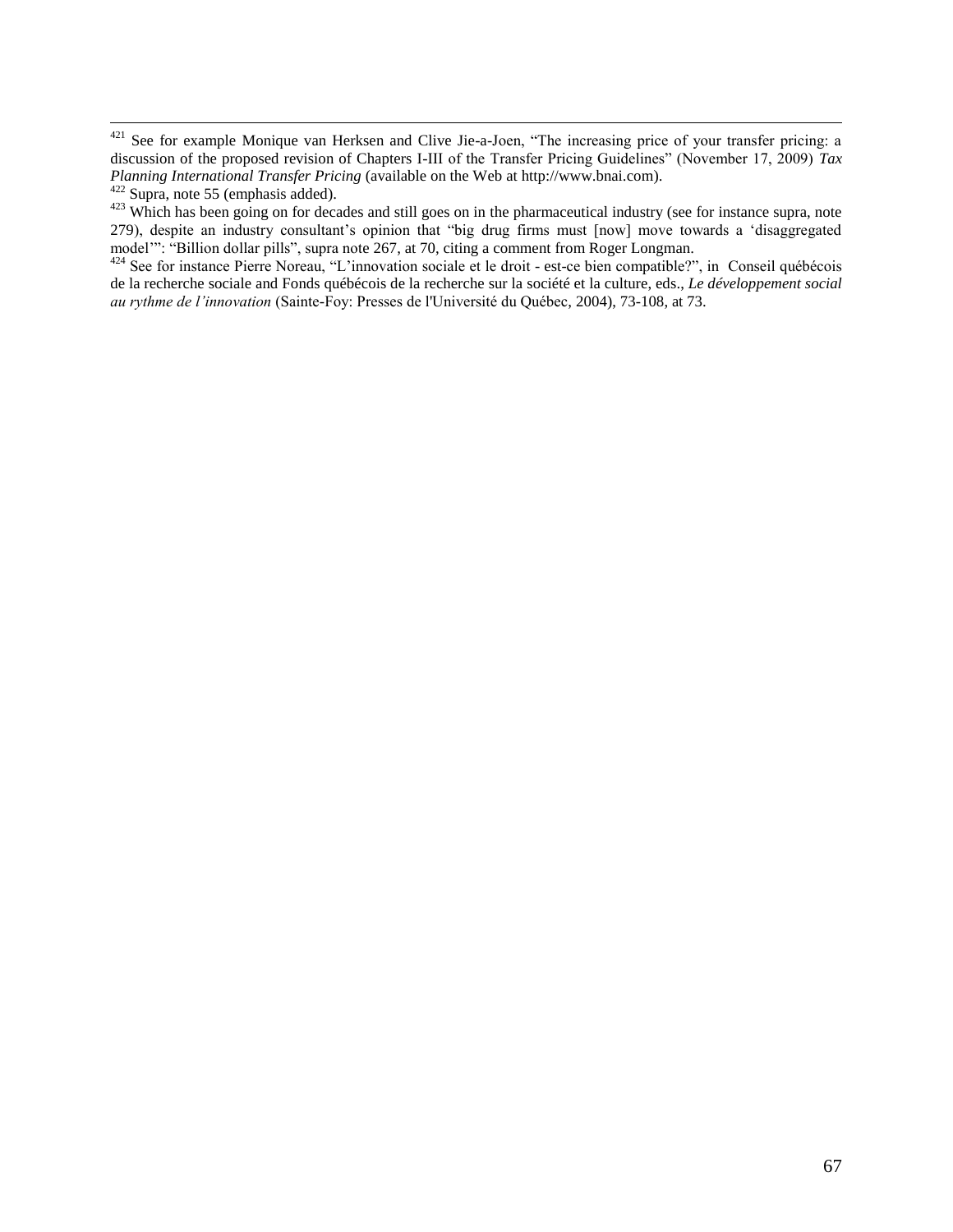[421] See for example Monique van Herksen and Clive Jie-a-Joen, "The increasing price of your transfer pricing: a discussion of the proposed revision of Chapters I-III of the Transfer Pricing Guidelines" (November 17, 2009) *Tax Planning International Transfer Pricing* (available on the Web at http://www.bnai.com).

[422] Supra, note 55 (emphasis added).

[423] Which has been going on for decades and still goes on in the pharmaceutical industry (see for instance supra, note 279), despite an industry consultant's opinion that "big drug firms must [now] move towards a 'disaggregated model'": "Billion dollar pills", supra note 267, at 70, citing a comment from Roger Longman.

[424] See for instance Pierre Noreau, "L'innovation sociale et le droit - est-ce bien compatible?", in Conseil québécois de la recherche sociale and Fonds québécois de la recherche sur la société et la culture, eds., *Le développement social au rythme de l'innovation* (Sainte-Foy: Presses de l'Université du Québec, 2004), 73-108, at 73.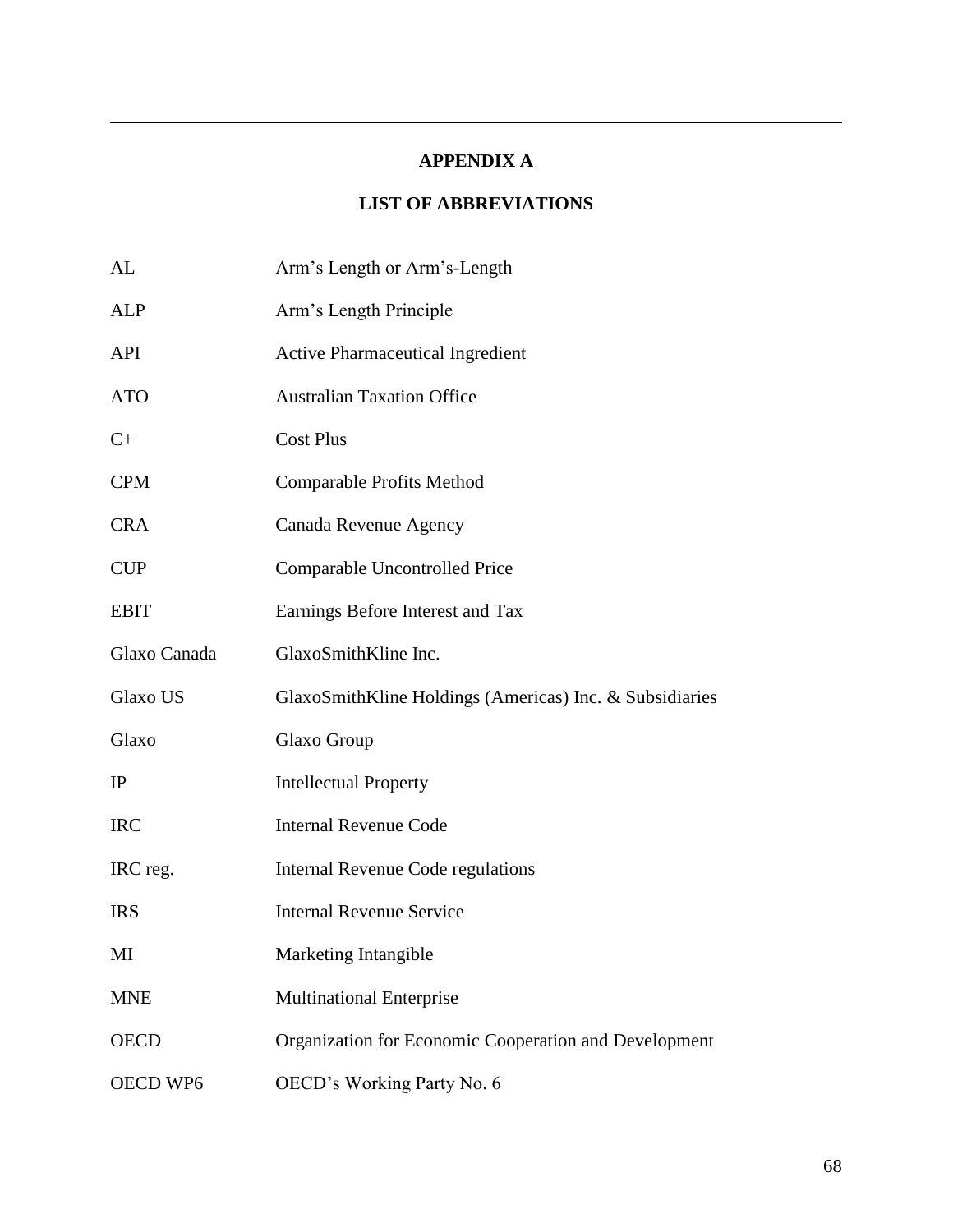# APPENDIX A

## LIST OF ABBREVIATIONS

| | |
|---|---|
| AL | Arm's Length or Arm's-Length |
| ALP | Arm's Length Principle |
| API | Active Pharmaceutical Ingredient |
| ATO | Australian Taxation Office |
| C+ | Cost Plus |
| CPM | Comparable Profits Method |
| CRA | Canada Revenue Agency |
| CUP | Comparable Uncontrolled Price |
| EBIT | Earnings Before Interest and Tax |
| Glaxo Canada | GlaxoSmithKline Inc. |
| Glaxo US | GlaxoSmithKline Holdings (Americas) Inc. & Subsidiaries |
| Glaxo | Glaxo Group |
| IP | Intellectual Property |
| IRC | Internal Revenue Code |
| IRC reg. | Internal Revenue Code regulations |
| IRS | Internal Revenue Service |
| MI | Marketing Intangible |
| MNE | Multinational Enterprise |
| OECD | Organization for Economic Cooperation and Development |
| OECD WP6 | OECD's Working Party No. 6 |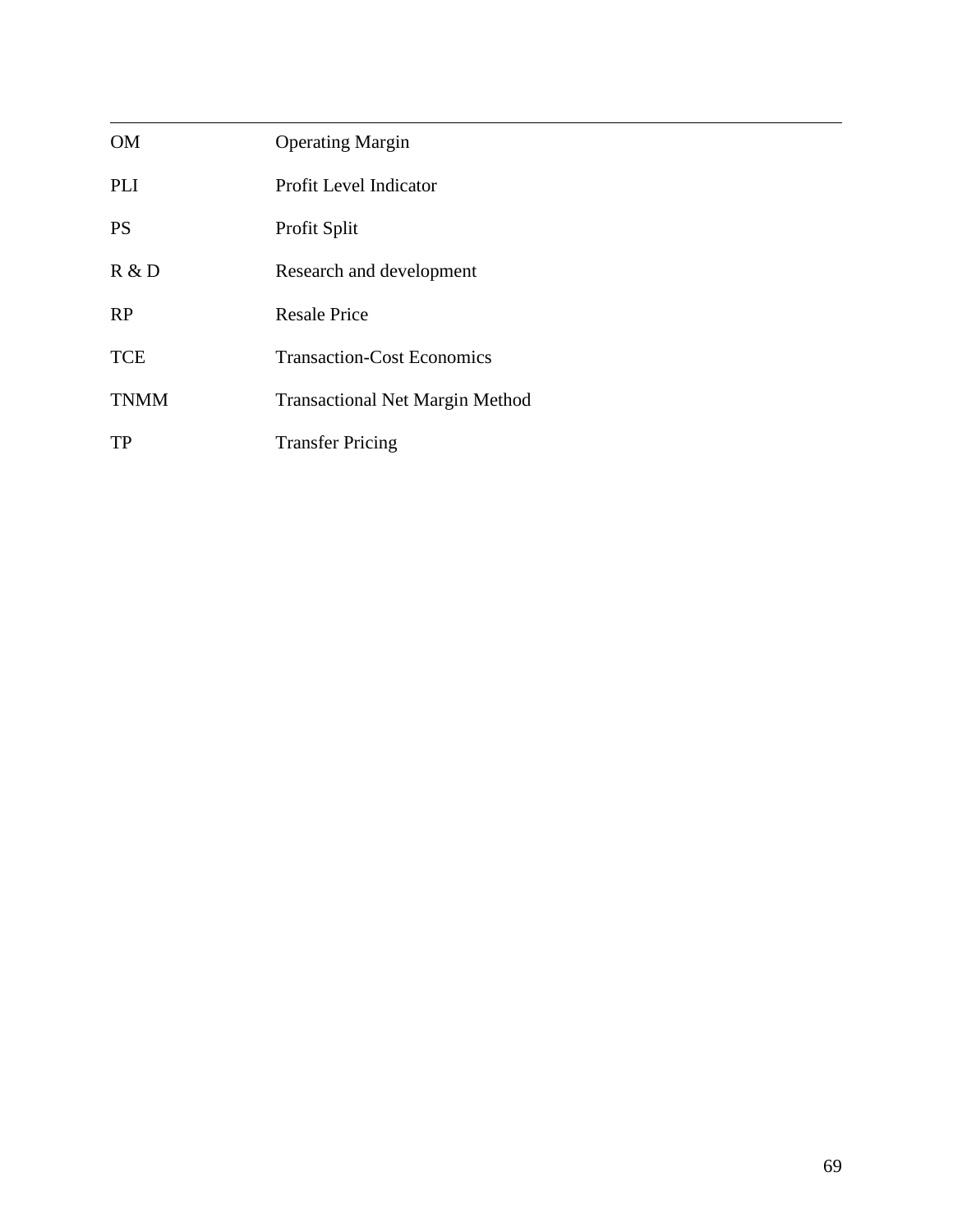| | |
|---|---|
| OM | Operating Margin |
| PLI | Profit Level Indicator |
| PS | Profit Split |
| R & D | Research and development |
| RP | Resale Price |
| TCE | Transaction-Cost Economics |
| TNMM | Transactional Net Margin Method |
| TP | Transfer Pricing |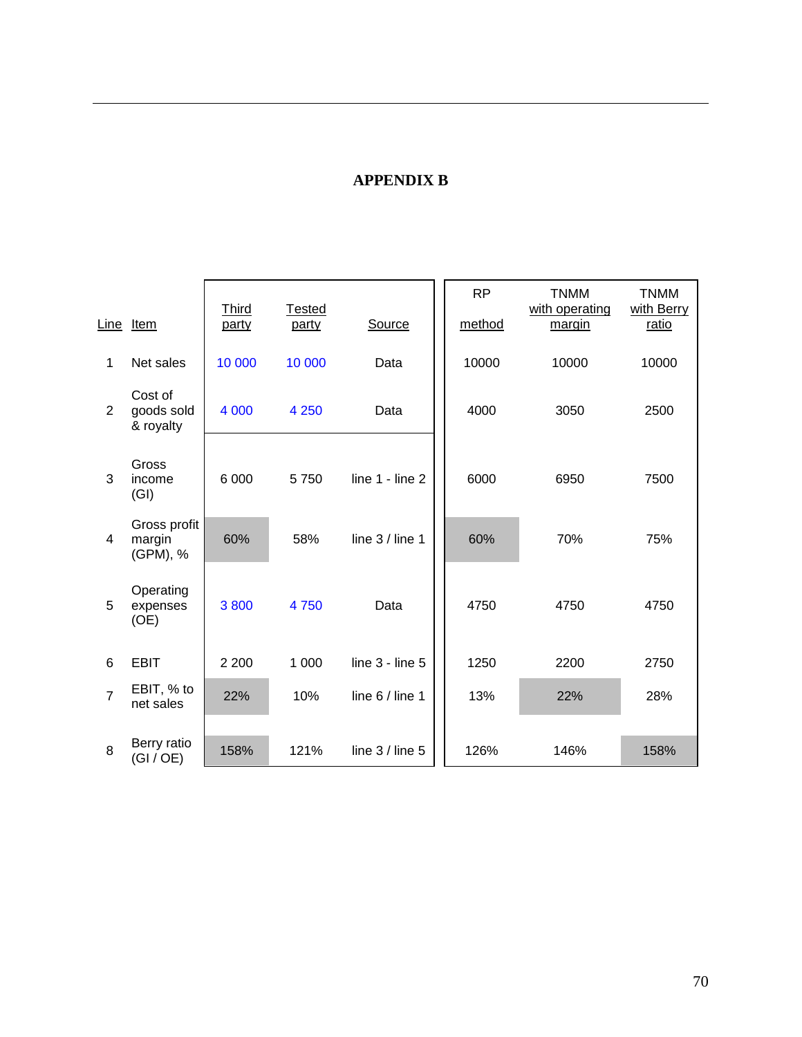# APPENDIX B

| Line | Item | Third party | Tested party | Source | RP method | TNMM with operating margin | TNMM with Berry ratio |
|---|---|---|---|---|---|---|---|
| 1 | Net sales | 10 000 | 10 000 | Data | 10000 | 10000 | 10000 |
| 2 | Cost of goods sold & royalty | 4 000 | 4 250 | Data | 4000 | 3050 | 2500 |
| 3 | Gross income (GI) | 6 000 | 5 750 | line 1 - line 2 | 6000 | 6950 | 7500 |
| 4 | Gross profit margin (GPM), % | 60% | 58% | line 3 / line 1 | 60% | 70% | 75% |
| 5 | Operating expenses (OE) | 3 800 | 4 750 | Data | 4750 | 4750 | 4750 |
| 6 | EBIT | 2 200 | 1 000 | line 3 - line 5 | 1250 | 2200 | 2750 |
| 7 | EBIT, % to net sales | 22% | 10% | line 6 / line 1 | 13% | 22% | 28% |
| 8 | Berry ratio (GI / OE) | 158% | 121% | line 3 / line 5 | 126% | 146% | 158% |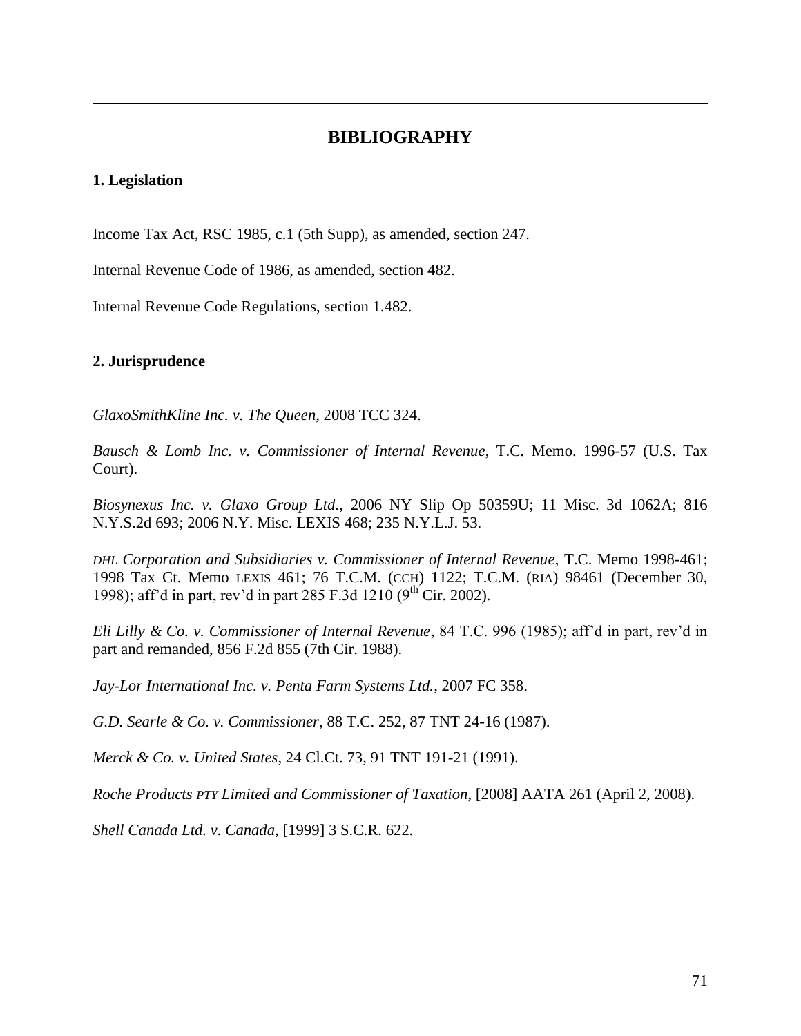# BIBLIOGRAPHY

### 1. Legislation

Income Tax Act, RSC 1985, c.1 (5th Supp), as amended, section 247.

Internal Revenue Code of 1986, as amended, section 482.

Internal Revenue Code Regulations, section 1.482.

### 2. Jurisprudence

*GlaxoSmithKline Inc. v. The Queen*, 2008 TCC 324.

*Bausch & Lomb Inc. v. Commissioner of Internal Revenue*, T.C. Memo. 1996-57 (U.S. Tax Court).

*Biosynexus Inc. v. Glaxo Group Ltd.*, 2006 NY Slip Op 50359U; 11 Misc. 3d 1062A; 816 N.Y.S.2d 693; 2006 N.Y. Misc. LEXIS 468; 235 N.Y.L.J. 53.

*DHL Corporation and Subsidiaries v. Commissioner of Internal Revenue*, T.C. Memo 1998-461; 1998 Tax Ct. Memo LEXIS 461; 76 T.C.M. (CCH) 1122; T.C.M. (RIA) 98461 (December 30, 1998); aff'd in part, rev'd in part 285 F.3d 1210 (9th Cir. 2002).

*Eli Lilly & Co. v. Commissioner of Internal Revenue*, 84 T.C. 996 (1985); aff'd in part, rev'd in part and remanded, 856 F.2d 855 (7th Cir. 1988).

*Jay-Lor International Inc. v. Penta Farm Systems Ltd.*, 2007 FC 358.

*G.D. Searle & Co. v. Commissioner*, 88 T.C. 252, 87 TNT 24-16 (1987).

*Merck & Co. v. United States*, 24 Cl.Ct. 73, 91 TNT 191-21 (1991).

*Roche Products PTY Limited and Commissioner of Taxation*, [2008] AATA 261 (April 2, 2008).

*Shell Canada Ltd. v. Canada*, [1999] 3 S.C.R. 622.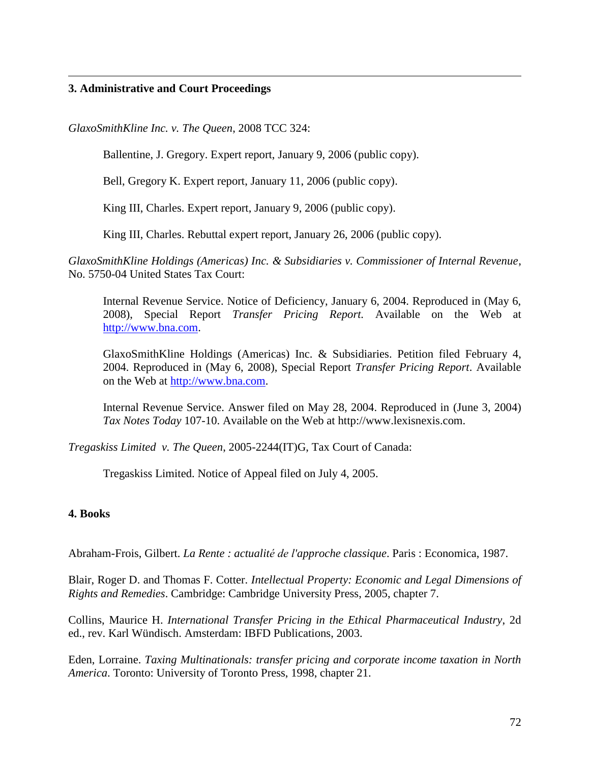## 3. Administrative and Court Proceedings

*GlaxoSmithKline Inc. v. The Queen*, 2008 TCC 324:

> Ballentine, J. Gregory. Expert report, January 9, 2006 (public copy).
>
> Bell, Gregory K. Expert report, January 11, 2006 (public copy).
>
> King III, Charles. Expert report, January 9, 2006 (public copy).
>
> King III, Charles. Rebuttal expert report, January 26, 2006 (public copy).

*GlaxoSmithKline Holdings (Americas) Inc. & Subsidiaries v. Commissioner of Internal Revenue*, No. 5750-04 United States Tax Court:

> Internal Revenue Service. Notice of Deficiency, January 6, 2004. Reproduced in (May 6, 2008), Special Report *Transfer Pricing Report.* Available on the Web at [http://www.bna.com](http://www.bna.com).
>
> GlaxoSmithKline Holdings (Americas) Inc. & Subsidiaries. Petition filed February 4, 2004. Reproduced in (May 6, 2008), Special Report *Transfer Pricing Report*. Available on the Web at [http://www.bna.com](http://www.bna.com).
>
> Internal Revenue Service. Answer filed on May 28, 2004. Reproduced in (June 3, 2004) *Tax Notes Today* 107-10. Available on the Web at http://www.lexisnexis.com.

*Tregaskiss Limited v. The Queen*, 2005-2244(IT)G, Tax Court of Canada:

> Tregaskiss Limited. Notice of Appeal filed on July 4, 2005.

## 4. Books

Abraham-Frois, Gilbert. *La Rente : actualité de l'approche classique*. Paris : Economica, 1987.

Blair, Roger D. and Thomas F. Cotter. *Intellectual Property: Economic and Legal Dimensions of Rights and Remedies*. Cambridge: Cambridge University Press, 2005, chapter 7.

Collins, Maurice H. *International Transfer Pricing in the Ethical Pharmaceutical Industry*, 2d ed., rev. Karl Wündisch. Amsterdam: IBFD Publications, 2003.

Eden, Lorraine. *Taxing Multinationals: transfer pricing and corporate income taxation in North America*. Toronto: University of Toronto Press, 1998, chapter 21.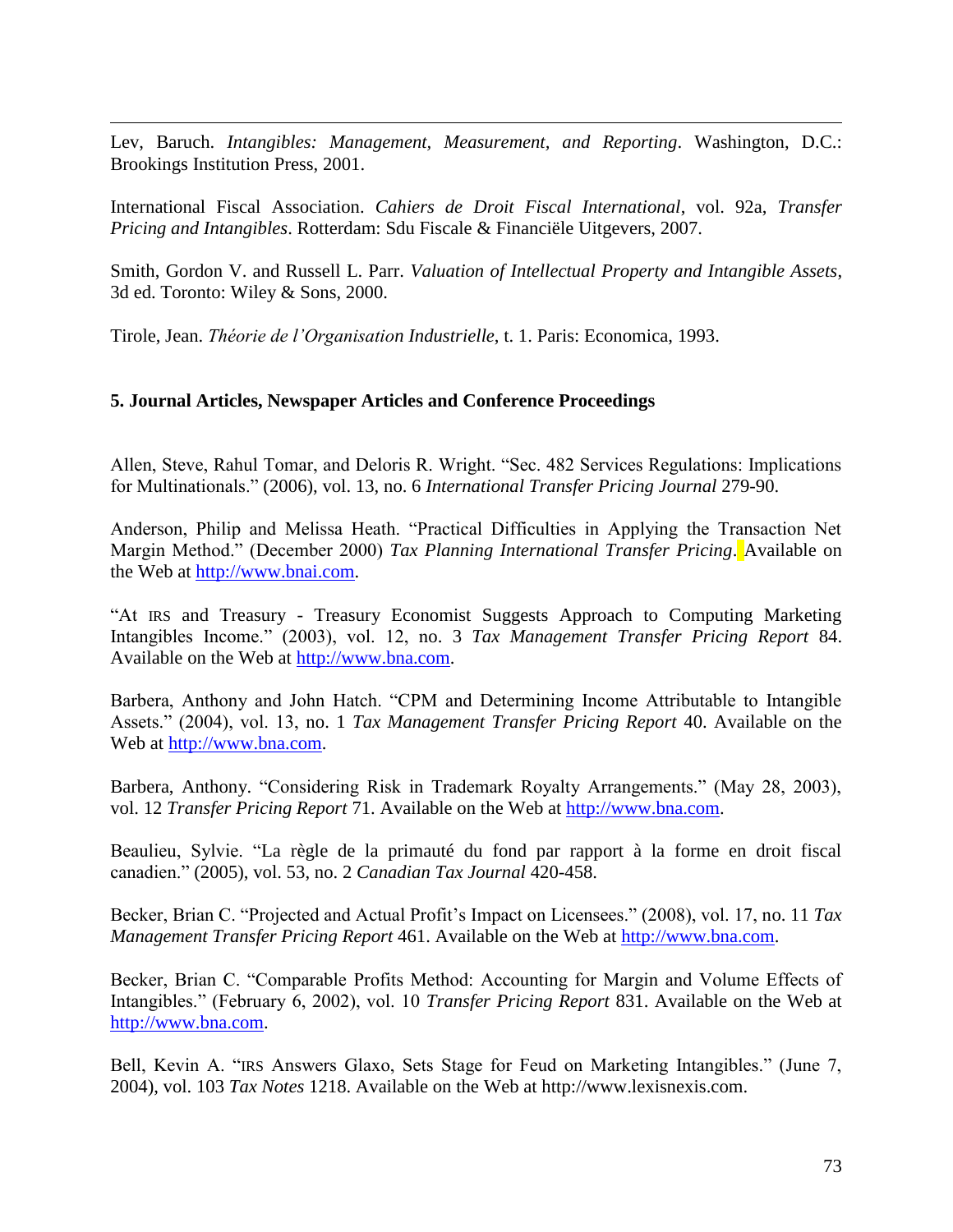Lev, Baruch. *Intangibles: Management, Measurement, and Reporting*. Washington, D.C.: Brookings Institution Press, 2001.

International Fiscal Association. *Cahiers de Droit Fiscal International*, vol. 92a, *Transfer Pricing and Intangibles*. Rotterdam: Sdu Fiscale & Financiële Uitgevers, 2007.

Smith, Gordon V. and Russell L. Parr. *Valuation of Intellectual Property and Intangible Assets*, 3d ed. Toronto: Wiley & Sons, 2000.

Tirole, Jean. *Théorie de l'Organisation Industrielle*, t. 1. Paris: Economica, 1993.

### 5. Journal Articles, Newspaper Articles and Conference Proceedings

Allen, Steve, Rahul Tomar, and Deloris R. Wright. "Sec. 482 Services Regulations: Implications for Multinationals." (2006), vol. 13, no. 6 *International Transfer Pricing Journal* 279-90.

Anderson, Philip and Melissa Heath. "Practical Difficulties in Applying the Transaction Net Margin Method." (December 2000) *Tax Planning International Transfer Pricing*. Available on the Web at http://www.bnai.com.

"At IRS and Treasury - Treasury Economist Suggests Approach to Computing Marketing Intangibles Income." (2003), vol. 12, no. 3 *Tax Management Transfer Pricing Report* 84. Available on the Web at http://www.bna.com.

Barbera, Anthony and John Hatch. "CPM and Determining Income Attributable to Intangible Assets." (2004), vol. 13, no. 1 *Tax Management Transfer Pricing Report* 40. Available on the Web at http://www.bna.com.

Barbera, Anthony. "Considering Risk in Trademark Royalty Arrangements." (May 28, 2003), vol. 12 *Transfer Pricing Report* 71. Available on the Web at http://www.bna.com.

Beaulieu, Sylvie. "La règle de la primauté du fond par rapport à la forme en droit fiscal canadien." (2005), vol. 53, no. 2 *Canadian Tax Journal* 420-458.

Becker, Brian C. "Projected and Actual Profit's Impact on Licensees." (2008), vol. 17, no. 11 *Tax Management Transfer Pricing Report* 461. Available on the Web at http://www.bna.com.

Becker, Brian C. "Comparable Profits Method: Accounting for Margin and Volume Effects of Intangibles." (February 6, 2002), vol. 10 *Transfer Pricing Report* 831. Available on the Web at http://www.bna.com.

Bell, Kevin A. "IRS Answers Glaxo, Sets Stage for Feud on Marketing Intangibles." (June 7, 2004), vol. 103 *Tax Notes* 1218. Available on the Web at http://www.lexisnexis.com.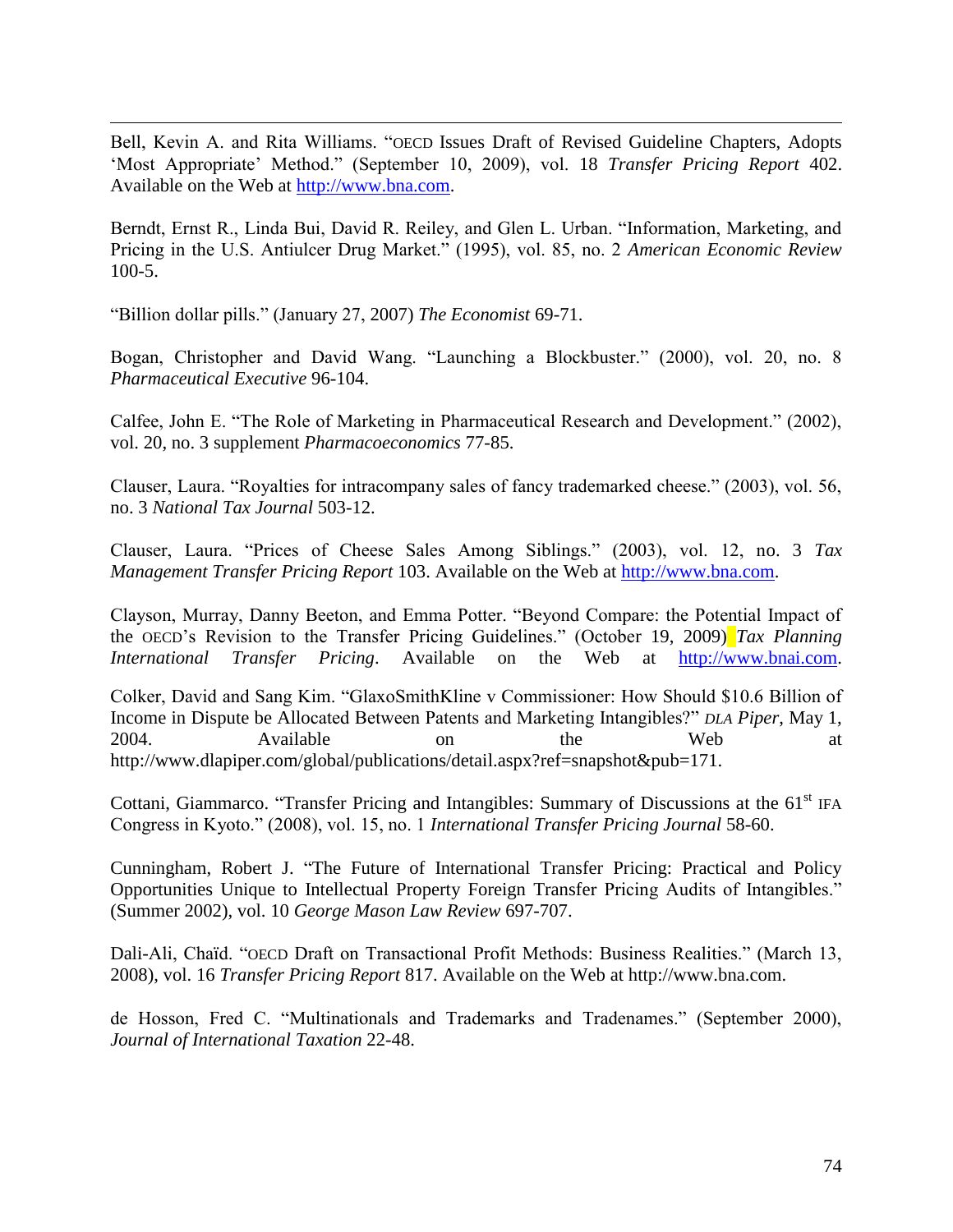Bell, Kevin A. and Rita Williams. "OECD Issues Draft of Revised Guideline Chapters, Adopts 'Most Appropriate' Method." (September 10, 2009), vol. 18 *Transfer Pricing Report* 402. Available on the Web at http://www.bna.com.

Berndt, Ernst R., Linda Bui, David R. Reiley, and Glen L. Urban. "Information, Marketing, and Pricing in the U.S. Antiulcer Drug Market." (1995), vol. 85, no. 2 *American Economic Review* 100-5.

"Billion dollar pills." (January 27, 2007) *The Economist* 69-71.

Bogan, Christopher and David Wang. "Launching a Blockbuster." (2000), vol. 20, no. 8 *Pharmaceutical Executive* 96-104.

Calfee, John E. "The Role of Marketing in Pharmaceutical Research and Development." (2002), vol. 20, no. 3 supplement *Pharmacoeconomics* 77-85.

Clauser, Laura. "Royalties for intracompany sales of fancy trademarked cheese." (2003), vol. 56, no. 3 *National Tax Journal* 503-12.

Clauser, Laura. "Prices of Cheese Sales Among Siblings." (2003), vol. 12, no. 3 *Tax Management Transfer Pricing Report* 103. Available on the Web at http://www.bna.com.

Clayson, Murray, Danny Beeton, and Emma Potter. "Beyond Compare: the Potential Impact of the OECD's Revision to the Transfer Pricing Guidelines." (October 19, 2009) *Tax Planning International Transfer Pricing*. Available on the Web at http://www.bnai.com.

Colker, David and Sang Kim. "GlaxoSmithKline v Commissioner: How Should $10.6 Billion of Income in Dispute be Allocated Between Patents and Marketing Intangibles?" *DLA Piper*, May 1, 2004. Available on the Web at http://www.dlapiper.com/global/publications/detail.aspx?ref=snapshot&pub=171.

Cottani, Giammarco. "Transfer Pricing and Intangibles: Summary of Discussions at the 61st IFA Congress in Kyoto." (2008), vol. 15, no. 1 *International Transfer Pricing Journal* 58-60.

Cunningham, Robert J. "The Future of International Transfer Pricing: Practical and Policy Opportunities Unique to Intellectual Property Foreign Transfer Pricing Audits of Intangibles." (Summer 2002), vol. 10 *George Mason Law Review* 697-707.

Dali-Ali, Chaïd. "OECD Draft on Transactional Profit Methods: Business Realities." (March 13, 2008), vol. 16 *Transfer Pricing Report* 817. Available on the Web at http://www.bna.com.

de Hosson, Fred C. "Multinationals and Trademarks and Tradenames." (September 2000), *Journal of International Taxation* 22-48.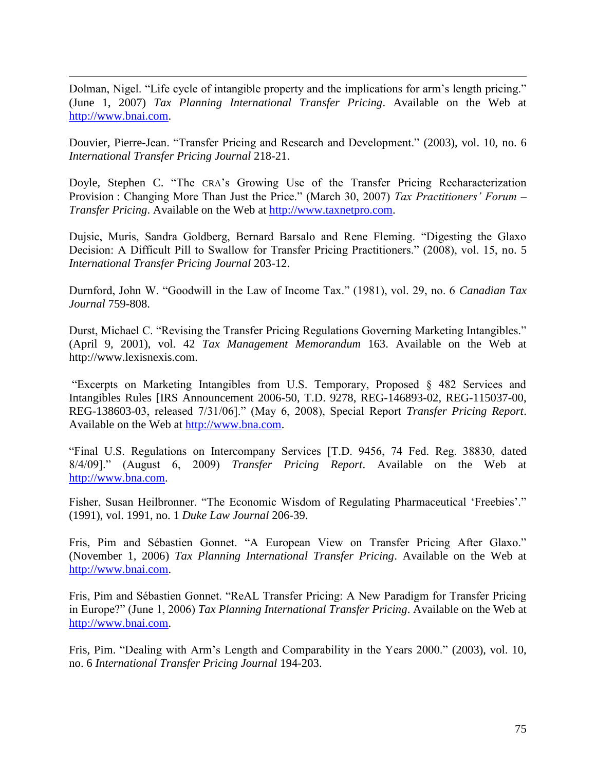Dolman, Nigel. “Life cycle of intangible property and the implications for arm’s length pricing.” (June 1, 2007) *Tax Planning International Transfer Pricing*. Available on the Web at http://www.bnai.com.

Douvier, Pierre-Jean. “Transfer Pricing and Research and Development.” (2003), vol. 10, no. 6 *International Transfer Pricing Journal* 218-21.

Doyle, Stephen C. “The CRA’s Growing Use of the Transfer Pricing Recharacterization Provision : Changing More Than Just the Price.” (March 30, 2007) *Tax Practitioners’ Forum – Transfer Pricing*. Available on the Web at http://www.taxnetpro.com.

Dujsic, Muris, Sandra Goldberg, Bernard Barsalo and Rene Fleming. “Digesting the Glaxo Decision: A Difficult Pill to Swallow for Transfer Pricing Practitioners.” (2008), vol. 15, no. 5 *International Transfer Pricing Journal* 203-12.

Durnford, John W. “Goodwill in the Law of Income Tax.” (1981), vol. 29, no. 6 *Canadian Tax Journal* 759-808.

Durst, Michael C. “Revising the Transfer Pricing Regulations Governing Marketing Intangibles.” (April 9, 2001), vol. 42 *Tax Management Memorandum* 163. Available on the Web at http://www.lexisnexis.com.

“Excerpts on Marketing Intangibles from U.S. Temporary, Proposed § 482 Services and Intangibles Rules [IRS Announcement 2006-50, T.D. 9278, REG-146893-02, REG-115037-00, REG-138603-03, released 7/31/06].” (May 6, 2008), Special Report *Transfer Pricing Report*. Available on the Web at http://www.bna.com.

“Final U.S. Regulations on Intercompany Services [T.D. 9456, 74 Fed. Reg. 38830, dated 8/4/09].” (August 6, 2009) *Transfer Pricing Report*. Available on the Web at http://www.bna.com.

Fisher, Susan Heilbronner. “The Economic Wisdom of Regulating Pharmaceutical ‘Freebies’.” (1991), vol. 1991, no. 1 *Duke Law Journal* 206-39.

Fris, Pim and Sébastien Gonnet. “A European View on Transfer Pricing After Glaxo.” (November 1, 2006) *Tax Planning International Transfer Pricing*. Available on the Web at http://www.bnai.com.

Fris, Pim and Sébastien Gonnet. “ReAL Transfer Pricing: A New Paradigm for Transfer Pricing in Europe?” (June 1, 2006) *Tax Planning International Transfer Pricing*. Available on the Web at http://www.bnai.com.

Fris, Pim. “Dealing with Arm’s Length and Comparability in the Years 2000.” (2003), vol. 10, no. 6 *International Transfer Pricing Journal* 194-203.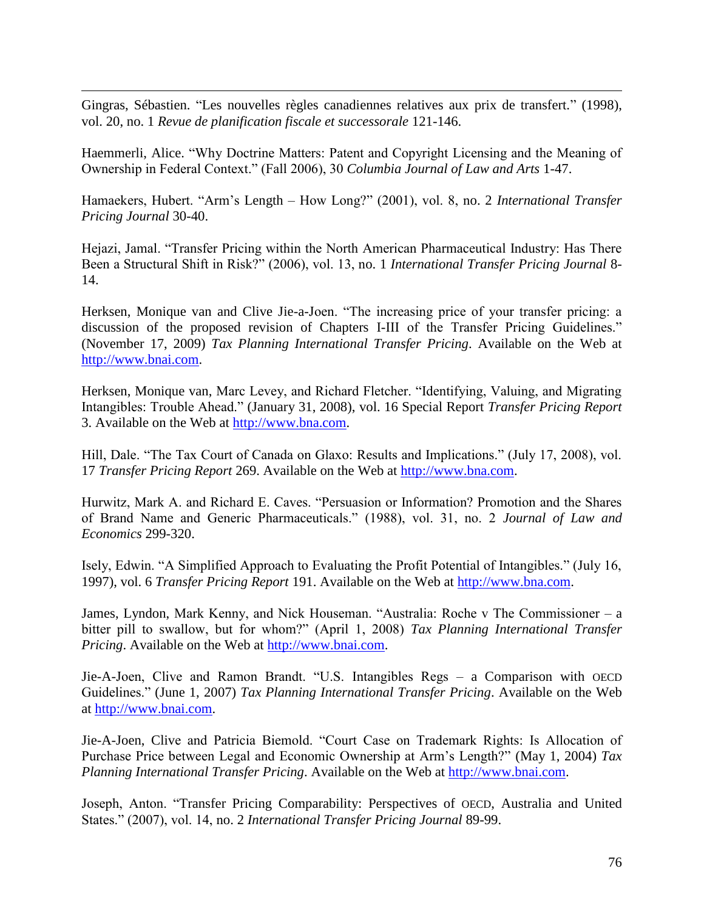Gingras, Sébastien. “Les nouvelles règles canadiennes relatives aux prix de transfert.” (1998), vol. 20, no. 1 *Revue de planification fiscale et successorale* 121-146.

Haemmerli, Alice. “Why Doctrine Matters: Patent and Copyright Licensing and the Meaning of Ownership in Federal Context.” (Fall 2006), 30 *Columbia Journal of Law and Arts* 1-47.

Hamaekers, Hubert. “Arm’s Length – How Long?” (2001), vol. 8, no. 2 *International Transfer Pricing Journal* 30-40.

Hejazi, Jamal. “Transfer Pricing within the North American Pharmaceutical Industry: Has There Been a Structural Shift in Risk?” (2006), vol. 13, no. 1 *International Transfer Pricing Journal* 8-14.

Herksen, Monique van and Clive Jie-a-Joen. “The increasing price of your transfer pricing: a discussion of the proposed revision of Chapters I-III of the Transfer Pricing Guidelines.” (November 17, 2009) *Tax Planning International Transfer Pricing*. Available on the Web at http://www.bnai.com.

Herksen, Monique van, Marc Levey, and Richard Fletcher. “Identifying, Valuing, and Migrating Intangibles: Trouble Ahead.” (January 31, 2008), vol. 16 Special Report *Transfer Pricing Report* 3. Available on the Web at http://www.bna.com.

Hill, Dale. “The Tax Court of Canada on Glaxo: Results and Implications.” (July 17, 2008), vol. 17 *Transfer Pricing Report* 269. Available on the Web at http://www.bna.com.

Hurwitz, Mark A. and Richard E. Caves. “Persuasion or Information? Promotion and the Shares of Brand Name and Generic Pharmaceuticals.” (1988), vol. 31, no. 2 *Journal of Law and Economics* 299-320.

Isely, Edwin. “A Simplified Approach to Evaluating the Profit Potential of Intangibles.” (July 16, 1997), vol. 6 *Transfer Pricing Report* 191. Available on the Web at http://www.bna.com.

James, Lyndon, Mark Kenny, and Nick Houseman. “Australia: Roche v The Commissioner – a bitter pill to swallow, but for whom?” (April 1, 2008) *Tax Planning International Transfer Pricing*. Available on the Web at http://www.bnai.com.

Jie-A-Joen, Clive and Ramon Brandt. “U.S. Intangibles Regs – a Comparison with OECD Guidelines.” (June 1, 2007) *Tax Planning International Transfer Pricing*. Available on the Web at http://www.bnai.com.

Jie-A-Joen, Clive and Patricia Biemold. “Court Case on Trademark Rights: Is Allocation of Purchase Price between Legal and Economic Ownership at Arm’s Length?” (May 1, 2004) *Tax Planning International Transfer Pricing*. Available on the Web at http://www.bnai.com.

Joseph, Anton. “Transfer Pricing Comparability: Perspectives of OECD, Australia and United States.” (2007), vol. 14, no. 2 *International Transfer Pricing Journal* 89-99.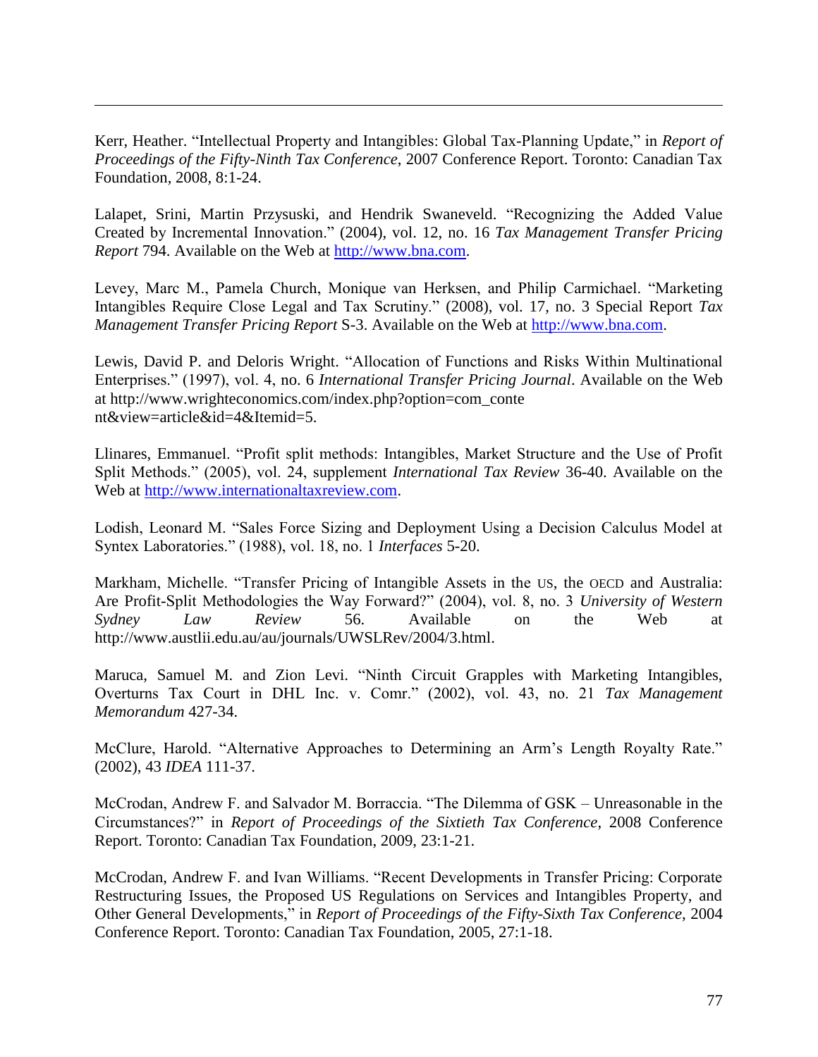Kerr, Heather. “Intellectual Property and Intangibles: Global Tax-Planning Update,” in *Report of Proceedings of the Fifty-Ninth Tax Conference*, 2007 Conference Report. Toronto: Canadian Tax Foundation, 2008, 8:1-24.

Lalapet, Srini, Martin Przysuski, and Hendrik Swaneveld. “Recognizing the Added Value Created by Incremental Innovation.” (2004), vol. 12, no. 16 *Tax Management Transfer Pricing Report* 794. Available on the Web at http://www.bna.com.

Levey, Marc M., Pamela Church, Monique van Herksen, and Philip Carmichael. “Marketing Intangibles Require Close Legal and Tax Scrutiny.” (2008), vol. 17, no. 3 Special Report *Tax Management Transfer Pricing Report* S-3. Available on the Web at http://www.bna.com.

Lewis, David P. and Deloris Wright. “Allocation of Functions and Risks Within Multinational Enterprises.” (1997), vol. 4, no. 6 *International Transfer Pricing Journal*. Available on the Web at http://www.wrighteconomics.com/index.php?option=com_content&view=article&id=4&Itemid=5.

Llinares, Emmanuel. “Profit split methods: Intangibles, Market Structure and the Use of Profit Split Methods.” (2005), vol. 24, supplement *International Tax Review* 36-40. Available on the Web at http://www.internationaltaxreview.com.

Lodish, Leonard M. “Sales Force Sizing and Deployment Using a Decision Calculus Model at Syntex Laboratories.” (1988), vol. 18, no. 1 *Interfaces* 5-20.

Markham, Michelle. “Transfer Pricing of Intangible Assets in the US, the OECD and Australia: Are Profit-Split Methodologies the Way Forward?” (2004), vol. 8, no. 3 *University of Western Sydney Law Review* 56. Available on the Web at http://www.austlii.edu.au/au/journals/UWSLRev/2004/3.html.

Maruca, Samuel M. and Zion Levi. “Ninth Circuit Grapples with Marketing Intangibles, Overturns Tax Court in DHL Inc. v. Comr.” (2002), vol. 43, no. 21 *Tax Management Memorandum* 427-34.

McClure, Harold. “Alternative Approaches to Determining an Arm’s Length Royalty Rate.” (2002), 43 *IDEA* 111-37.

McCrodan, Andrew F. and Salvador M. Borraccia. “The Dilemma of GSK – Unreasonable in the Circumstances?” in *Report of Proceedings of the Sixtieth Tax Conference*, 2008 Conference Report. Toronto: Canadian Tax Foundation, 2009, 23:1-21.

McCrodan, Andrew F. and Ivan Williams. “Recent Developments in Transfer Pricing: Corporate Restructuring Issues, the Proposed US Regulations on Services and Intangibles Property, and Other General Developments,” in *Report of Proceedings of the Fifty-Sixth Tax Conference*, 2004 Conference Report. Toronto: Canadian Tax Foundation, 2005, 27:1-18.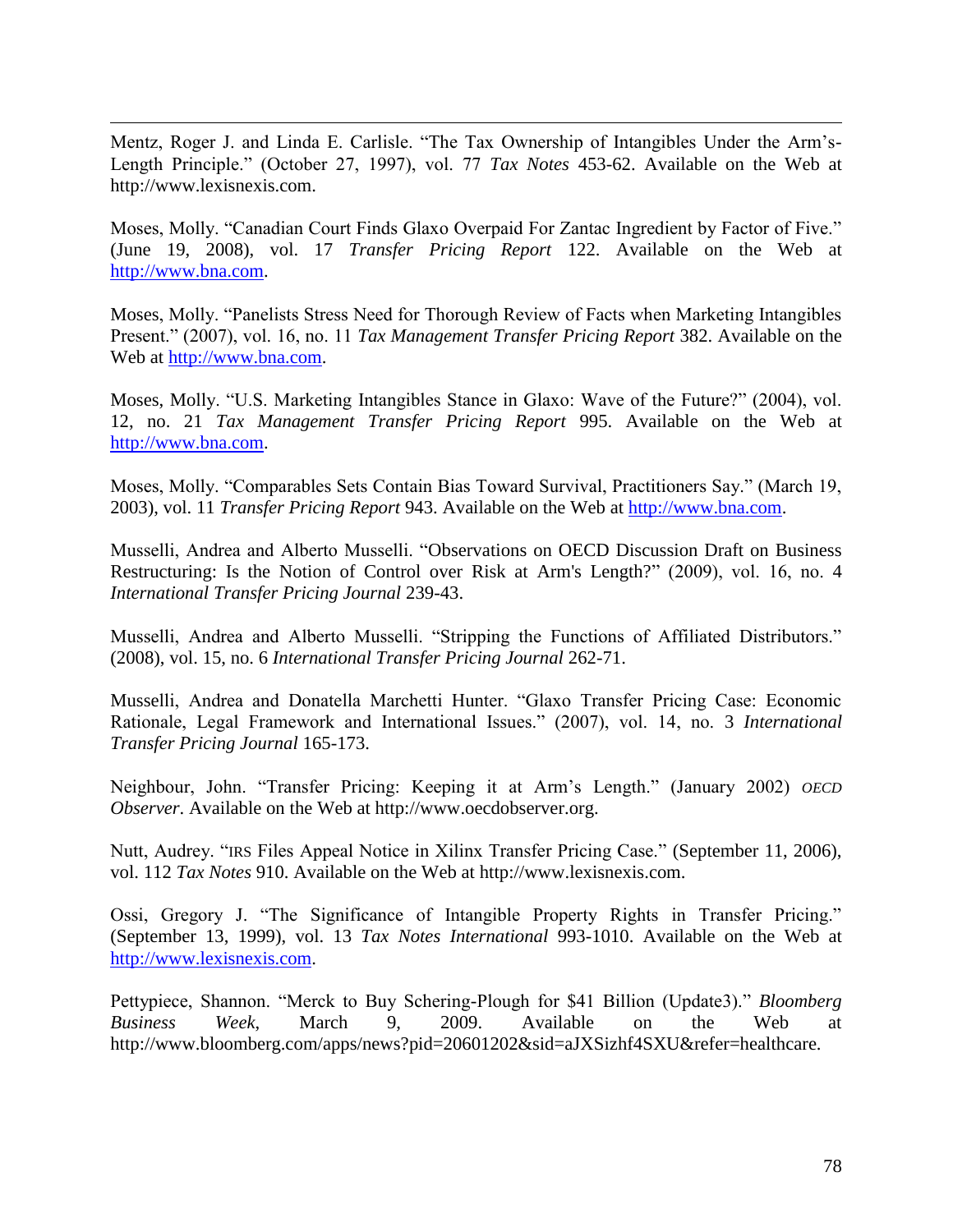Mentz, Roger J. and Linda E. Carlisle. "The Tax Ownership of Intangibles Under the Arm's-Length Principle." (October 27, 1997), vol. 77 *Tax Notes* 453-62. Available on the Web at http://www.lexisnexis.com.

Moses, Molly. "Canadian Court Finds Glaxo Overpaid For Zantac Ingredient by Factor of Five." (June 19, 2008), vol. 17 *Transfer Pricing Report* 122. Available on the Web at http://www.bna.com.

Moses, Molly. "Panelists Stress Need for Thorough Review of Facts when Marketing Intangibles Present." (2007), vol. 16, no. 11 *Tax Management Transfer Pricing Report* 382. Available on the Web at http://www.bna.com.

Moses, Molly. "U.S. Marketing Intangibles Stance in Glaxo: Wave of the Future?" (2004), vol. 12, no. 21 *Tax Management Transfer Pricing Report* 995. Available on the Web at http://www.bna.com.

Moses, Molly. "Comparables Sets Contain Bias Toward Survival, Practitioners Say." (March 19, 2003), vol. 11 *Transfer Pricing Report* 943. Available on the Web at http://www.bna.com.

Musselli, Andrea and Alberto Musselli. "Observations on OECD Discussion Draft on Business Restructuring: Is the Notion of Control over Risk at Arm's Length?" (2009), vol. 16, no. 4 *International Transfer Pricing Journal* 239-43.

Musselli, Andrea and Alberto Musselli. "Stripping the Functions of Affiliated Distributors." (2008), vol. 15, no. 6 *International Transfer Pricing Journal* 262-71.

Musselli, Andrea and Donatella Marchetti Hunter. "Glaxo Transfer Pricing Case: Economic Rationale, Legal Framework and International Issues." (2007), vol. 14, no. 3 *International Transfer Pricing Journal* 165-173.

Neighbour, John. "Transfer Pricing: Keeping it at Arm's Length." (January 2002) *OECD Observer*. Available on the Web at http://www.oecdobserver.org.

Nutt, Audrey. "IRS Files Appeal Notice in Xilinx Transfer Pricing Case." (September 11, 2006), vol. 112 *Tax Notes* 910. Available on the Web at http://www.lexisnexis.com.

Ossi, Gregory J. "The Significance of Intangible Property Rights in Transfer Pricing." (September 13, 1999), vol. 13 *Tax Notes International* 993-1010. Available on the Web at http://www.lexisnexis.com.

Pettypiece, Shannon. "Merck to Buy Schering-Plough for $41 Billion (Update3)." *Bloomberg Business Week*, March 9, 2009. Available on the Web at http://www.bloomberg.com/apps/news?pid=20601202&sid=aJXSizhf4SXU&refer=healthcare.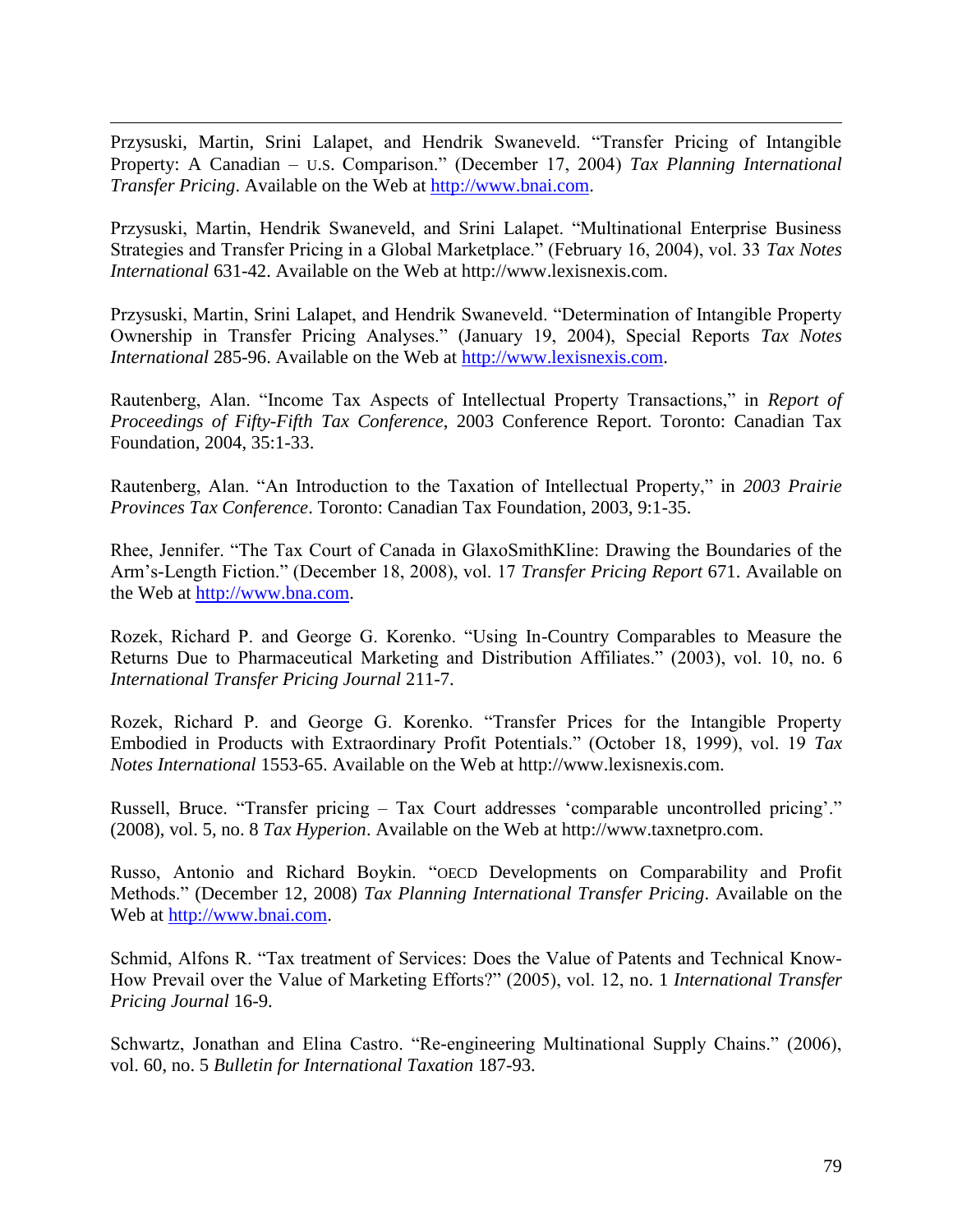Przysuski, Martin, Srini Lalapet, and Hendrik Swaneveld. "Transfer Pricing of Intangible Property: A Canadian – U.S. Comparison." (December 17, 2004) *Tax Planning International Transfer Pricing*. Available on the Web at http://www.bnai.com.

Przysuski, Martin, Hendrik Swaneveld, and Srini Lalapet. "Multinational Enterprise Business Strategies and Transfer Pricing in a Global Marketplace." (February 16, 2004), vol. 33 *Tax Notes International* 631-42. Available on the Web at http://www.lexisnexis.com.

Przysuski, Martin, Srini Lalapet, and Hendrik Swaneveld. "Determination of Intangible Property Ownership in Transfer Pricing Analyses." (January 19, 2004), Special Reports *Tax Notes International* 285-96. Available on the Web at http://www.lexisnexis.com.

Rautenberg, Alan. "Income Tax Aspects of Intellectual Property Transactions," in *Report of Proceedings of Fifty-Fifth Tax Conference*, 2003 Conference Report. Toronto: Canadian Tax Foundation, 2004, 35:1-33.

Rautenberg, Alan. "An Introduction to the Taxation of Intellectual Property," in *2003 Prairie Provinces Tax Conference*. Toronto: Canadian Tax Foundation, 2003, 9:1-35.

Rhee, Jennifer. "The Tax Court of Canada in GlaxoSmithKline: Drawing the Boundaries of the Arm's-Length Fiction." (December 18, 2008), vol. 17 *Transfer Pricing Report* 671. Available on the Web at http://www.bna.com.

Rozek, Richard P. and George G. Korenko. "Using In-Country Comparables to Measure the Returns Due to Pharmaceutical Marketing and Distribution Affiliates." (2003), vol. 10, no. 6 *International Transfer Pricing Journal* 211-7.

Rozek, Richard P. and George G. Korenko. "Transfer Prices for the Intangible Property Embodied in Products with Extraordinary Profit Potentials." (October 18, 1999), vol. 19 *Tax Notes International* 1553-65. Available on the Web at http://www.lexisnexis.com.

Russell, Bruce. "Transfer pricing – Tax Court addresses 'comparable uncontrolled pricing'." (2008), vol. 5, no. 8 *Tax Hyperion*. Available on the Web at http://www.taxnetpro.com.

Russo, Antonio and Richard Boykin. "OECD Developments on Comparability and Profit Methods." (December 12, 2008) *Tax Planning International Transfer Pricing*. Available on the Web at http://www.bnai.com.

Schmid, Alfons R. "Tax treatment of Services: Does the Value of Patents and Technical Know-How Prevail over the Value of Marketing Efforts?" (2005), vol. 12, no. 1 *International Transfer Pricing Journal* 16-9.

Schwartz, Jonathan and Elina Castro. "Re-engineering Multinational Supply Chains." (2006), vol. 60, no. 5 *Bulletin for International Taxation* 187-93.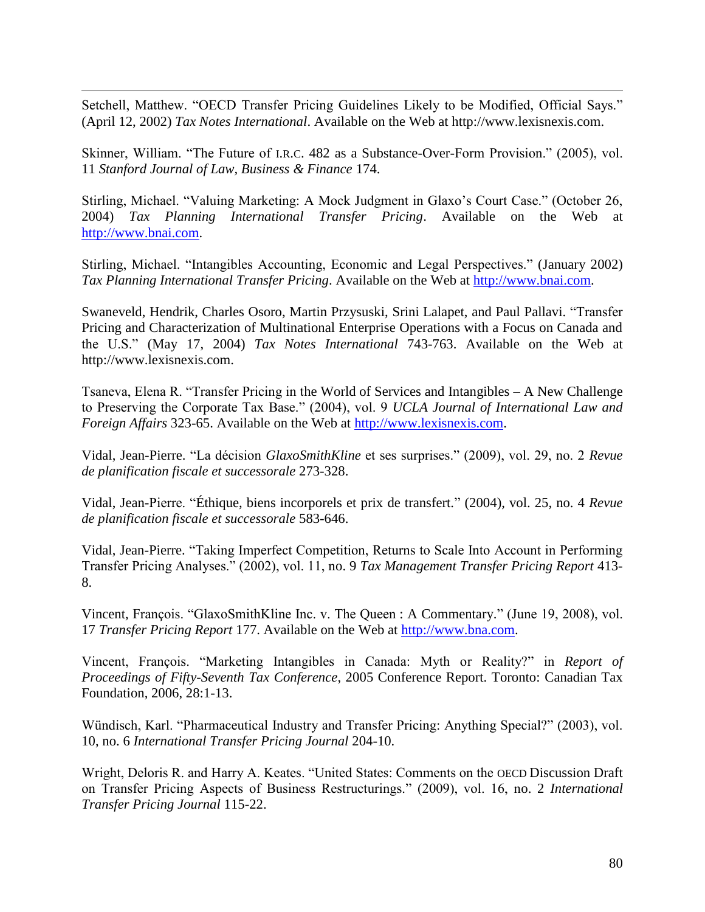Setchell, Matthew. "OECD Transfer Pricing Guidelines Likely to be Modified, Official Says." (April 12, 2002) *Tax Notes International*. Available on the Web at http://www.lexisnexis.com.

Skinner, William. "The Future of I.R.C. 482 as a Substance-Over-Form Provision." (2005), vol. 11 *Stanford Journal of Law, Business & Finance* 174.

Stirling, Michael. "Valuing Marketing: A Mock Judgment in Glaxo's Court Case." (October 26, 2004) *Tax Planning International Transfer Pricing*. Available on the Web at http://www.bnai.com.

Stirling, Michael. "Intangibles Accounting, Economic and Legal Perspectives." (January 2002) *Tax Planning International Transfer Pricing*. Available on the Web at http://www.bnai.com.

Swaneveld, Hendrik, Charles Osoro, Martin Przysuski, Srini Lalapet, and Paul Pallavi. "Transfer Pricing and Characterization of Multinational Enterprise Operations with a Focus on Canada and the U.S." (May 17, 2004) *Tax Notes International* 743-763. Available on the Web at http://www.lexisnexis.com.

Tsaneva, Elena R. "Transfer Pricing in the World of Services and Intangibles – A New Challenge to Preserving the Corporate Tax Base." (2004), vol. 9 *UCLA Journal of International Law and Foreign Affairs* 323-65. Available on the Web at http://www.lexisnexis.com.

Vidal, Jean-Pierre. "La décision *GlaxoSmithKline* et ses surprises." (2009), vol. 29, no. 2 *Revue de planification fiscale et successorale* 273-328.

Vidal, Jean-Pierre. "Éthique, biens incorporels et prix de transfert." (2004), vol. 25, no. 4 *Revue de planification fiscale et successorale* 583-646.

Vidal, Jean-Pierre. "Taking Imperfect Competition, Returns to Scale Into Account in Performing Transfer Pricing Analyses." (2002), vol. 11, no. 9 *Tax Management Transfer Pricing Report* 413-8.

Vincent, François. "GlaxoSmithKline Inc. v. The Queen : A Commentary." (June 19, 2008), vol. 17 *Transfer Pricing Report* 177. Available on the Web at http://www.bna.com.

Vincent, François. "Marketing Intangibles in Canada: Myth or Reality?" in *Report of Proceedings of Fifty-Seventh Tax Conference*, 2005 Conference Report. Toronto: Canadian Tax Foundation, 2006, 28:1-13.

Wündisch, Karl. "Pharmaceutical Industry and Transfer Pricing: Anything Special?" (2003), vol. 10, no. 6 *International Transfer Pricing Journal* 204-10.

Wright, Deloris R. and Harry A. Keates. "United States: Comments on the OECD Discussion Draft on Transfer Pricing Aspects of Business Restructurings." (2009), vol. 16, no. 2 *International Transfer Pricing Journal* 115-22.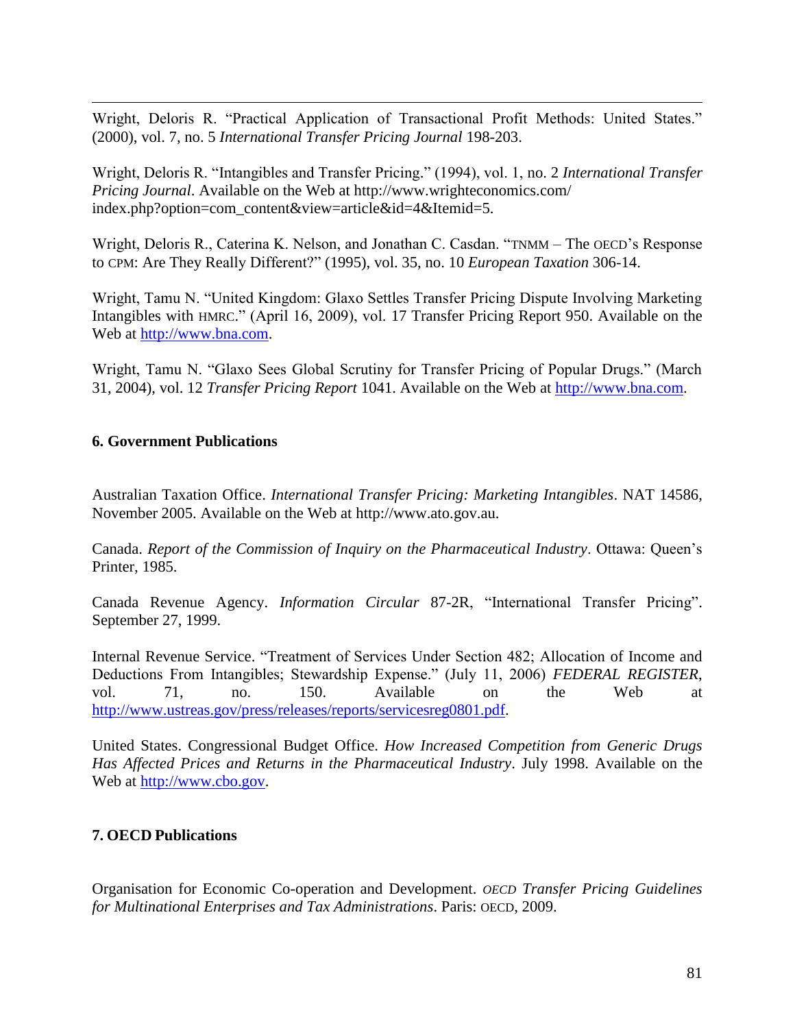Wright, Deloris R. "Practical Application of Transactional Profit Methods: United States." (2000), vol. 7, no. 5 *International Transfer Pricing Journal* 198-203.

Wright, Deloris R. "Intangibles and Transfer Pricing." (1994), vol. 1, no. 2 *International Transfer Pricing Journal*. Available on the Web at http://www.wrighteconomics.com/index.php?option=com_content&view=article&id=4&Itemid=5.

Wright, Deloris R., Caterina K. Nelson, and Jonathan C. Casdan. "TNMM – The OECD's Response to CPM: Are They Really Different?" (1995), vol. 35, no. 10 *European Taxation* 306-14.

Wright, Tamu N. "United Kingdom: Glaxo Settles Transfer Pricing Dispute Involving Marketing Intangibles with HMRC." (April 16, 2009), vol. 17 Transfer Pricing Report 950. Available on the Web at http://www.bna.com.

Wright, Tamu N. "Glaxo Sees Global Scrutiny for Transfer Pricing of Popular Drugs." (March 31, 2004), vol. 12 *Transfer Pricing Report* 1041. Available on the Web at http://www.bna.com.

**6. Government Publications**

Australian Taxation Office. *International Transfer Pricing: Marketing Intangibles*. NAT 14586, November 2005. Available on the Web at http://www.ato.gov.au.

Canada. *Report of the Commission of Inquiry on the Pharmaceutical Industry*. Ottawa: Queen's Printer, 1985.

Canada Revenue Agency. *Information Circular* 87-2R, "International Transfer Pricing". September 27, 1999.

Internal Revenue Service. "Treatment of Services Under Section 482; Allocation of Income and Deductions From Intangibles; Stewardship Expense." (July 11, 2006) *FEDERAL REGISTER*, vol. 71, no. 150. Available on the Web at http://www.ustreas.gov/press/releases/reports/servicesreg0801.pdf.

United States. Congressional Budget Office. *How Increased Competition from Generic Drugs Has Affected Prices and Returns in the Pharmaceutical Industry*. July 1998. Available on the Web at http://www.cbo.gov.

**7. OECD Publications**

Organisation for Economic Co-operation and Development. *OECD Transfer Pricing Guidelines for Multinational Enterprises and Tax Administrations*. Paris: OECD, 2009.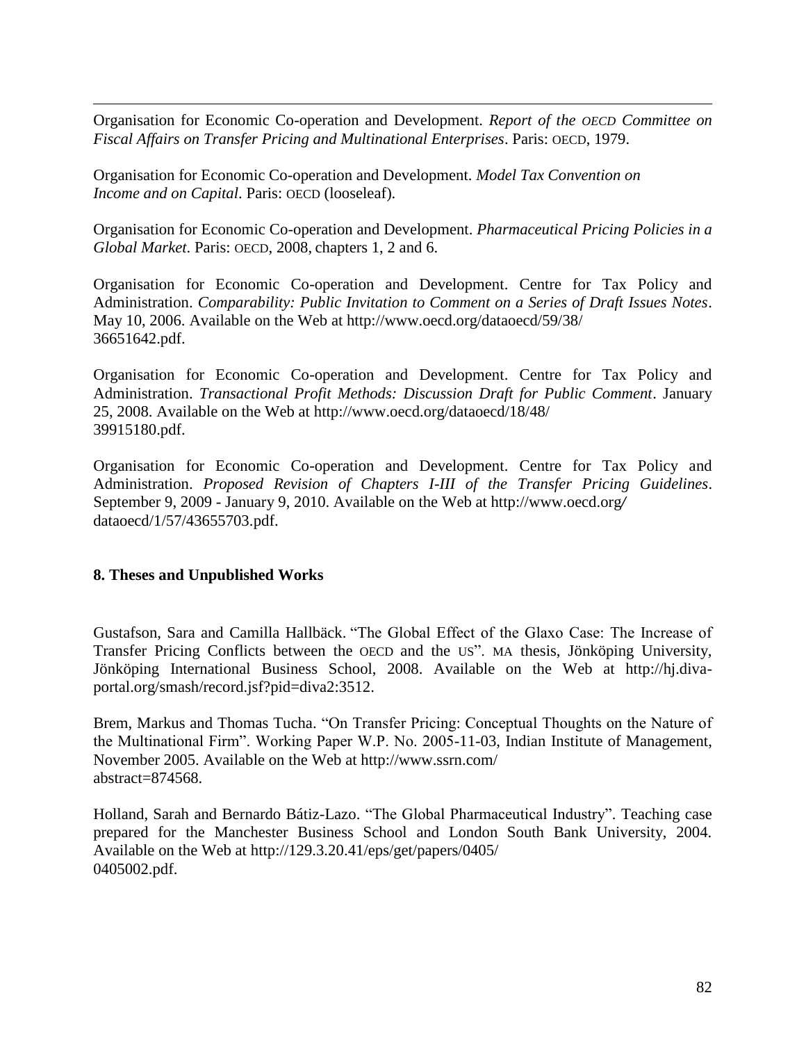Organisation for Economic Co-operation and Development. *Report of the OECD Committee on Fiscal Affairs on Transfer Pricing and Multinational Enterprises*. Paris: OECD, 1979.

Organisation for Economic Co-operation and Development. *Model Tax Convention on Income and on Capital*. Paris: OECD (looseleaf).

Organisation for Economic Co-operation and Development. *Pharmaceutical Pricing Policies in a Global Market*. Paris: OECD, 2008, chapters 1, 2 and 6.

Organisation for Economic Co-operation and Development. Centre for Tax Policy and Administration. *Comparability: Public Invitation to Comment on a Series of Draft Issues Notes*. May 10, 2006. Available on the Web at http://www.oecd.org/dataoecd/59/38/36651642.pdf.

Organisation for Economic Co-operation and Development. Centre for Tax Policy and Administration. *Transactional Profit Methods: Discussion Draft for Public Comment*. January 25, 2008. Available on the Web at http://www.oecd.org/dataoecd/18/48/39915180.pdf.

Organisation for Economic Co-operation and Development. Centre for Tax Policy and Administration. *Proposed Revision of Chapters I-III of the Transfer Pricing Guidelines*. September 9, 2009 - January 9, 2010. Available on the Web at http://www.oecd.org/dataoecd/1/57/43655703.pdf.

**8. Theses and Unpublished Works**

Gustafson, Sara and Camilla Hallbäck. "The Global Effect of the Glaxo Case: The Increase of Transfer Pricing Conflicts between the OECD and the US". MA thesis, Jönköping University, Jönköping International Business School, 2008. Available on the Web at http://hj.diva-portal.org/smash/record.jsf?pid=diva2:3512.

Brem, Markus and Thomas Tucha. "On Transfer Pricing: Conceptual Thoughts on the Nature of the Multinational Firm". Working Paper W.P. No. 2005-11-03, Indian Institute of Management, November 2005. Available on the Web at http://www.ssrn.com/abstract=874568.

Holland, Sarah and Bernardo Bátiz-Lazo. "The Global Pharmaceutical Industry". Teaching case prepared for the Manchester Business School and London South Bank University, 2004. Available on the Web at http://129.3.20.41/eps/get/papers/0405/0405002.pdf.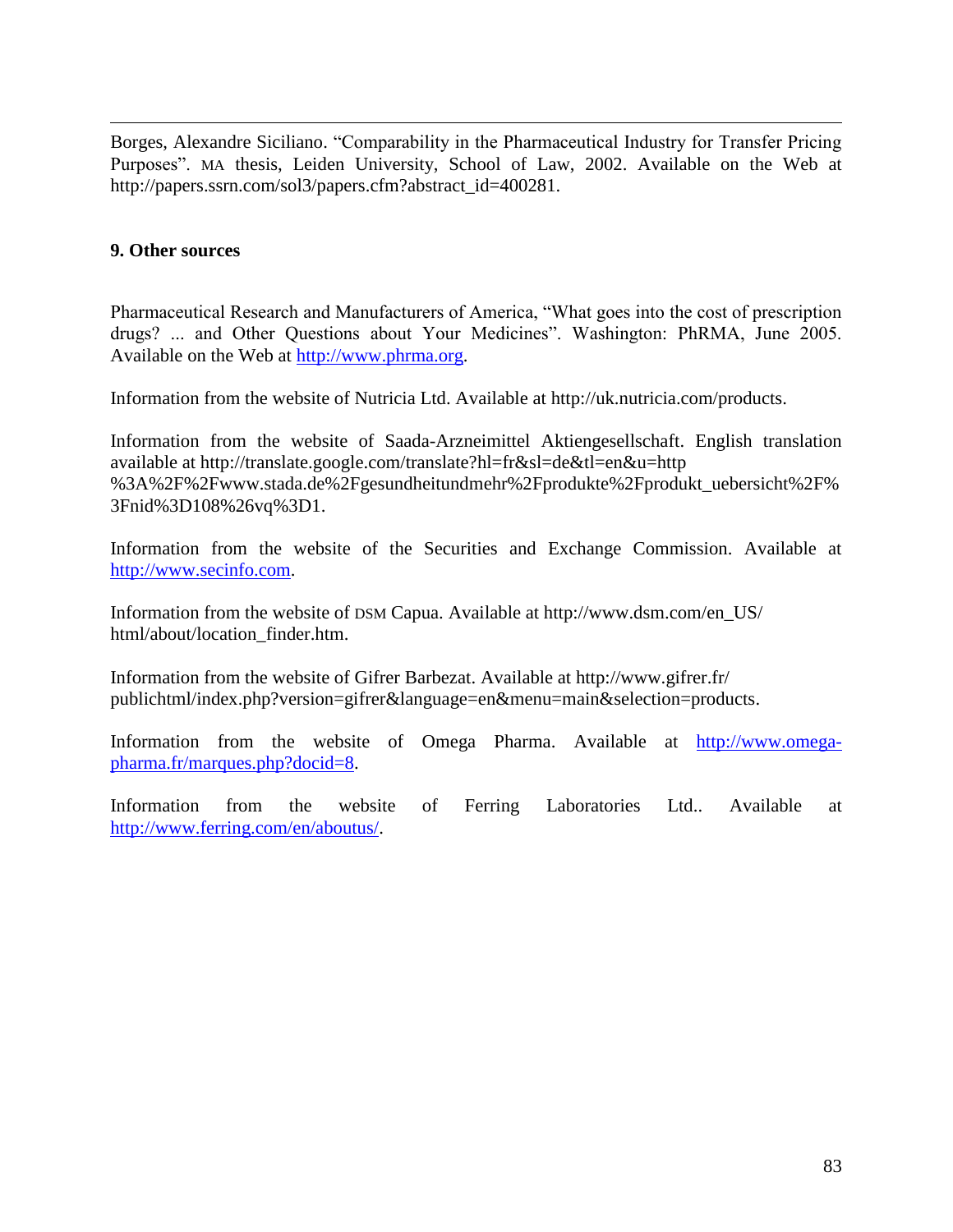Borges, Alexandre Siciliano. “Comparability in the Pharmaceutical Industry for Transfer Pricing Purposes”. MA thesis, Leiden University, School of Law, 2002. Available on the Web at http://papers.ssrn.com/sol3/papers.cfm?abstract_id=400281.

**9. Other sources**

Pharmaceutical Research and Manufacturers of America, “What goes into the cost of prescription drugs? ... and Other Questions about Your Medicines”. Washington: PhRMA, June 2005. Available on the Web at http://www.phrma.org.

Information from the website of Nutricia Ltd. Available at http://uk.nutricia.com/products.

Information from the website of Saada-Arzneimittel Aktiengesellschaft. English translation available at http://translate.google.com/translate?hl=fr&sl=de&tl=en&u=http %3A%2F%2Fwww.stada.de%2Fgesundheitundmehr%2Fprodukte%2Fprodukt_uebersicht%2F%3Fnid%3D108%26vq%3D1.

Information from the website of the Securities and Exchange Commission. Available at http://www.secinfo.com.

Information from the website of DSM Capua. Available at http://www.dsm.com/en_US/html/about/location_finder.htm.

Information from the website of Gifrer Barbezat. Available at http://www.gifrer.fr/publichtml/index.php?version=gifrer&language=en&menu=main&selection=products.

Information from the website of Omega Pharma. Available at http://www.omega-pharma.fr/marques.php?docid=8.

Information from the website of Ferring Laboratories Ltd.. Available at http://www.ferring.com/en/aboutus/.